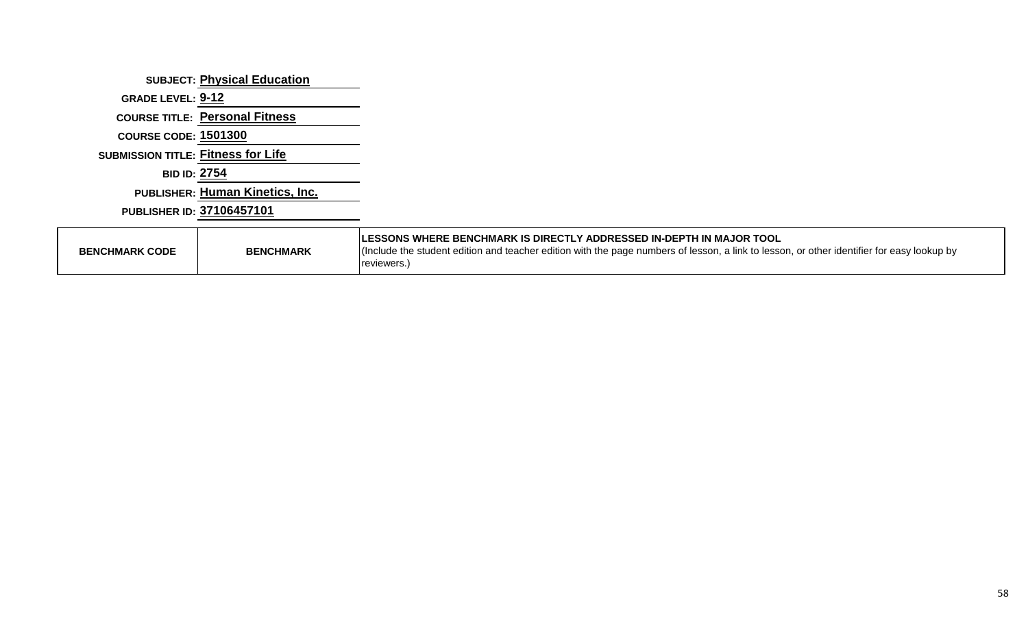**SUBJECT:** Physical Education

**GRADE LEVEL:** 9-12

**COURSE TITLE:** Personal Fitness

**COURSE CODE:** 1501300

**SUBMISSION TITLE:** Fitness for Life

**BID ID:** 2754

**PUBLISHER:** Human Kinetics, Inc.

**PUBLISHER ID:** 37106457101

| BENCHMARK CODE | BENCHMARK | **LESSONS WHERE BENCHMARK IS DIRECTLY ADDRESSED IN-DEPTH IN MAJOR TOOL** (Include the student edition and teacher edition with the page numbers of lesson, a link to lesson, or other identifier for easy lookup by reviewers.) |
|---|---|---|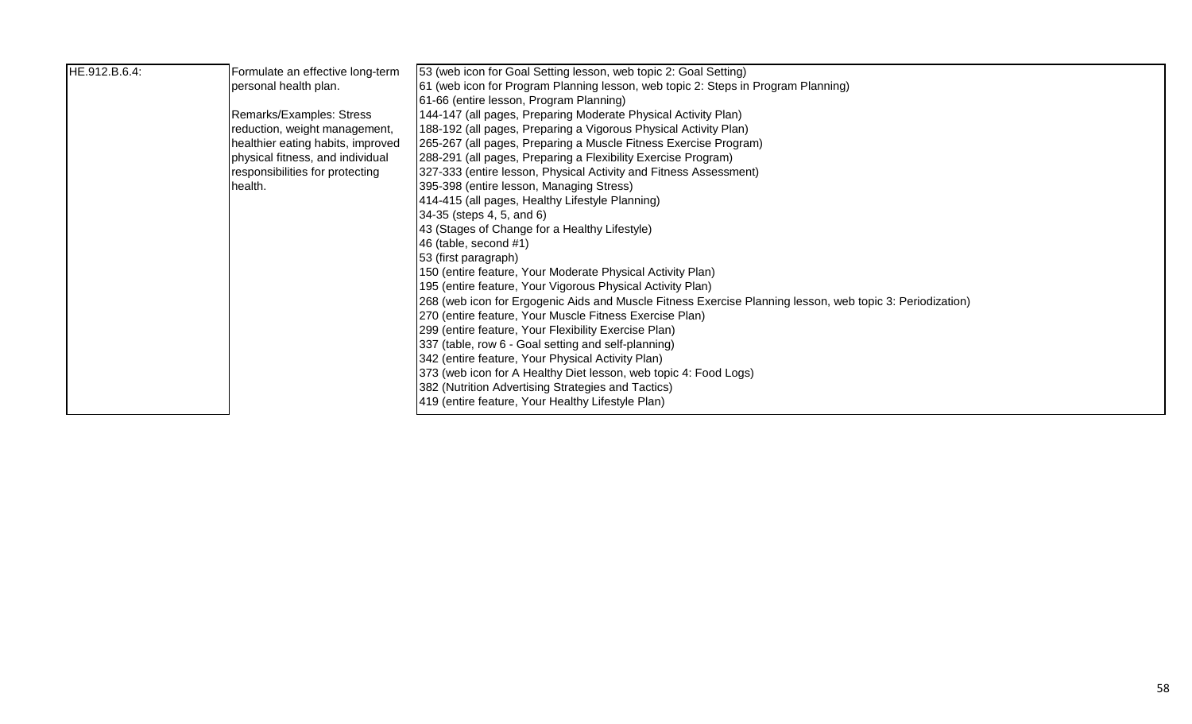| HE.912.B.6.4: | Formulate an effective long-term personal health plan.<br><br>Remarks/Examples: Stress reduction, weight management, healthier eating habits, improved physical fitness, and individual responsibilities for protecting health. | 53 (web icon for Goal Setting lesson, web topic 2: Goal Setting)<br>61 (web icon for Program Planning lesson, web topic 2: Steps in Program Planning)<br>61-66 (entire lesson, Program Planning)<br>144-147 (all pages, Preparing Moderate Physical Activity Plan)<br>188-192 (all pages, Preparing a Vigorous Physical Activity Plan)<br>265-267 (all pages, Preparing a Muscle Fitness Exercise Program)<br>288-291 (all pages, Preparing a Flexibility Exercise Program)<br>327-333 (entire lesson, Physical Activity and Fitness Assessment)<br>395-398 (entire lesson, Managing Stress)<br>414-415 (all pages, Healthy Lifestyle Planning)<br>34-35 (steps 4, 5, and 6)<br>43 (Stages of Change for a Healthy Lifestyle)<br>46 (table, second #1)<br>53 (first paragraph)<br>150 (entire feature, Your Moderate Physical Activity Plan)<br>195 (entire feature, Your Vigorous Physical Activity Plan)<br>268 (web icon for Ergogenic Aids and Muscle Fitness Exercise Planning lesson, web topic 3: Periodization)<br>270 (entire feature, Your Muscle Fitness Exercise Plan)<br>299 (entire feature, Your Flexibility Exercise Plan)<br>337 (table, row 6 - Goal setting and self-planning)<br>342 (entire feature, Your Physical Activity Plan)<br>373 (web icon for A Healthy Diet lesson, web topic 4: Food Logs)<br>382 (Nutrition Advertising Strategies and Tactics)<br>419 (entire feature, Your Healthy Lifestyle Plan) |
|---|---|---|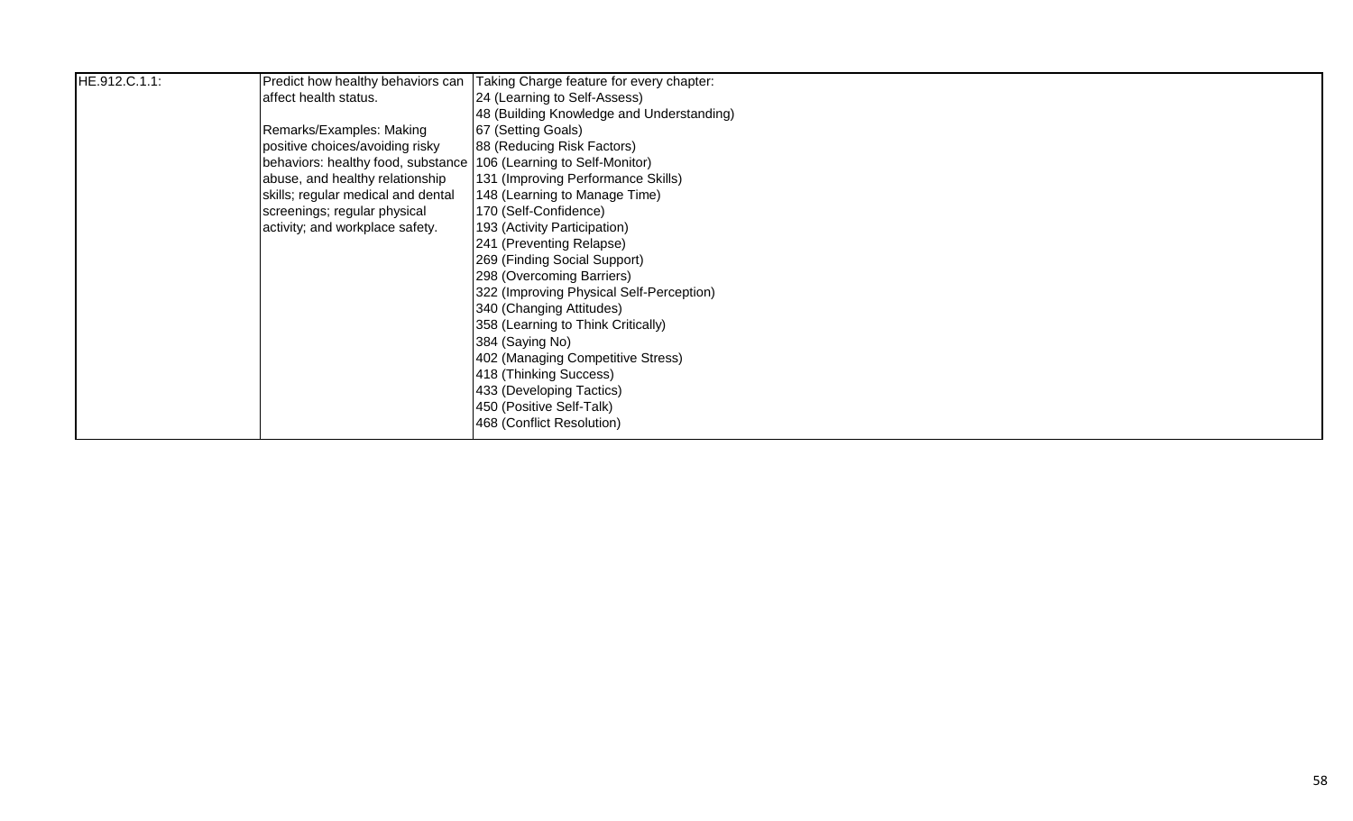| | | |
|---|---|---|
| HE.912.C.1.1: | Predict how healthy behaviors can affect health status.<br><br>Remarks/Examples: Making positive choices/avoiding risky behaviors: healthy food, substance abuse, and healthy relationship skills; regular medical and dental screenings; regular physical activity; and workplace safety. | Taking Charge feature for every chapter:<br>24 (Learning to Self-Assess)<br>48 (Building Knowledge and Understanding)<br>67 (Setting Goals)<br>88 (Reducing Risk Factors)<br>106 (Learning to Self-Monitor)<br>131 (Improving Performance Skills)<br>148 (Learning to Manage Time)<br>170 (Self-Confidence)<br>193 (Activity Participation)<br>241 (Preventing Relapse)<br>269 (Finding Social Support)<br>298 (Overcoming Barriers)<br>322 (Improving Physical Self-Perception)<br>340 (Changing Attitudes)<br>358 (Learning to Think Critically)<br>384 (Saying No)<br>402 (Managing Competitive Stress)<br>418 (Thinking Success)<br>433 (Developing Tactics)<br>450 (Positive Self-Talk)<br>468 (Conflict Resolution) |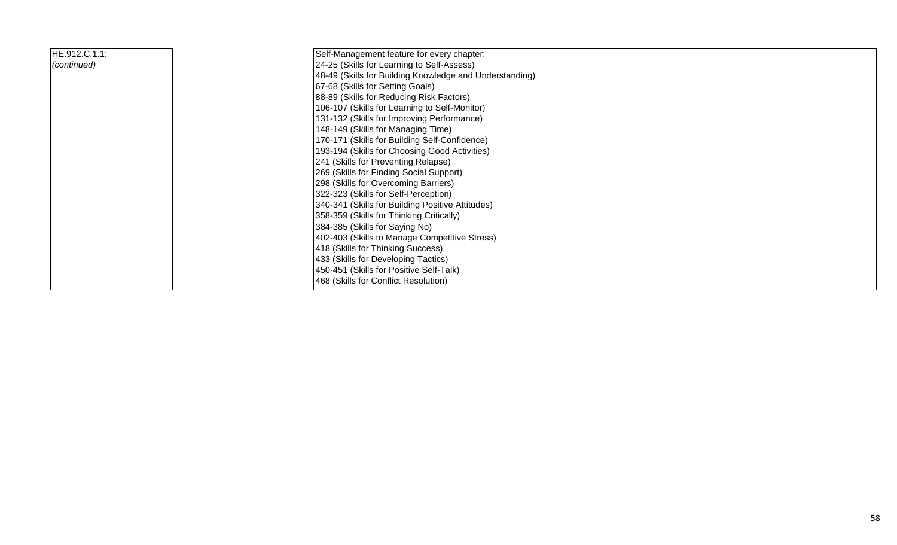| | |
|---|---|
| HE.912.C.1.1: *(continued)* | Self-Management feature for every chapter:<br>24-25 (Skills for Learning to Self-Assess)<br>48-49 (Skills for Building Knowledge and Understanding)<br>67-68 (Skills for Setting Goals)<br>88-89 (Skills for Reducing Risk Factors)<br>106-107 (Skills for Learning to Self-Monitor)<br>131-132 (Skills for Improving Performance)<br>148-149 (Skills for Managing Time)<br>170-171 (Skills for Building Self-Confidence)<br>193-194 (Skills for Choosing Good Activities)<br>241 (Skills for Preventing Relapse)<br>269 (Skills for Finding Social Support)<br>298 (Skills for Overcoming Barriers)<br>322-323 (Skills for Self-Perception)<br>340-341 (Skills for Building Positive Attitudes)<br>358-359 (Skills for Thinking Critically)<br>384-385 (Skills for Saying No)<br>402-403 (Skills to Manage Competitive Stress)<br>418 (Skills for Thinking Success)<br>433 (Skills for Developing Tactics)<br>450-451 (Skills for Positive Self-Talk)<br>468 (Skills for Conflict Resolution) |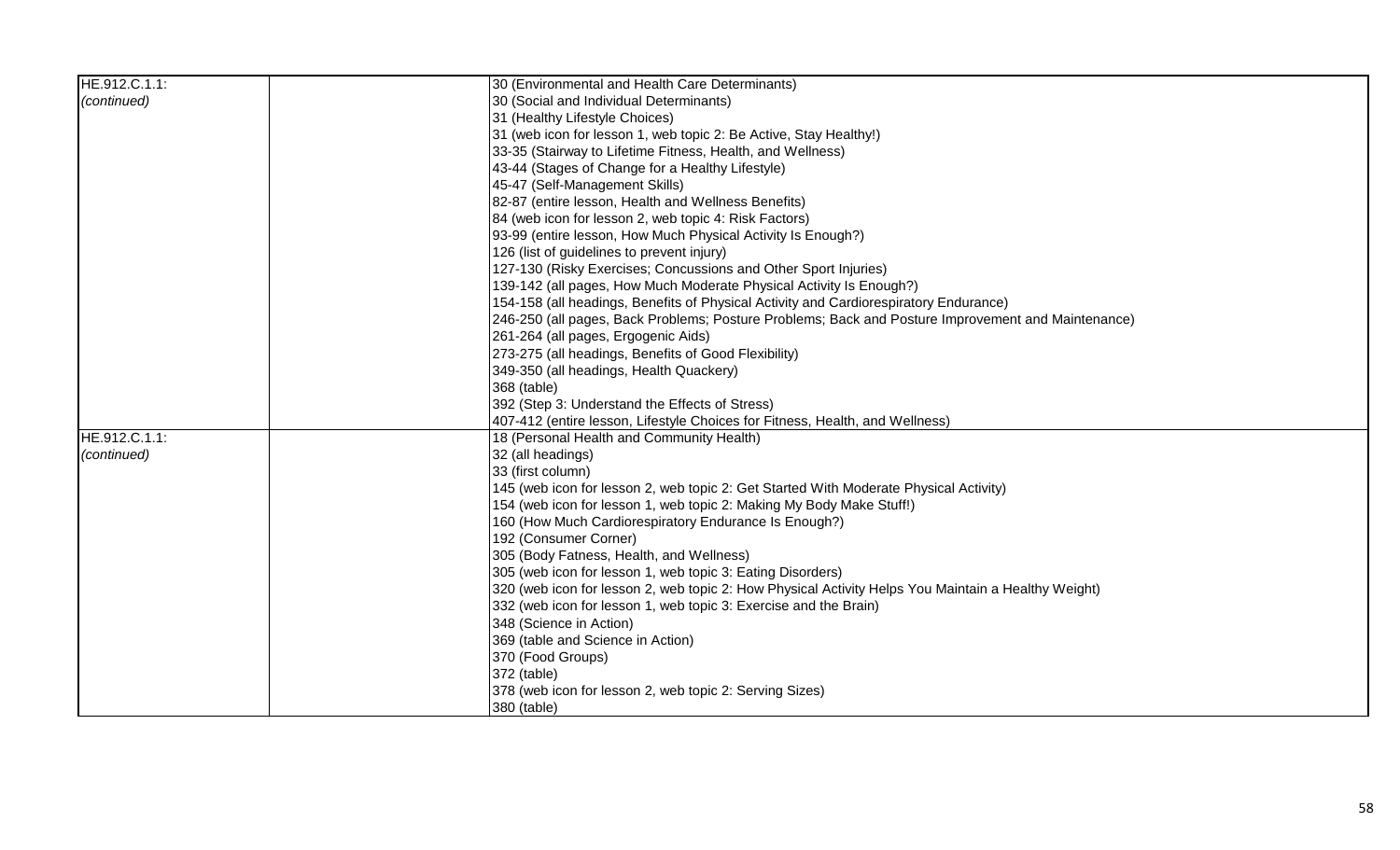| | | |
|---|---|---|
| HE.912.C.1.1: *(continued)* | | 30 (Environmental and Health Care Determinants)<br>30 (Social and Individual Determinants)<br>31 (Healthy Lifestyle Choices)<br>31 (web icon for lesson 1, web topic 2: Be Active, Stay Healthy!)<br>33-35 (Stairway to Lifetime Fitness, Health, and Wellness)<br>43-44 (Stages of Change for a Healthy Lifestyle)<br>45-47 (Self-Management Skills)<br>82-87 (entire lesson, Health and Wellness Benefits)<br>84 (web icon for lesson 2, web topic 4: Risk Factors)<br>93-99 (entire lesson, How Much Physical Activity Is Enough?)<br>126 (list of guidelines to prevent injury)<br>127-130 (Risky Exercises; Concussions and Other Sport Injuries)<br>139-142 (all pages, How Much Moderate Physical Activity Is Enough?)<br>154-158 (all headings, Benefits of Physical Activity and Cardiorespiratory Endurance)<br>246-250 (all pages, Back Problems; Posture Problems; Back and Posture Improvement and Maintenance)<br>261-264 (all pages, Ergogenic Aids)<br>273-275 (all headings, Benefits of Good Flexibility)<br>349-350 (all headings, Health Quackery)<br>368 (table)<br>392 (Step 3: Understand the Effects of Stress)<br>407-412 (entire lesson, Lifestyle Choices for Fitness, Health, and Wellness) |
| HE.912.C.1.1: *(continued)* | | 18 (Personal Health and Community Health)<br>32 (all headings)<br>33 (first column)<br>145 (web icon for lesson 2, web topic 2: Get Started With Moderate Physical Activity)<br>154 (web icon for lesson 1, web topic 2: Making My Body Make Stuff!)<br>160 (How Much Cardiorespiratory Endurance Is Enough?)<br>192 (Consumer Corner)<br>305 (Body Fatness, Health, and Wellness)<br>305 (web icon for lesson 1, web topic 3: Eating Disorders)<br>320 (web icon for lesson 2, web topic 2: How Physical Activity Helps You Maintain a Healthy Weight)<br>332 (web icon for lesson 1, web topic 3: Exercise and the Brain)<br>348 (Science in Action)<br>369 (table and Science in Action)<br>370 (Food Groups)<br>372 (table)<br>378 (web icon for lesson 2, web topic 2: Serving Sizes)<br>380 (table) |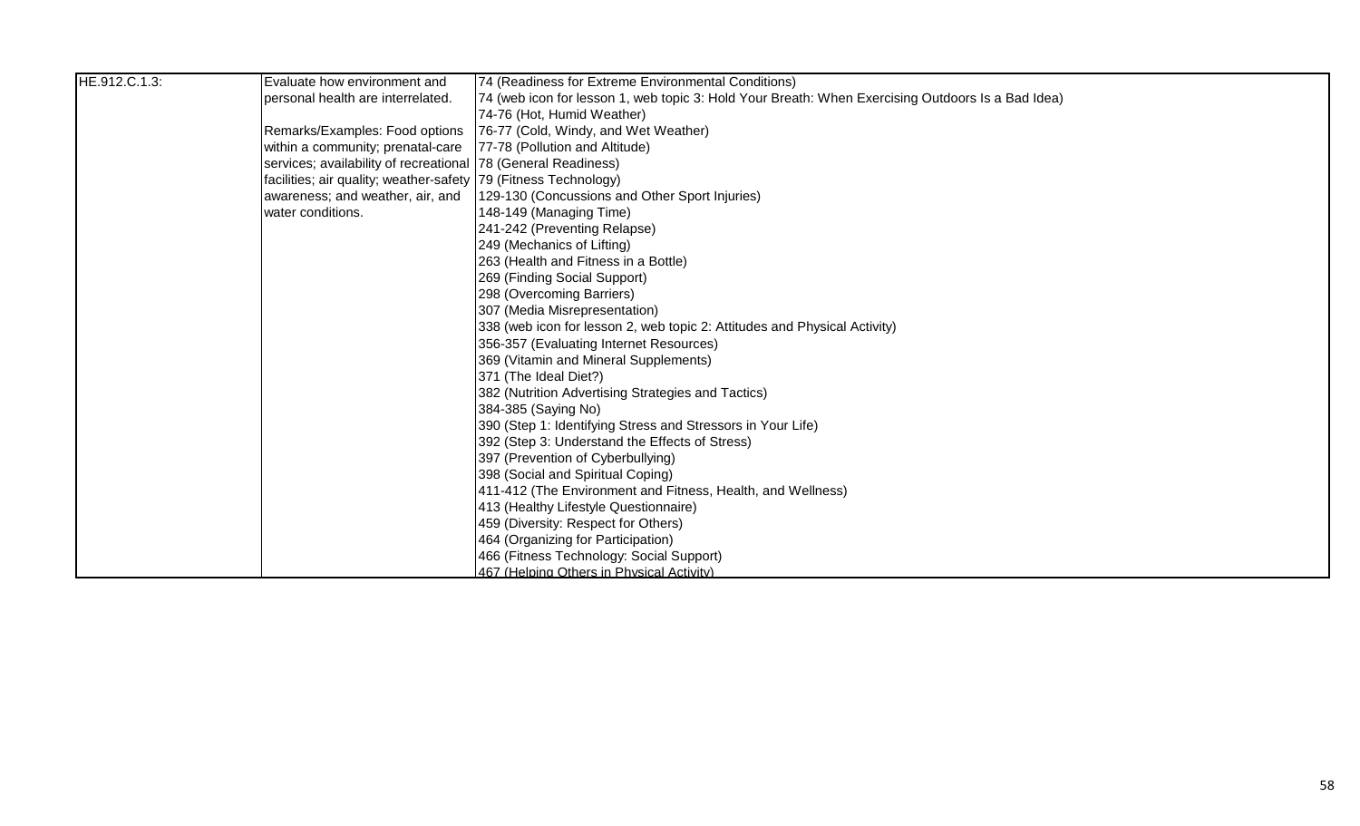| | | |
|---|---|---|
| HE.912.C.1.3: | Evaluate how environment and personal health are interrelated.<br><br>Remarks/Examples: Food options within a community; prenatal-care services; availability of recreational facilities; air quality; weather-safety awareness; and weather, air, and water conditions. | 74 (Readiness for Extreme Environmental Conditions)<br>74 (web icon for lesson 1, web topic 3: Hold Your Breath: When Exercising Outdoors Is a Bad Idea)<br>74-76 (Hot, Humid Weather)<br>76-77 (Cold, Windy, and Wet Weather)<br>77-78 (Pollution and Altitude)<br>78 (General Readiness)<br>79 (Fitness Technology)<br>129-130 (Concussions and Other Sport Injuries)<br>148-149 (Managing Time)<br>241-242 (Preventing Relapse)<br>249 (Mechanics of Lifting)<br>263 (Health and Fitness in a Bottle)<br>269 (Finding Social Support)<br>298 (Overcoming Barriers)<br>307 (Media Misrepresentation)<br>338 (web icon for lesson 2, web topic 2: Attitudes and Physical Activity)<br>356-357 (Evaluating Internet Resources)<br>369 (Vitamin and Mineral Supplements)<br>371 (The Ideal Diet?)<br>382 (Nutrition Advertising Strategies and Tactics)<br>384-385 (Saying No)<br>390 (Step 1: Identifying Stress and Stressors in Your Life)<br>392 (Step 3: Understand the Effects of Stress)<br>397 (Prevention of Cyberbullying)<br>398 (Social and Spiritual Coping)<br>411-412 (The Environment and Fitness, Health, and Wellness)<br>413 (Healthy Lifestyle Questionnaire)<br>459 (Diversity: Respect for Others)<br>464 (Organizing for Participation)<br>466 (Fitness Technology: Social Support)<br>467 (Helping Others in Physical Activity) |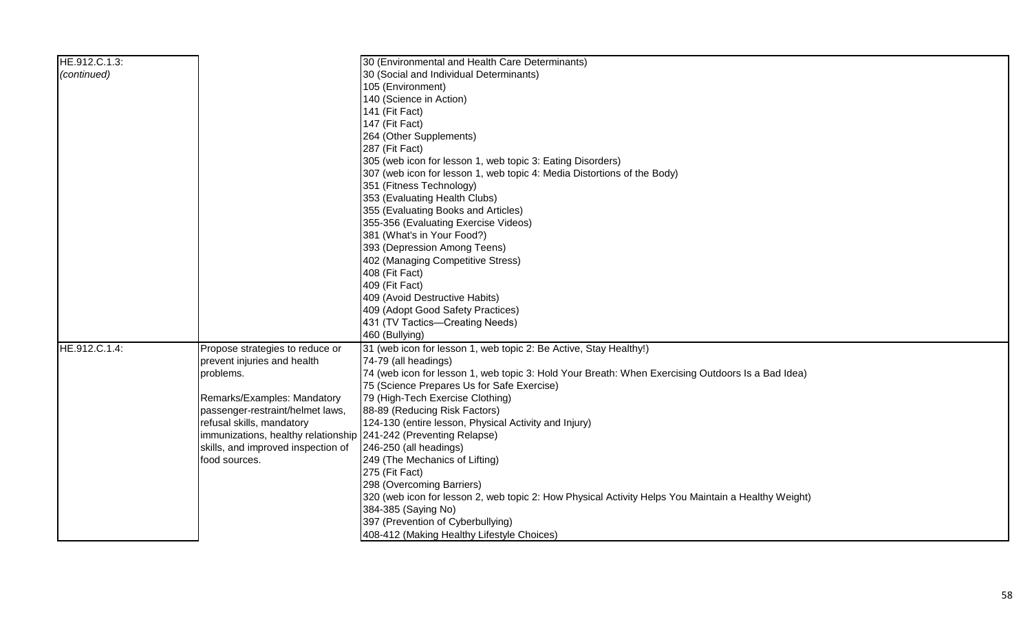| | | |
|---|---|---|
| HE.912.C.1.3:<br>*(continued)* | | 30 (Environmental and Health Care Determinants)<br>30 (Social and Individual Determinants)<br>105 (Environment)<br>140 (Science in Action)<br>141 (Fit Fact)<br>147 (Fit Fact)<br>264 (Other Supplements)<br>287 (Fit Fact)<br>305 (web icon for lesson 1, web topic 3: Eating Disorders)<br>307 (web icon for lesson 1, web topic 4: Media Distortions of the Body)<br>351 (Fitness Technology)<br>353 (Evaluating Health Clubs)<br>355 (Evaluating Books and Articles)<br>355-356 (Evaluating Exercise Videos)<br>381 (What's in Your Food?)<br>393 (Depression Among Teens)<br>402 (Managing Competitive Stress)<br>408 (Fit Fact)<br>409 (Fit Fact)<br>409 (Avoid Destructive Habits)<br>409 (Adopt Good Safety Practices)<br>431 (TV Tactics—Creating Needs)<br>460 (Bullying) |
| HE.912.C.1.4: | Propose strategies to reduce or prevent injuries and health problems.<br><br>Remarks/Examples: Mandatory passenger-restraint/helmet laws, refusal skills, mandatory immunizations, healthy relationship skills, and improved inspection of food sources. | 31 (web icon for lesson 1, web topic 2: Be Active, Stay Healthy!)<br>74-79 (all headings)<br>74 (web icon for lesson 1, web topic 3: Hold Your Breath: When Exercising Outdoors Is a Bad Idea)<br>75 (Science Prepares Us for Safe Exercise)<br>79 (High-Tech Exercise Clothing)<br>88-89 (Reducing Risk Factors)<br>124-130 (entire lesson, Physical Activity and Injury)<br>241-242 (Preventing Relapse)<br>246-250 (all headings)<br>249 (The Mechanics of Lifting)<br>275 (Fit Fact)<br>298 (Overcoming Barriers)<br>320 (web icon for lesson 2, web topic 2: How Physical Activity Helps You Maintain a Healthy Weight)<br>384-385 (Saying No)<br>397 (Prevention of Cyberbullying)<br>408-412 (Making Healthy Lifestyle Choices) |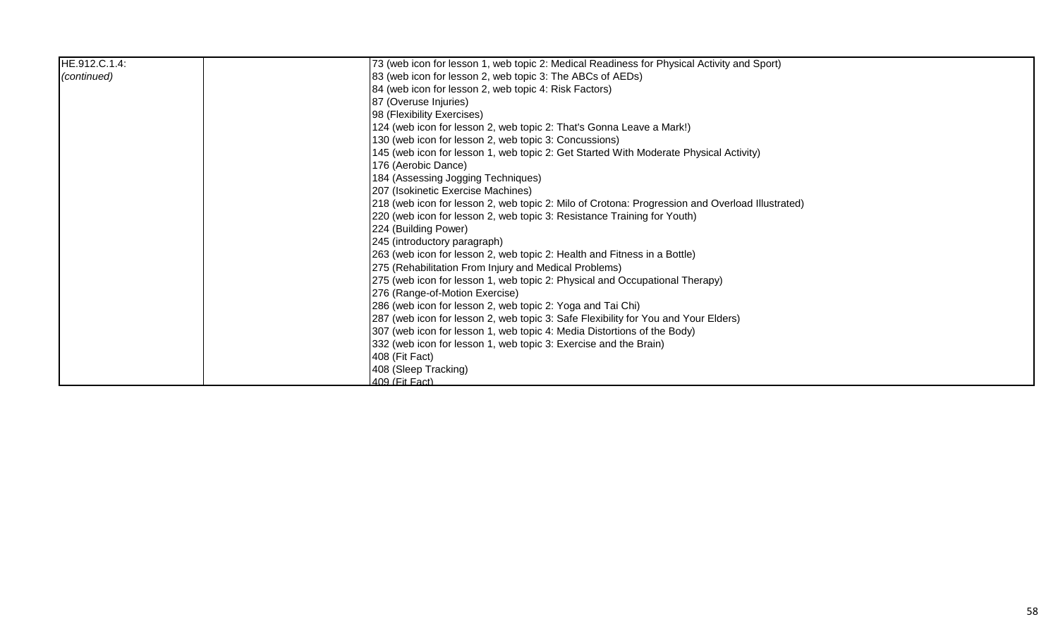| | | |
|---|---|---|
| HE.912.C.1.4:<br>*(continued)* | | 73 (web icon for lesson 1, web topic 2: Medical Readiness for Physical Activity and Sport)<br>83 (web icon for lesson 2, web topic 3: The ABCs of AEDs)<br>84 (web icon for lesson 2, web topic 4: Risk Factors)<br>87 (Overuse Injuries)<br>98 (Flexibility Exercises)<br>124 (web icon for lesson 2, web topic 2: That's Gonna Leave a Mark!)<br>130 (web icon for lesson 2, web topic 3: Concussions)<br>145 (web icon for lesson 1, web topic 2: Get Started With Moderate Physical Activity)<br>176 (Aerobic Dance)<br>184 (Assessing Jogging Techniques)<br>207 (Isokinetic Exercise Machines)<br>218 (web icon for lesson 2, web topic 2: Milo of Crotona: Progression and Overload Illustrated)<br>220 (web icon for lesson 2, web topic 3: Resistance Training for Youth)<br>224 (Building Power)<br>245 (introductory paragraph)<br>263 (web icon for lesson 2, web topic 2: Health and Fitness in a Bottle)<br>275 (Rehabilitation From Injury and Medical Problems)<br>275 (web icon for lesson 1, web topic 2: Physical and Occupational Therapy)<br>276 (Range-of-Motion Exercise)<br>286 (web icon for lesson 2, web topic 2: Yoga and Tai Chi)<br>287 (web icon for lesson 2, web topic 3: Safe Flexibility for You and Your Elders)<br>307 (web icon for lesson 1, web topic 4: Media Distortions of the Body)<br>332 (web icon for lesson 1, web topic 3: Exercise and the Brain)<br>408 (Fit Fact)<br>408 (Sleep Tracking)<br>409 (Fit Fact) |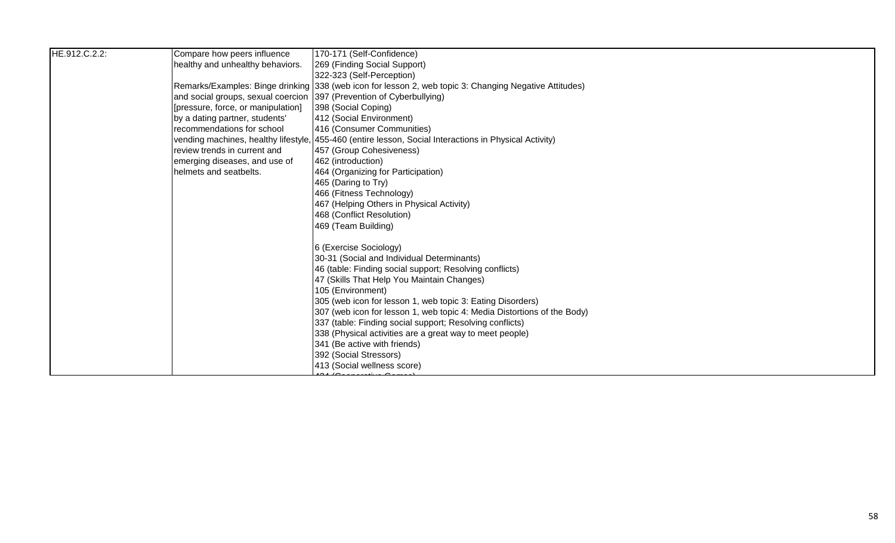| | | |
|---|---|---|
| HE.912.C.2.2: | Compare how peers influence healthy and unhealthy behaviors.<br><br>Remarks/Examples: Binge drinking and social groups, sexual coercion [pressure, force, or manipulation] by a dating partner, students' recommendations for school vending machines, healthy lifestyle, review trends in current and emerging diseases, and use of helmets and seatbelts. | 170-171 (Self-Confidence)<br>269 (Finding Social Support)<br>322-323 (Self-Perception)<br>338 (web icon for lesson 2, web topic 3: Changing Negative Attitudes)<br>397 (Prevention of Cyberbullying)<br>398 (Social Coping)<br>412 (Social Environment)<br>416 (Consumer Communities)<br>455-460 (entire lesson, Social Interactions in Physical Activity)<br>457 (Group Cohesiveness)<br>462 (introduction)<br>464 (Organizing for Participation)<br>465 (Daring to Try)<br>466 (Fitness Technology)<br>467 (Helping Others in Physical Activity)<br>468 (Conflict Resolution)<br>469 (Team Building)<br><br>6 (Exercise Sociology)<br>30-31 (Social and Individual Determinants)<br>46 (table: Finding social support; Resolving conflicts)<br>47 (Skills That Help You Maintain Changes)<br>105 (Environment)<br>305 (web icon for lesson 1, web topic 3: Eating Disorders)<br>307 (web icon for lesson 1, web topic 4: Media Distortions of the Body)<br>337 (table: Finding social support; Resolving conflicts)<br>338 (Physical activities are a great way to meet people)<br>341 (Be active with friends)<br>392 (Social Stressors)<br>413 (Social wellness score)<br>424 (Cooperative Games) |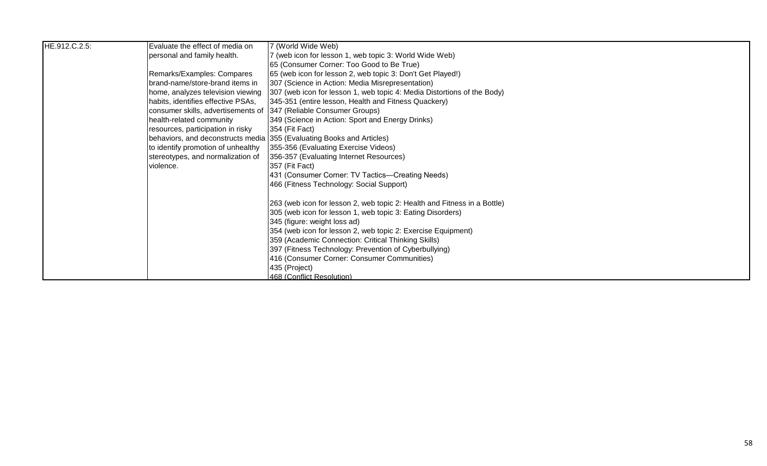| | | |
|---|---|---|
| HE.912.C.2.5: | Evaluate the effect of media on personal and family health.<br><br>Remarks/Examples: Compares brand-name/store-brand items in home, analyzes television viewing habits, identifies effective PSAs, consumer skills, advertisements of health-related community resources, participation in risky behaviors, and deconstructs media to identify promotion of unhealthy stereotypes, and normalization of violence. | 7 (World Wide Web)<br>7 (web icon for lesson 1, web topic 3: World Wide Web)<br>65 (Consumer Corner: Too Good to Be True)<br>65 (web icon for lesson 2, web topic 3: Don't Get Played!)<br>307 (Science in Action: Media Misrepresentation)<br>307 (web icon for lesson 1, web topic 4: Media Distortions of the Body)<br>345-351 (entire lesson, Health and Fitness Quackery)<br>347 (Reliable Consumer Groups)<br>349 (Science in Action: Sport and Energy Drinks)<br>354 (Fit Fact)<br>355 (Evaluating Books and Articles)<br>355-356 (Evaluating Exercise Videos)<br>356-357 (Evaluating Internet Resources)<br>357 (Fit Fact)<br>431 (Consumer Corner: TV Tactics—Creating Needs)<br>466 (Fitness Technology: Social Support)<br><br>263 (web icon for lesson 2, web topic 2: Health and Fitness in a Bottle)<br>305 (web icon for lesson 1, web topic 3: Eating Disorders)<br>345 (figure: weight loss ad)<br>354 (web icon for lesson 2, web topic 2: Exercise Equipment)<br>359 (Academic Connection: Critical Thinking Skills)<br>397 (Fitness Technology: Prevention of Cyberbullying)<br>416 (Consumer Corner: Consumer Communities)<br>435 (Project)<br>468 (Conflict Resolution) |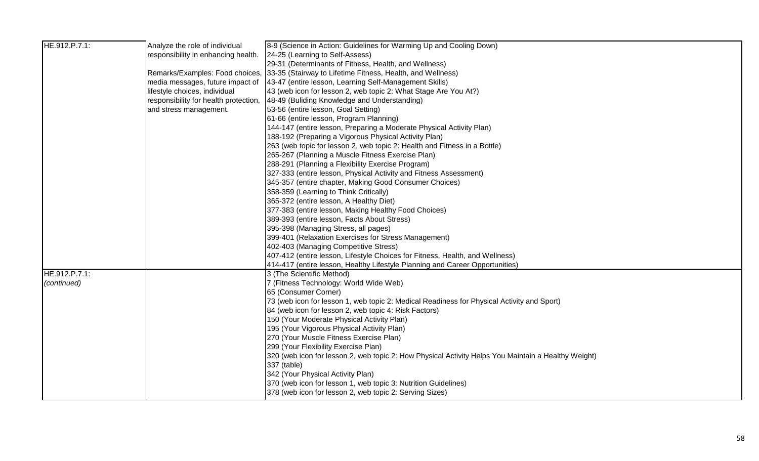| | | |
|---|---|---|
| HE.912.P.7.1: | Analyze the role of individual responsibility in enhancing health.<br><br>Remarks/Examples: Food choices, media messages, future impact of lifestyle choices, individual responsibility for health protection, and stress management. | 8-9 (Science in Action: Guidelines for Warming Up and Cooling Down)<br>24-25 (Learning to Self-Assess)<br>29-31 (Determinants of Fitness, Health, and Wellness)<br>33-35 (Stairway to Lifetime Fitness, Health, and Wellness)<br>43-47 (entire lesson, Learning Self-Management Skills)<br>43 (web icon for lesson 2, web topic 2: What Stage Are You At?)<br>48-49 (Buliding Knowledge and Understanding)<br>53-56 (entire lesson, Goal Setting)<br>61-66 (entire lesson, Program Planning)<br>144-147 (entire lesson, Preparing a Moderate Physical Activity Plan)<br>188-192 (Preparing a Vigorous Physical Activity Plan)<br>263 (web topic for lesson 2, web topic 2: Health and Fitness in a Bottle)<br>265-267 (Planning a Muscle Fitness Exercise Plan)<br>288-291 (Planning a Flexibility Exercise Program)<br>327-333 (entire lesson, Physical Activity and Fitness Assessment)<br>345-357 (entire chapter, Making Good Consumer Choices)<br>358-359 (Learning to Think Critically)<br>365-372 (entire lesson, A Healthy Diet)<br>377-383 (entire lesson, Making Healthy Food Choices)<br>389-393 (entire lesson, Facts About Stress)<br>395-398 (Managing Stress, all pages)<br>399-401 (Relaxation Exercises for Stress Management)<br>402-403 (Managing Competitive Stress)<br>407-412 (entire lesson, Lifestyle Choices for Fitness, Health, and Wellness)<br>414-417 (entire lesson, Healthy Lifestyle Planning and Career Opportunities) |
| HE.912.P.7.1: *(continued)* | | 3 (The Scientific Method)<br>7 (Fitness Technology: World Wide Web)<br>65 (Consumer Corner)<br>73 (web icon for lesson 1, web topic 2: Medical Readiness for Physical Activity and Sport)<br>84 (web icon for lesson 2, web topic 4: Risk Factors)<br>150 (Your Moderate Physical Activity Plan)<br>195 (Your Vigorous Physical Activity Plan)<br>270 (Your Muscle Fitness Exercise Plan)<br>299 (Your Flexibility Exercise Plan)<br>320 (web icon for lesson 2, web topic 2: How Physical Activity Helps You Maintain a Healthy Weight)<br>337 (table)<br>342 (Your Physical Activity Plan)<br>370 (web icon for lesson 1, web topic 3: Nutrition Guidelines)<br>378 (web icon for lesson 2, web topic 2: Serving Sizes) |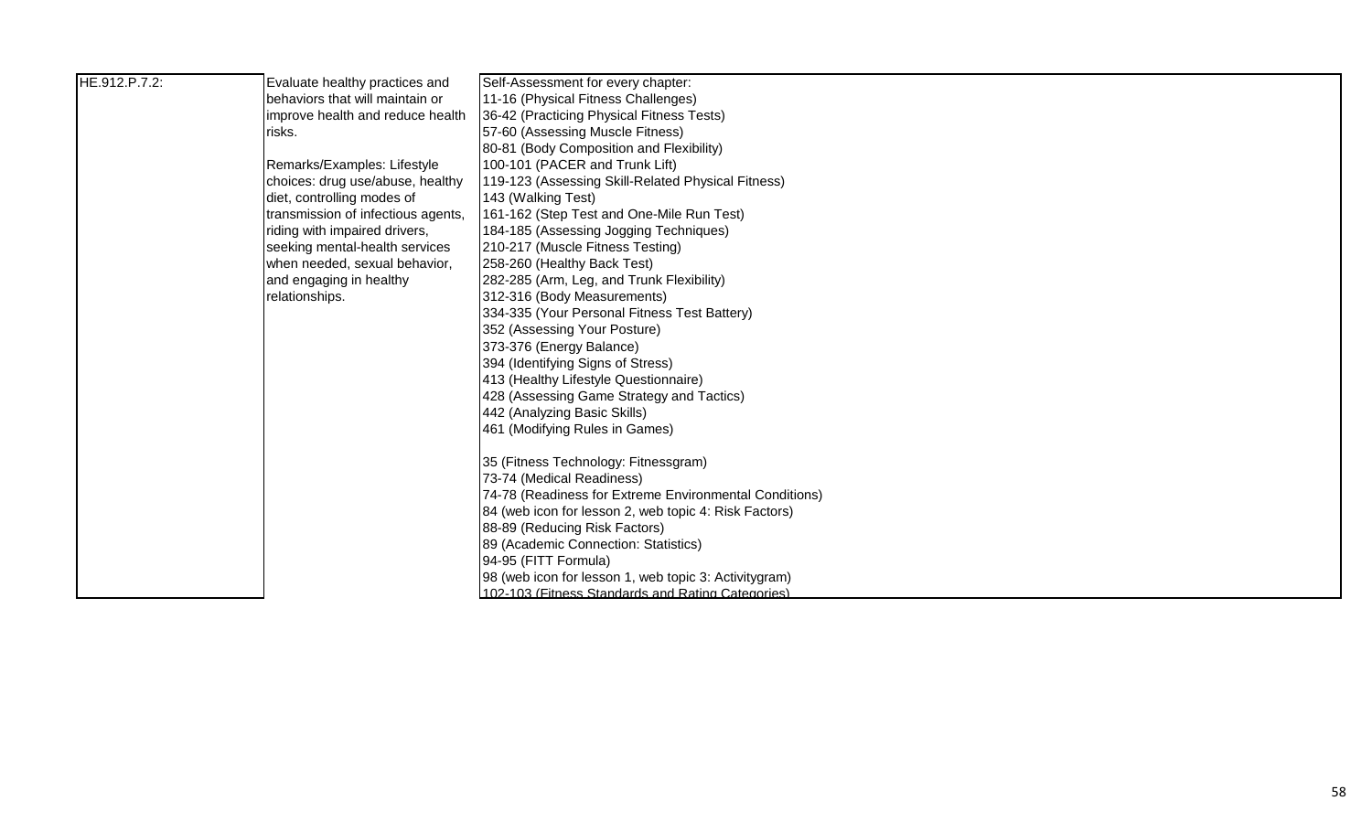| | | |
|---|---|---|
| HE.912.P.7.2: | Evaluate healthy practices and behaviors that will maintain or improve health and reduce health risks.<br><br>Remarks/Examples: Lifestyle choices: drug use/abuse, healthy diet, controlling modes of transmission of infectious agents, riding with impaired drivers, seeking mental-health services when needed, sexual behavior, and engaging in healthy relationships. | Self-Assessment for every chapter:<br>11-16 (Physical Fitness Challenges)<br>36-42 (Practicing Physical Fitness Tests)<br>57-60 (Assessing Muscle Fitness)<br>80-81 (Body Composition and Flexibility)<br>100-101 (PACER and Trunk Lift)<br>119-123 (Assessing Skill-Related Physical Fitness)<br>143 (Walking Test)<br>161-162 (Step Test and One-Mile Run Test)<br>184-185 (Assessing Jogging Techniques)<br>210-217 (Muscle Fitness Testing)<br>258-260 (Healthy Back Test)<br>282-285 (Arm, Leg, and Trunk Flexibility)<br>312-316 (Body Measurements)<br>334-335 (Your Personal Fitness Test Battery)<br>352 (Assessing Your Posture)<br>373-376 (Energy Balance)<br>394 (Identifying Signs of Stress)<br>413 (Healthy Lifestyle Questionnaire)<br>428 (Assessing Game Strategy and Tactics)<br>442 (Analyzing Basic Skills)<br>461 (Modifying Rules in Games)<br><br>35 (Fitness Technology: Fitnessgram)<br>73-74 (Medical Readiness)<br>74-78 (Readiness for Extreme Environmental Conditions)<br>84 (web icon for lesson 2, web topic 4: Risk Factors)<br>88-89 (Reducing Risk Factors)<br>89 (Academic Connection: Statistics)<br>94-95 (FITT Formula)<br>98 (web icon for lesson 1, web topic 3: Activitygram)<br>102-103 (Fitness Standards and Rating Categories) |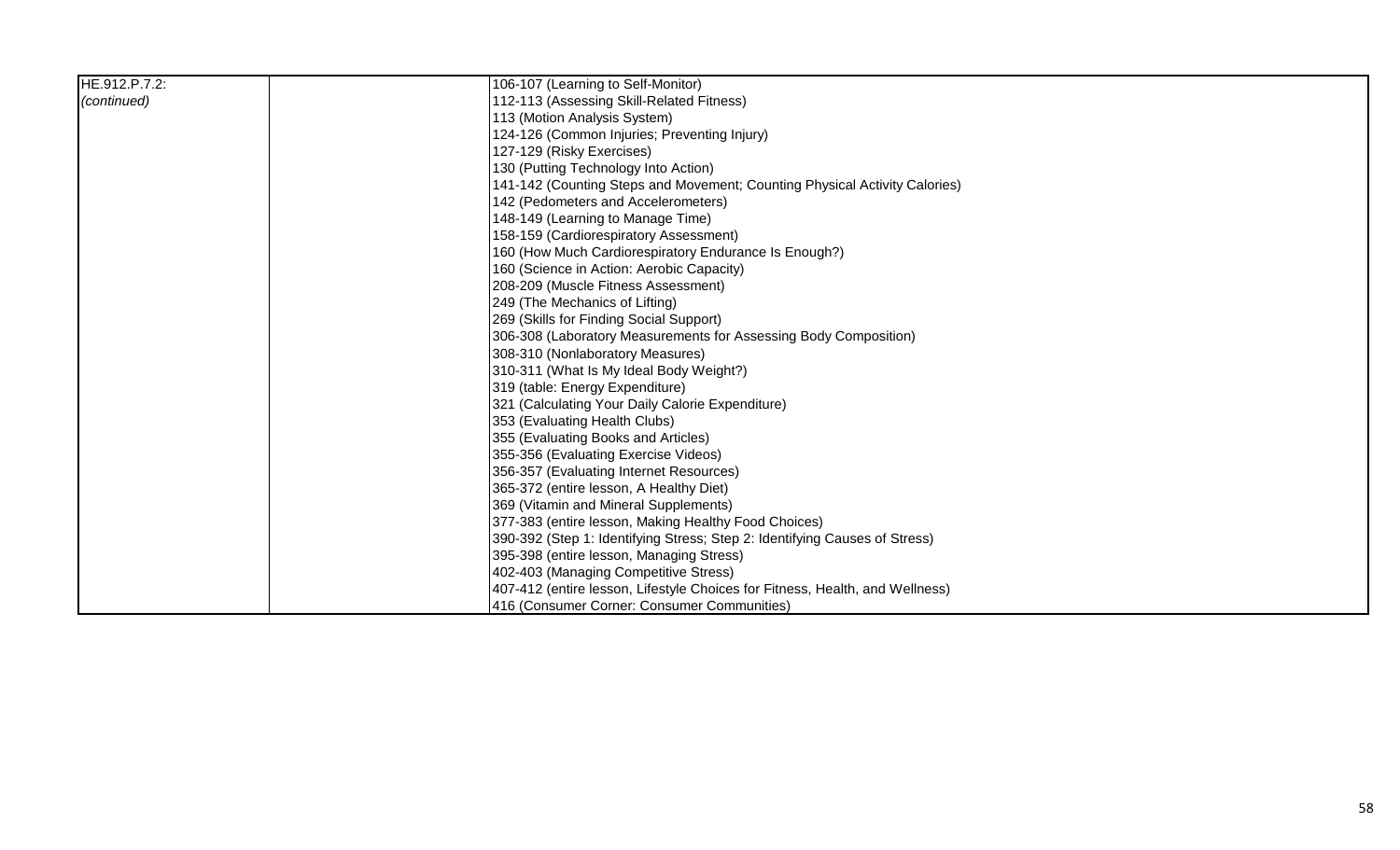| | | |
|---|---|---|
| HE.912.P.7.2: *(continued)* | | 106-107 (Learning to Self-Monitor)<br>112-113 (Assessing Skill-Related Fitness)<br>113 (Motion Analysis System)<br>124-126 (Common Injuries; Preventing Injury)<br>127-129 (Risky Exercises)<br>130 (Putting Technology Into Action)<br>141-142 (Counting Steps and Movement; Counting Physical Activity Calories)<br>142 (Pedometers and Accelerometers)<br>148-149 (Learning to Manage Time)<br>158-159 (Cardiorespiratory Assessment)<br>160 (How Much Cardiorespiratory Endurance Is Enough?)<br>160 (Science in Action: Aerobic Capacity)<br>208-209 (Muscle Fitness Assessment)<br>249 (The Mechanics of Lifting)<br>269 (Skills for Finding Social Support)<br>306-308 (Laboratory Measurements for Assessing Body Composition)<br>308-310 (Nonlaboratory Measures)<br>310-311 (What Is My Ideal Body Weight?)<br>319 (table: Energy Expenditure)<br>321 (Calculating Your Daily Calorie Expenditure)<br>353 (Evaluating Health Clubs)<br>355 (Evaluating Books and Articles)<br>355-356 (Evaluating Exercise Videos)<br>356-357 (Evaluating Internet Resources)<br>365-372 (entire lesson, A Healthy Diet)<br>369 (Vitamin and Mineral Supplements)<br>377-383 (entire lesson, Making Healthy Food Choices)<br>390-392 (Step 1: Identifying Stress; Step 2: Identifying Causes of Stress)<br>395-398 (entire lesson, Managing Stress)<br>402-403 (Managing Competitive Stress)<br>407-412 (entire lesson, Lifestyle Choices for Fitness, Health, and Wellness)<br>416 (Consumer Corner: Consumer Communities) |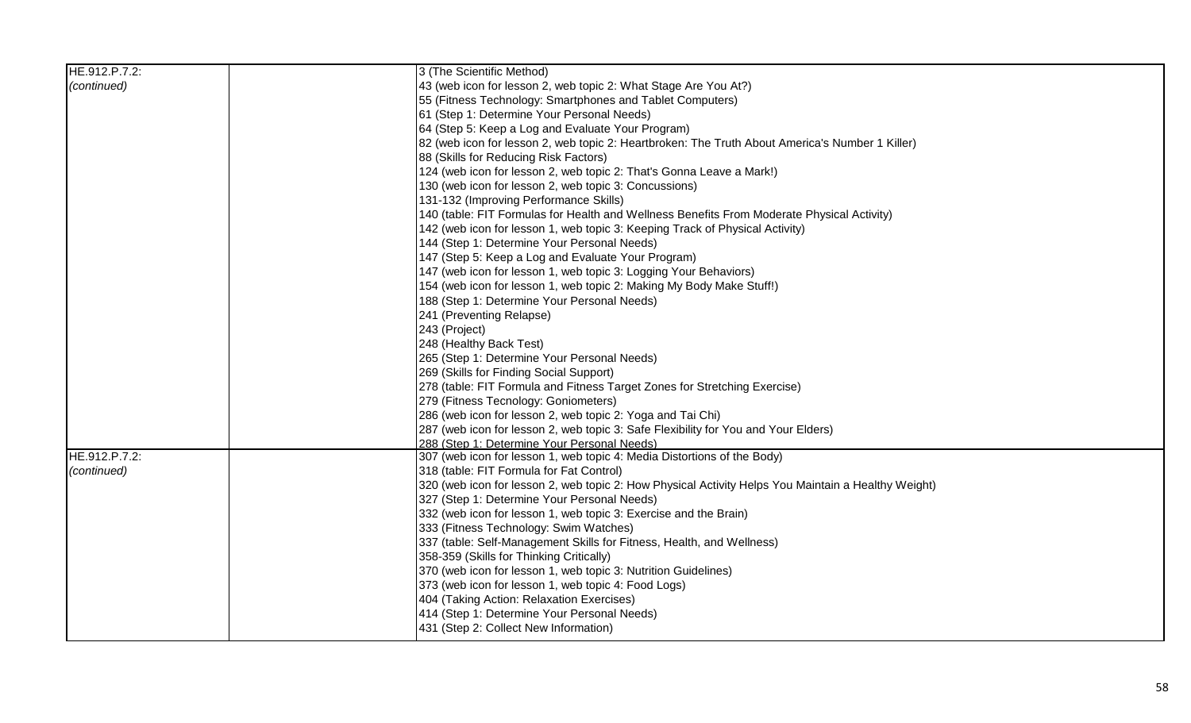| | | |
|---|---|---|
| HE.912.P.7.2: *(continued)* | | 3 (The Scientific Method)<br>43 (web icon for lesson 2, web topic 2: What Stage Are You At?)<br>55 (Fitness Technology: Smartphones and Tablet Computers)<br>61 (Step 1: Determine Your Personal Needs)<br>64 (Step 5: Keep a Log and Evaluate Your Program)<br>82 (web icon for lesson 2, web topic 2: Heartbroken: The Truth About America's Number 1 Killer)<br>88 (Skills for Reducing Risk Factors)<br>124 (web icon for lesson 2, web topic 2: That's Gonna Leave a Mark!)<br>130 (web icon for lesson 2, web topic 3: Concussions)<br>131-132 (Improving Performance Skills)<br>140 (table: FIT Formulas for Health and Wellness Benefits From Moderate Physical Activity)<br>142 (web icon for lesson 1, web topic 3: Keeping Track of Physical Activity)<br>144 (Step 1: Determine Your Personal Needs)<br>147 (Step 5: Keep a Log and Evaluate Your Program)<br>147 (web icon for lesson 1, web topic 3: Logging Your Behaviors)<br>154 (web icon for lesson 1, web topic 2: Making My Body Make Stuff!)<br>188 (Step 1: Determine Your Personal Needs)<br>241 (Preventing Relapse)<br>243 (Project)<br>248 (Healthy Back Test)<br>265 (Step 1: Determine Your Personal Needs)<br>269 (Skills for Finding Social Support)<br>278 (table: FIT Formula and Fitness Target Zones for Stretching Exercise)<br>279 (Fitness Tecnology: Goniometers)<br>286 (web icon for lesson 2, web topic 2: Yoga and Tai Chi)<br>287 (web icon for lesson 2, web topic 3: Safe Flexibility for You and Your Elders)<br>288 (Step 1: Determine Your Personal Needs) |
| HE.912.P.7.2: *(continued)* | | 307 (web icon for lesson 1, web topic 4: Media Distortions of the Body)<br>318 (table: FIT Formula for Fat Control)<br>320 (web icon for lesson 2, web topic 2: How Physical Activity Helps You Maintain a Healthy Weight)<br>327 (Step 1: Determine Your Personal Needs)<br>332 (web icon for lesson 1, web topic 3: Exercise and the Brain)<br>333 (Fitness Technology: Swim Watches)<br>337 (table: Self-Management Skills for Fitness, Health, and Wellness)<br>358-359 (Skills for Thinking Critically)<br>370 (web icon for lesson 1, web topic 3: Nutrition Guidelines)<br>373 (web icon for lesson 1, web topic 4: Food Logs)<br>404 (Taking Action: Relaxation Exercises)<br>414 (Step 1: Determine Your Personal Needs)<br>431 (Step 2: Collect New Information) |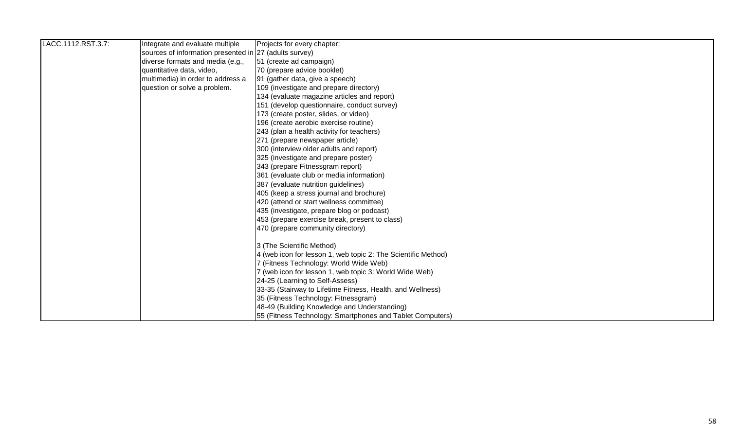| | | |
|---|---|---|
| LACC.1112.RST.3.7: | Integrate and evaluate multiple sources of information presented in diverse formats and media (e.g., quantitative data, video, multimedia) in order to address a question or solve a problem. | Projects for every chapter:<br>27 (adults survey)<br>51 (create ad campaign)<br>70 (prepare advice booklet)<br>91 (gather data, give a speech)<br>109 (investigate and prepare directory)<br>134 (evaluate magazine articles and report)<br>151 (develop questionnaire, conduct survey)<br>173 (create poster, slides, or video)<br>196 (create aerobic exercise routine)<br>243 (plan a health activity for teachers)<br>271 (prepare newspaper article)<br>300 (interview older adults and report)<br>325 (investigate and prepare poster)<br>343 (prepare Fitnessgram report)<br>361 (evaluate club or media information)<br>387 (evaluate nutrition guidelines)<br>405 (keep a stress journal and brochure)<br>420 (attend or start wellness committee)<br>435 (investigate, prepare blog or podcast)<br>453 (prepare exercise break, present to class)<br>470 (prepare community directory)<br><br>3 (The Scientific Method)<br>4 (web icon for lesson 1, web topic 2: The Scientific Method)<br>7 (Fitness Technology: World Wide Web)<br>7 (web icon for lesson 1, web topic 3: World Wide Web)<br>24-25 (Learning to Self-Assess)<br>33-35 (Stairway to Lifetime Fitness, Health, and Wellness)<br>35 (Fitness Technology: Fitnessgram)<br>48-49 (Building Knowledge and Understanding)<br>55 (Fitness Technology: Smartphones and Tablet Computers) |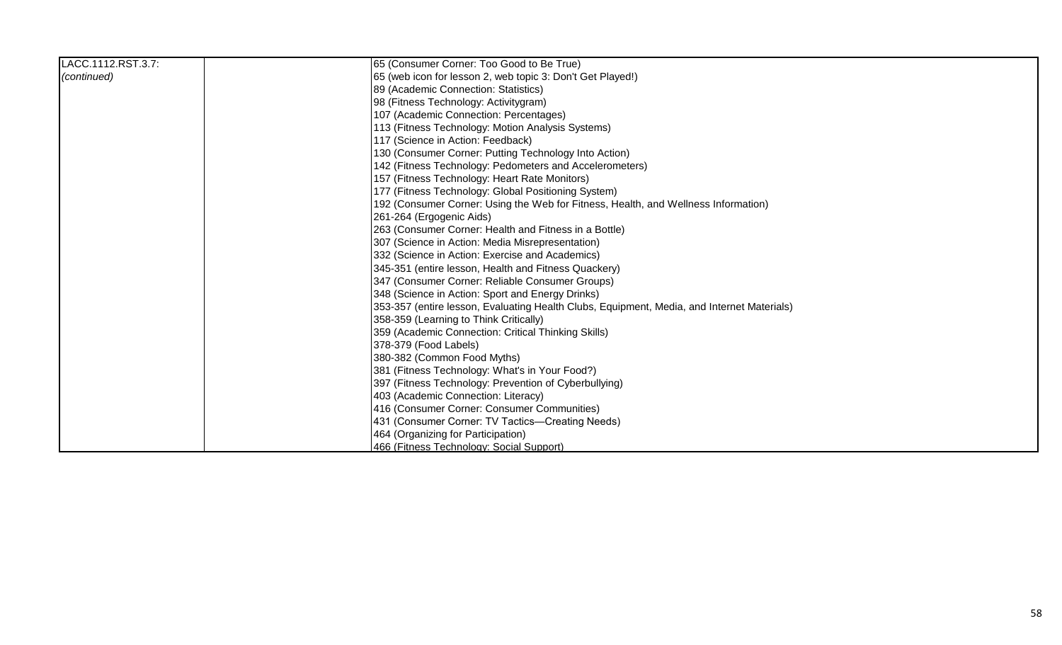| | | |
|---|---|---|
| LACC.1112.RST.3.7: *(continued)* | | 65 (Consumer Corner: Too Good to Be True)<br>65 (web icon for lesson 2, web topic 3: Don't Get Played!)<br>89 (Academic Connection: Statistics)<br>98 (Fitness Technology: Activitygram)<br>107 (Academic Connection: Percentages)<br>113 (Fitness Technology: Motion Analysis Systems)<br>117 (Science in Action: Feedback)<br>130 (Consumer Corner: Putting Technology Into Action)<br>142 (Fitness Technology: Pedometers and Accelerometers)<br>157 (Fitness Technology: Heart Rate Monitors)<br>177 (Fitness Technology: Global Positioning System)<br>192 (Consumer Corner: Using the Web for Fitness, Health, and Wellness Information)<br>261-264 (Ergogenic Aids)<br>263 (Consumer Corner: Health and Fitness in a Bottle)<br>307 (Science in Action: Media Misrepresentation)<br>332 (Science in Action: Exercise and Academics)<br>345-351 (entire lesson, Health and Fitness Quackery)<br>347 (Consumer Corner: Reliable Consumer Groups)<br>348 (Science in Action: Sport and Energy Drinks)<br>353-357 (entire lesson, Evaluating Health Clubs, Equipment, Media, and Internet Materials)<br>358-359 (Learning to Think Critically)<br>359 (Academic Connection: Critical Thinking Skills)<br>378-379 (Food Labels)<br>380-382 (Common Food Myths)<br>381 (Fitness Technology: What's in Your Food?)<br>397 (Fitness Technology: Prevention of Cyberbullying)<br>403 (Academic Connection: Literacy)<br>416 (Consumer Corner: Consumer Communities)<br>431 (Consumer Corner: TV Tactics—Creating Needs)<br>464 (Organizing for Participation)<br>466 (Fitness Technology: Social Support) |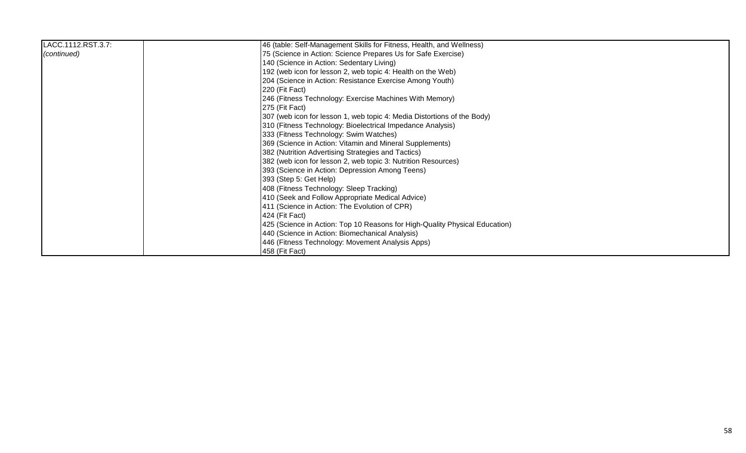| | | |
|---|---|---|
| LACC.1112.RST.3.7:<br>*(continued)* | | 46 (table: Self-Management Skills for Fitness, Health, and Wellness)<br>75 (Science in Action: Science Prepares Us for Safe Exercise)<br>140 (Science in Action: Sedentary Living)<br>192 (web icon for lesson 2, web topic 4: Health on the Web)<br>204 (Science in Action: Resistance Exercise Among Youth)<br>220 (Fit Fact)<br>246 (Fitness Technology: Exercise Machines With Memory)<br>275 (Fit Fact)<br>307 (web icon for lesson 1, web topic 4: Media Distortions of the Body)<br>310 (Fitness Technology: Bioelectrical Impedance Analysis)<br>333 (Fitness Technology: Swim Watches)<br>369 (Science in Action: Vitamin and Mineral Supplements)<br>382 (Nutrition Advertising Strategies and Tactics)<br>382 (web icon for lesson 2, web topic 3: Nutrition Resources)<br>393 (Science in Action: Depression Among Teens)<br>393 (Step 5: Get Help)<br>408 (Fitness Technology: Sleep Tracking)<br>410 (Seek and Follow Appropriate Medical Advice)<br>411 (Science in Action: The Evolution of CPR)<br>424 (Fit Fact)<br>425 (Science in Action: Top 10 Reasons for High-Quality Physical Education)<br>440 (Science in Action: Biomechanical Analysis)<br>446 (Fitness Technology: Movement Analysis Apps)<br>458 (Fit Fact) |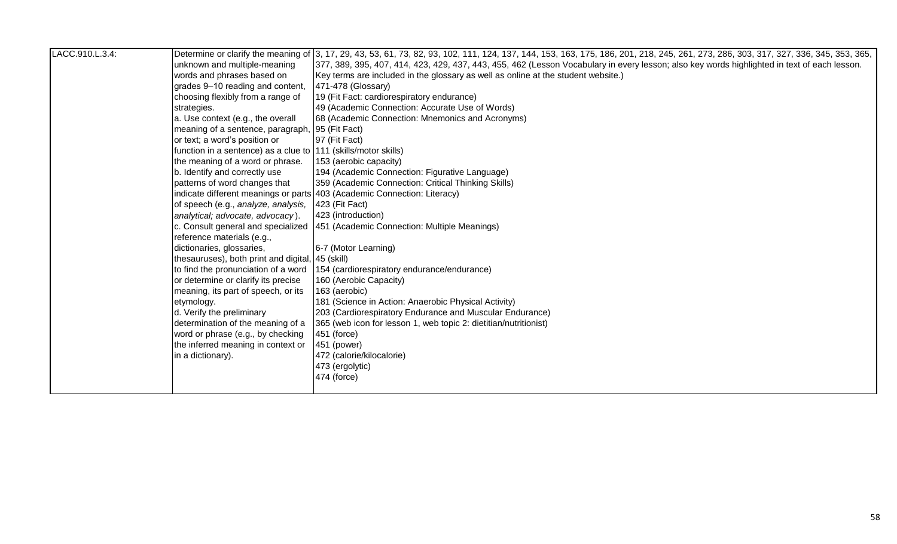| LACC.910.L.3.4: | Determine or clarify the meaning of unknown and multiple-meaning words and phrases based on grades 9–10 reading and content, choosing flexibly from a range of strategies.<br>a. Use context (e.g., the overall meaning of a sentence, paragraph, or text; a word's position or function in a sentence) as a clue to the meaning of a word or phrase.<br>b. Identify and correctly use patterns of word changes that indicate different meanings or parts of speech (e.g., *analyze, analysis, analytical; advocate, advocacy*).<br>c. Consult general and specialized reference materials (e.g., dictionaries, glossaries, thesauruses), both print and digital, to find the pronunciation of a word or determine or clarify its precise meaning, its part of speech, or its etymology.<br>d. Verify the preliminary determination of the meaning of a word or phrase (e.g., by checking the inferred meaning in context or in a dictionary). | 3, 17, 29, 43, 53, 61, 73, 82, 93, 102, 111, 124, 137, 144, 153, 163, 175, 186, 201, 218, 245, 261, 273, 286, 303, 317, 327, 336, 345, 353, 365, 377, 389, 395, 407, 414, 423, 429, 437, 443, 455, 462 (Lesson Vocabulary in every lesson; also key words highlighted in text of each lesson. Key terms are included in the glossary as well as online at the student website.)<br>471-478 (Glossary)<br>19 (Fit Fact: cardiorespiratory endurance)<br>49 (Academic Connection: Accurate Use of Words)<br>68 (Academic Connection: Mnemonics and Acronyms)<br>95 (Fit Fact)<br>97 (Fit Fact)<br>111 (skills/motor skills)<br>153 (aerobic capacity)<br>194 (Academic Connection: Figurative Language)<br>359 (Academic Connection: Critical Thinking Skills)<br>403 (Academic Connection: Literacy)<br>423 (Fit Fact)<br>423 (introduction)<br>451 (Academic Connection: Multiple Meanings)<br><br>6-7 (Motor Learning)<br>45 (skill)<br>154 (cardiorespiratory endurance/endurance)<br>160 (Aerobic Capacity)<br>163 (aerobic)<br>181 (Science in Action: Anaerobic Physical Activity)<br>203 (Cardiorespiratory Endurance and Muscular Endurance)<br>365 (web icon for lesson 1, web topic 2: dietitian/nutritionist)<br>451 (force)<br>451 (power)<br>472 (calorie/kilocalorie)<br>473 (ergolytic)<br>474 (force) |
|---|---|---|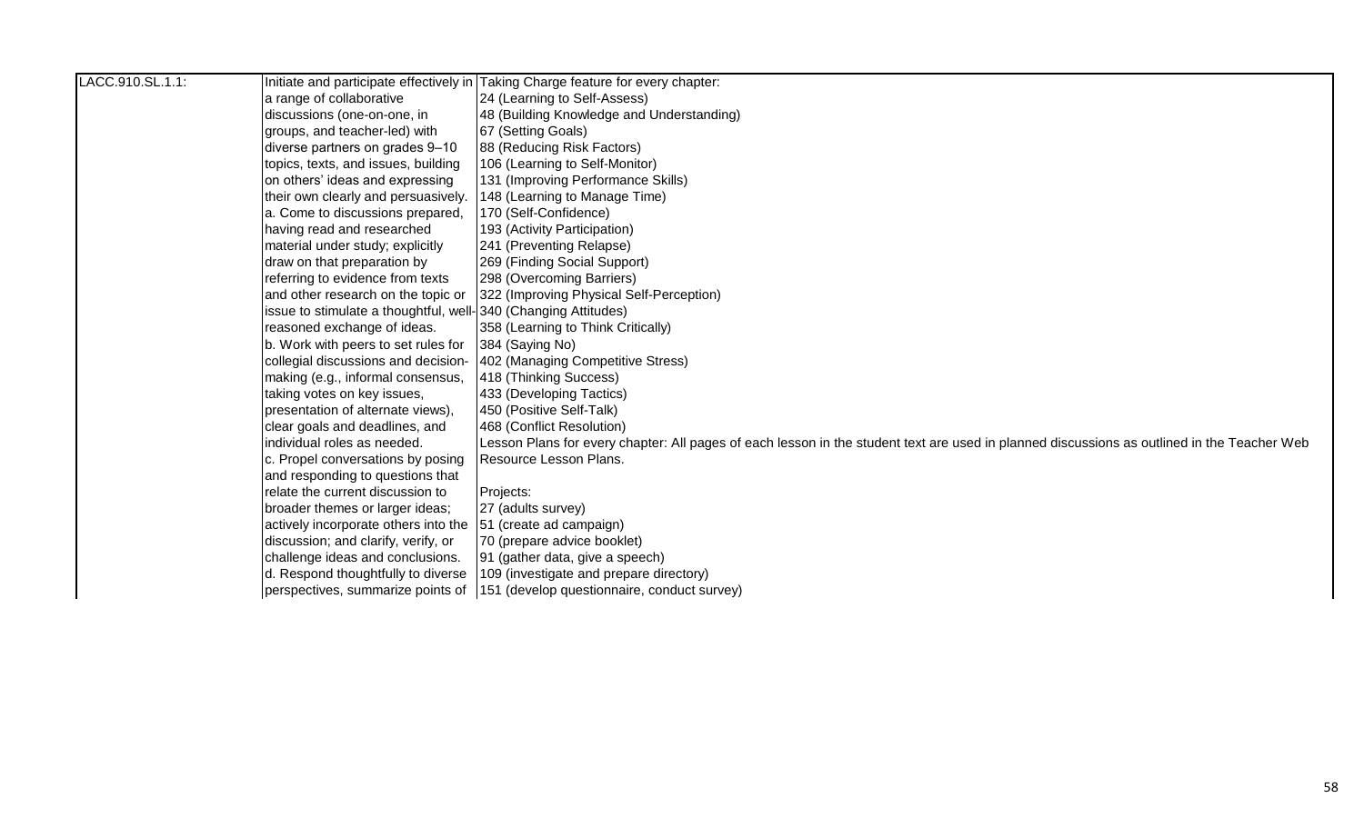| | | |
|---|---|---|
| LACC.910.SL.1.1: | Initiate and participate effectively in a range of collaborative discussions (one-on-one, in groups, and teacher-led) with diverse partners on grades 9–10 topics, texts, and issues, building on others' ideas and expressing their own clearly and persuasively.<br>a. Come to discussions prepared, having read and researched material under study; explicitly draw on that preparation by referring to evidence from texts and other research on the topic or issue to stimulate a thoughtful, well-reasoned exchange of ideas.<br>b. Work with peers to set rules for collegial discussions and decision-making (e.g., informal consensus, taking votes on key issues, presentation of alternate views), clear goals and deadlines, and individual roles as needed.<br>c. Propel conversations by posing and responding to questions that relate the current discussion to broader themes or larger ideas; actively incorporate others into the discussion; and clarify, verify, or challenge ideas and conclusions.<br>d. Respond thoughtfully to diverse perspectives, summarize points of | Taking Charge feature for every chapter:<br>24 (Learning to Self-Assess)<br>48 (Building Knowledge and Understanding)<br>67 (Setting Goals)<br>88 (Reducing Risk Factors)<br>106 (Learning to Self-Monitor)<br>131 (Improving Performance Skills)<br>148 (Learning to Manage Time)<br>170 (Self-Confidence)<br>193 (Activity Participation)<br>241 (Preventing Relapse)<br>269 (Finding Social Support)<br>298 (Overcoming Barriers)<br>322 (Improving Physical Self-Perception)<br>340 (Changing Attitudes)<br>358 (Learning to Think Critically)<br>384 (Saying No)<br>402 (Managing Competitive Stress)<br>418 (Thinking Success)<br>433 (Developing Tactics)<br>450 (Positive Self-Talk)<br>468 (Conflict Resolution)<br>Lesson Plans for every chapter: All pages of each lesson in the student text are used in planned discussions as outlined in the Teacher Web Resource Lesson Plans.<br><br>Projects:<br>27 (adults survey)<br>51 (create ad campaign)<br>70 (prepare advice booklet)<br>91 (gather data, give a speech)<br>109 (investigate and prepare directory)<br>151 (develop questionnaire, conduct survey) |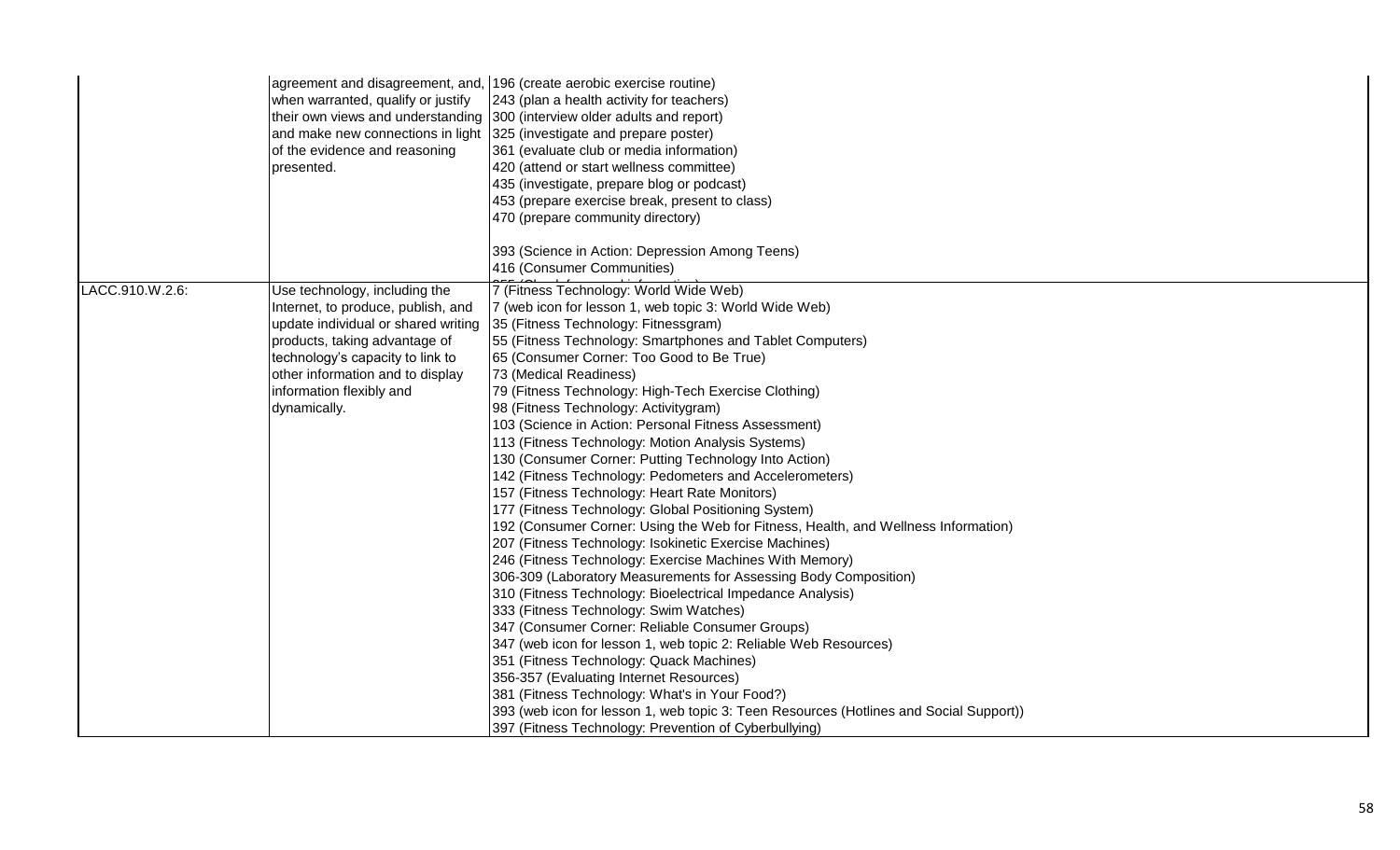| | | |
|---|---|---|
| | agreement and disagreement, and, when warranted, qualify or justify their own views and understanding and make new connections in light of the evidence and reasoning presented. | 196 (create aerobic exercise routine)<br>243 (plan a health activity for teachers)<br>300 (interview older adults and report)<br>325 (investigate and prepare poster)<br>361 (evaluate club or media information)<br>420 (attend or start wellness committee)<br>435 (investigate, prepare blog or podcast)<br>453 (prepare exercise break, present to class)<br>470 (prepare community directory)<br><br>393 (Science in Action: Depression Among Teens)<br>416 (Consumer Communities) |
| LACC.910.W.2.6: | Use technology, including the Internet, to produce, publish, and update individual or shared writing products, taking advantage of technology's capacity to link to other information and to display information flexibly and dynamically. | 7 (Fitness Technology: World Wide Web)<br>7 (web icon for lesson 1, web topic 3: World Wide Web)<br>35 (Fitness Technology: Fitnessgram)<br>55 (Fitness Technology: Smartphones and Tablet Computers)<br>65 (Consumer Corner: Too Good to Be True)<br>73 (Medical Readiness)<br>79 (Fitness Technology: High-Tech Exercise Clothing)<br>98 (Fitness Technology: Activitygram)<br>103 (Science in Action: Personal Fitness Assessment)<br>113 (Fitness Technology: Motion Analysis Systems)<br>130 (Consumer Corner: Putting Technology Into Action)<br>142 (Fitness Technology: Pedometers and Accelerometers)<br>157 (Fitness Technology: Heart Rate Monitors)<br>177 (Fitness Technology: Global Positioning System)<br>192 (Consumer Corner: Using the Web for Fitness, Health, and Wellness Information)<br>207 (Fitness Technology: Isokinetic Exercise Machines)<br>246 (Fitness Technology: Exercise Machines With Memory)<br>306-309 (Laboratory Measurements for Assessing Body Composition)<br>310 (Fitness Technology: Bioelectrical Impedance Analysis)<br>333 (Fitness Technology: Swim Watches)<br>347 (Consumer Corner: Reliable Consumer Groups)<br>347 (web icon for lesson 1, web topic 2: Reliable Web Resources)<br>351 (Fitness Technology: Quack Machines)<br>356-357 (Evaluating Internet Resources)<br>381 (Fitness Technology: What's in Your Food?)<br>393 (web icon for lesson 1, web topic 3: Teen Resources (Hotlines and Social Support))<br>397 (Fitness Technology: Prevention of Cyberbullying) |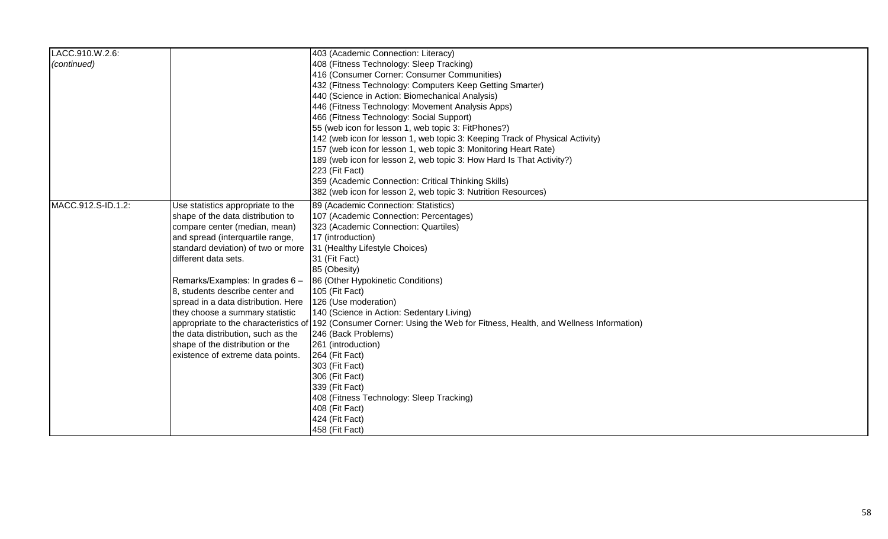| | | |
|---|---|---|
| LACC.910.W.2.6: *(continued)* | | 403 (Academic Connection: Literacy)<br>408 (Fitness Technology: Sleep Tracking)<br>416 (Consumer Corner: Consumer Communities)<br>432 (Fitness Technology: Computers Keep Getting Smarter)<br>440 (Science in Action: Biomechanical Analysis)<br>446 (Fitness Technology: Movement Analysis Apps)<br>466 (Fitness Technology: Social Support)<br>55 (web icon for lesson 1, web topic 3: FitPhones?)<br>142 (web icon for lesson 1, web topic 3: Keeping Track of Physical Activity)<br>157 (web icon for lesson 1, web topic 3: Monitoring Heart Rate)<br>189 (web icon for lesson 2, web topic 3: How Hard Is That Activity?)<br>223 (Fit Fact)<br>359 (Academic Connection: Critical Thinking Skills)<br>382 (web icon for lesson 2, web topic 3: Nutrition Resources) |
| MACC.912.S-ID.1.2: | Use statistics appropriate to the shape of the data distribution to compare center (median, mean) and spread (interquartile range, standard deviation) of two or more different data sets.<br><br>Remarks/Examples: In grades 6 – 8, students describe center and spread in a data distribution. Here they choose a summary statistic appropriate to the characteristics of the data distribution, such as the shape of the distribution or the existence of extreme data points. | 89 (Academic Connection: Statistics)<br>107 (Academic Connection: Percentages)<br>323 (Academic Connection: Quartiles)<br>17 (introduction)<br>31 (Healthy Lifestyle Choices)<br>31 (Fit Fact)<br>85 (Obesity)<br>86 (Other Hypokinetic Conditions)<br>105 (Fit Fact)<br>126 (Use moderation)<br>140 (Science in Action: Sedentary Living)<br>192 (Consumer Corner: Using the Web for Fitness, Health, and Wellness Information)<br>246 (Back Problems)<br>261 (introduction)<br>264 (Fit Fact)<br>303 (Fit Fact)<br>306 (Fit Fact)<br>339 (Fit Fact)<br>408 (Fitness Technology: Sleep Tracking)<br>408 (Fit Fact)<br>424 (Fit Fact)<br>458 (Fit Fact) |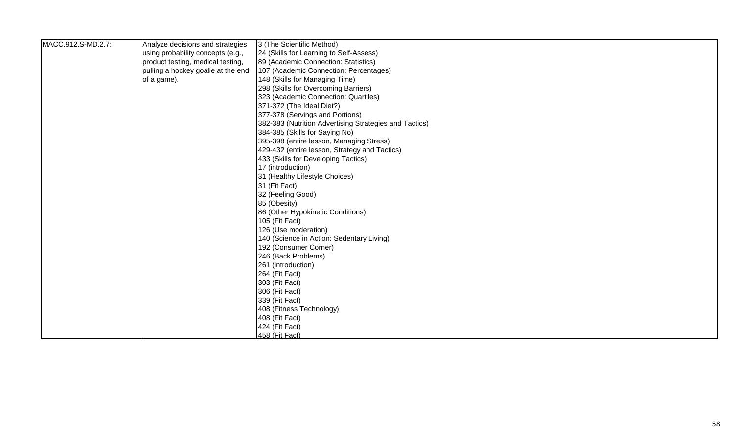| | | |
|---|---|---|
| MACC.912.S-MD.2.7: | Analyze decisions and strategies using probability concepts (e.g., product testing, medical testing, pulling a hockey goalie at the end of a game). | 3 (The Scientific Method)<br>24 (Skills for Learning to Self-Assess)<br>89 (Academic Connection: Statistics)<br>107 (Academic Connection: Percentages)<br>148 (Skills for Managing Time)<br>298 (Skills for Overcoming Barriers)<br>323 (Academic Connection: Quartiles)<br>371-372 (The Ideal Diet?)<br>377-378 (Servings and Portions)<br>382-383 (Nutrition Advertising Strategies and Tactics)<br>384-385 (Skills for Saying No)<br>395-398 (entire lesson, Managing Stress)<br>429-432 (entire lesson, Strategy and Tactics)<br>433 (Skills for Developing Tactics)<br>17 (introduction)<br>31 (Healthy Lifestyle Choices)<br>31 (Fit Fact)<br>32 (Feeling Good)<br>85 (Obesity)<br>86 (Other Hypokinetic Conditions)<br>105 (Fit Fact)<br>126 (Use moderation)<br>140 (Science in Action: Sedentary Living)<br>192 (Consumer Corner)<br>246 (Back Problems)<br>261 (introduction)<br>264 (Fit Fact)<br>303 (Fit Fact)<br>306 (Fit Fact)<br>339 (Fit Fact)<br>408 (Fitness Technology)<br>408 (Fit Fact)<br>424 (Fit Fact)<br>458 (Fit Fact) |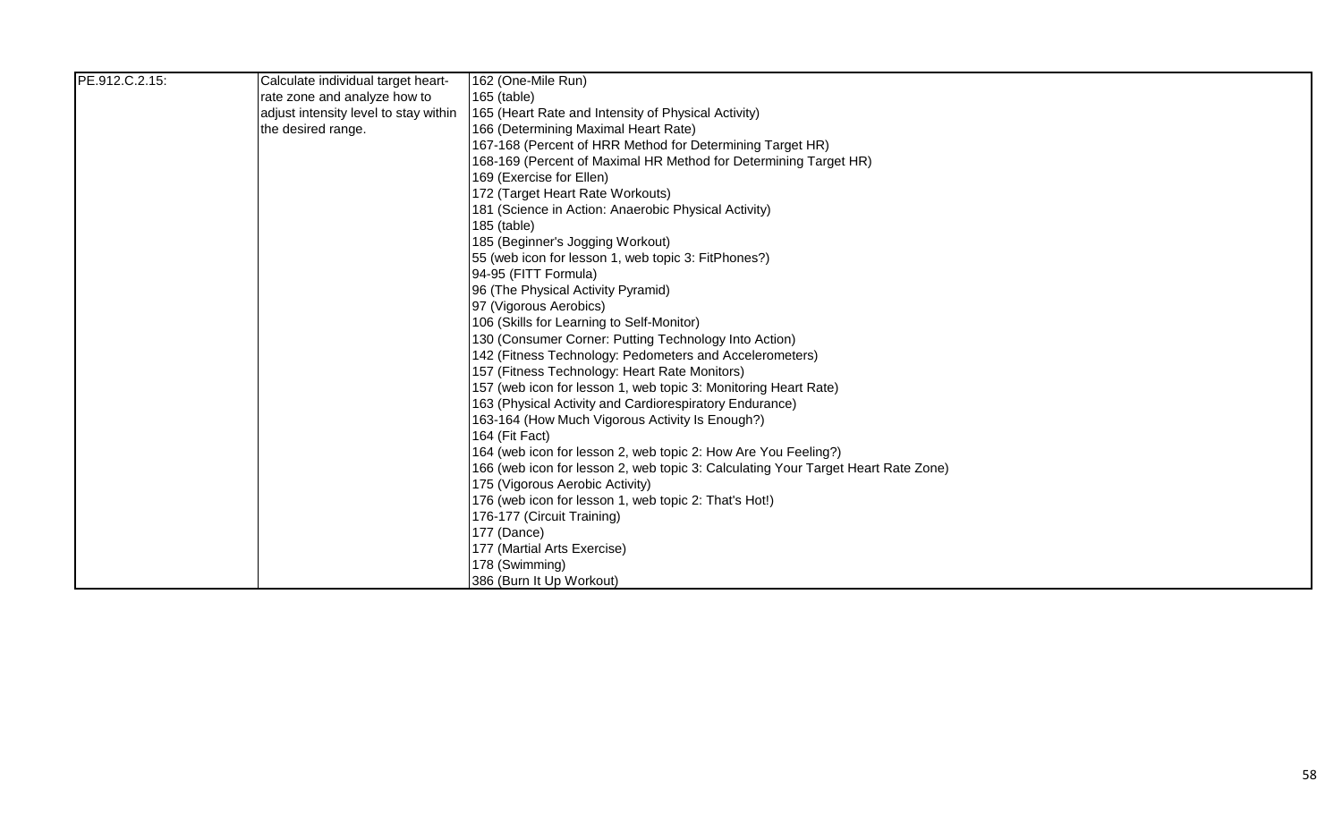| PE.912.C.2.15: | Calculate individual target heart-rate zone and analyze how to adjust intensity level to stay within the desired range. | 162 (One-Mile Run)<br>165 (table)<br>165 (Heart Rate and Intensity of Physical Activity)<br>166 (Determining Maximal Heart Rate)<br>167-168 (Percent of HRR Method for Determining Target HR)<br>168-169 (Percent of Maximal HR Method for Determining Target HR)<br>169 (Exercise for Ellen)<br>172 (Target Heart Rate Workouts)<br>181 (Science in Action: Anaerobic Physical Activity)<br>185 (table)<br>185 (Beginner's Jogging Workout)<br>55 (web icon for lesson 1, web topic 3: FitPhones?)<br>94-95 (FITT Formula)<br>96 (The Physical Activity Pyramid)<br>97 (Vigorous Aerobics)<br>106 (Skills for Learning to Self-Monitor)<br>130 (Consumer Corner: Putting Technology Into Action)<br>142 (Fitness Technology: Pedometers and Accelerometers)<br>157 (Fitness Technology: Heart Rate Monitors)<br>157 (web icon for lesson 1, web topic 3: Monitoring Heart Rate)<br>163 (Physical Activity and Cardiorespiratory Endurance)<br>163-164 (How Much Vigorous Activity Is Enough?)<br>164 (Fit Fact)<br>164 (web icon for lesson 2, web topic 2: How Are You Feeling?)<br>166 (web icon for lesson 2, web topic 3: Calculating Your Target Heart Rate Zone)<br>175 (Vigorous Aerobic Activity)<br>176 (web icon for lesson 1, web topic 2: That's Hot!)<br>176-177 (Circuit Training)<br>177 (Dance)<br>177 (Martial Arts Exercise)<br>178 (Swimming)<br>386 (Burn It Up Workout) |
|---|---|---|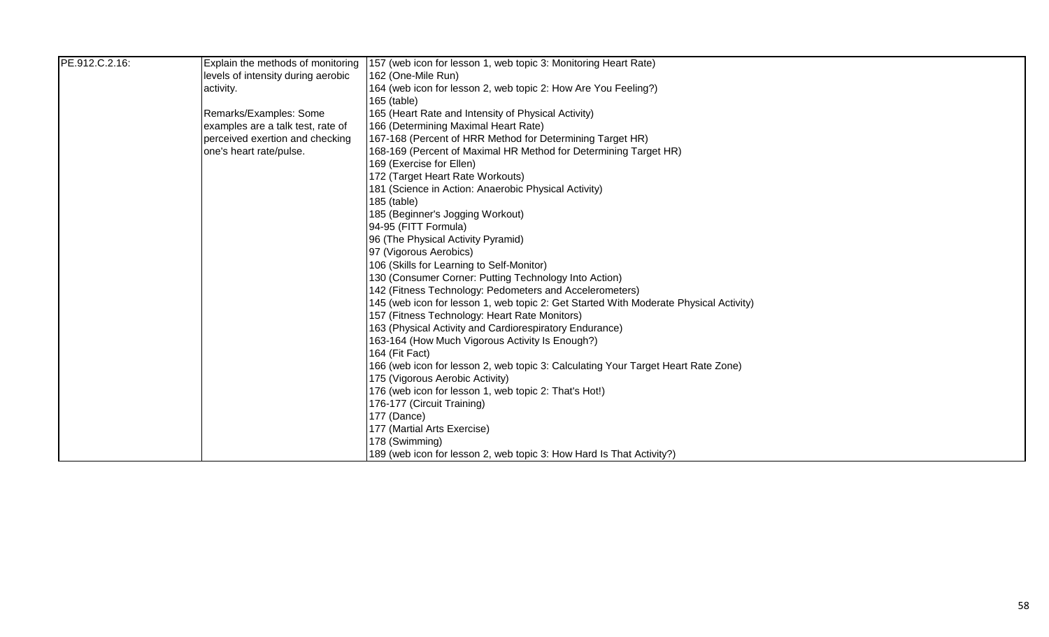| PE.912.C.2.16: | Explain the methods of monitoring levels of intensity during aerobic activity.<br><br>Remarks/Examples: Some examples are a talk test, rate of perceived exertion and checking one's heart rate/pulse. | 157 (web icon for lesson 1, web topic 3: Monitoring Heart Rate)<br>162 (One-Mile Run)<br>164 (web icon for lesson 2, web topic 2: How Are You Feeling?)<br>165 (table)<br>165 (Heart Rate and Intensity of Physical Activity)<br>166 (Determining Maximal Heart Rate)<br>167-168 (Percent of HRR Method for Determining Target HR)<br>168-169 (Percent of Maximal HR Method for Determining Target HR)<br>169 (Exercise for Ellen)<br>172 (Target Heart Rate Workouts)<br>181 (Science in Action: Anaerobic Physical Activity)<br>185 (table)<br>185 (Beginner's Jogging Workout)<br>94-95 (FITT Formula)<br>96 (The Physical Activity Pyramid)<br>97 (Vigorous Aerobics)<br>106 (Skills for Learning to Self-Monitor)<br>130 (Consumer Corner: Putting Technology Into Action)<br>142 (Fitness Technology: Pedometers and Accelerometers)<br>145 (web icon for lesson 1, web topic 2: Get Started With Moderate Physical Activity)<br>157 (Fitness Technology: Heart Rate Monitors)<br>163 (Physical Activity and Cardiorespiratory Endurance)<br>163-164 (How Much Vigorous Activity Is Enough?)<br>164 (Fit Fact)<br>166 (web icon for lesson 2, web topic 3: Calculating Your Target Heart Rate Zone)<br>175 (Vigorous Aerobic Activity)<br>176 (web icon for lesson 1, web topic 2: That's Hot!)<br>176-177 (Circuit Training)<br>177 (Dance)<br>177 (Martial Arts Exercise)<br>178 (Swimming)<br>189 (web icon for lesson 2, web topic 3: How Hard Is That Activity?) |
|---|---|---|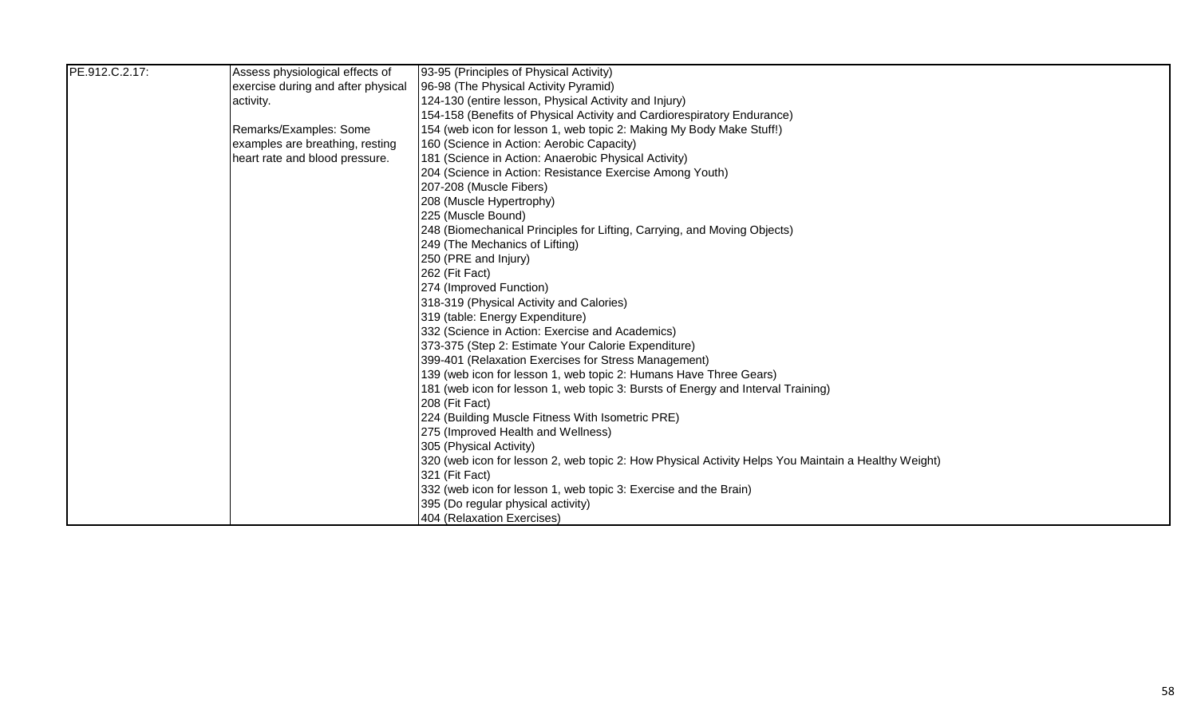| | | |
|---|---|---|
| PE.912.C.2.17: | Assess physiological effects of exercise during and after physical activity.<br><br>Remarks/Examples: Some examples are breathing, resting heart rate and blood pressure. | 93-95 (Principles of Physical Activity)<br>96-98 (The Physical Activity Pyramid)<br>124-130 (entire lesson, Physical Activity and Injury)<br>154-158 (Benefits of Physical Activity and Cardiorespiratory Endurance)<br>154 (web icon for lesson 1, web topic 2: Making My Body Make Stuff!)<br>160 (Science in Action: Aerobic Capacity)<br>181 (Science in Action: Anaerobic Physical Activity)<br>204 (Science in Action: Resistance Exercise Among Youth)<br>207-208 (Muscle Fibers)<br>208 (Muscle Hypertrophy)<br>225 (Muscle Bound)<br>248 (Biomechanical Principles for Lifting, Carrying, and Moving Objects)<br>249 (The Mechanics of Lifting)<br>250 (PRE and Injury)<br>262 (Fit Fact)<br>274 (Improved Function)<br>318-319 (Physical Activity and Calories)<br>319 (table: Energy Expenditure)<br>332 (Science in Action: Exercise and Academics)<br>373-375 (Step 2: Estimate Your Calorie Expenditure)<br>399-401 (Relaxation Exercises for Stress Management)<br>139 (web icon for lesson 1, web topic 2: Humans Have Three Gears)<br>181 (web icon for lesson 1, web topic 3: Bursts of Energy and Interval Training)<br>208 (Fit Fact)<br>224 (Building Muscle Fitness With Isometric PRE)<br>275 (Improved Health and Wellness)<br>305 (Physical Activity)<br>320 (web icon for lesson 2, web topic 2: How Physical Activity Helps You Maintain a Healthy Weight)<br>321 (Fit Fact)<br>332 (web icon for lesson 1, web topic 3: Exercise and the Brain)<br>395 (Do regular physical activity)<br>404 (Relaxation Exercises) |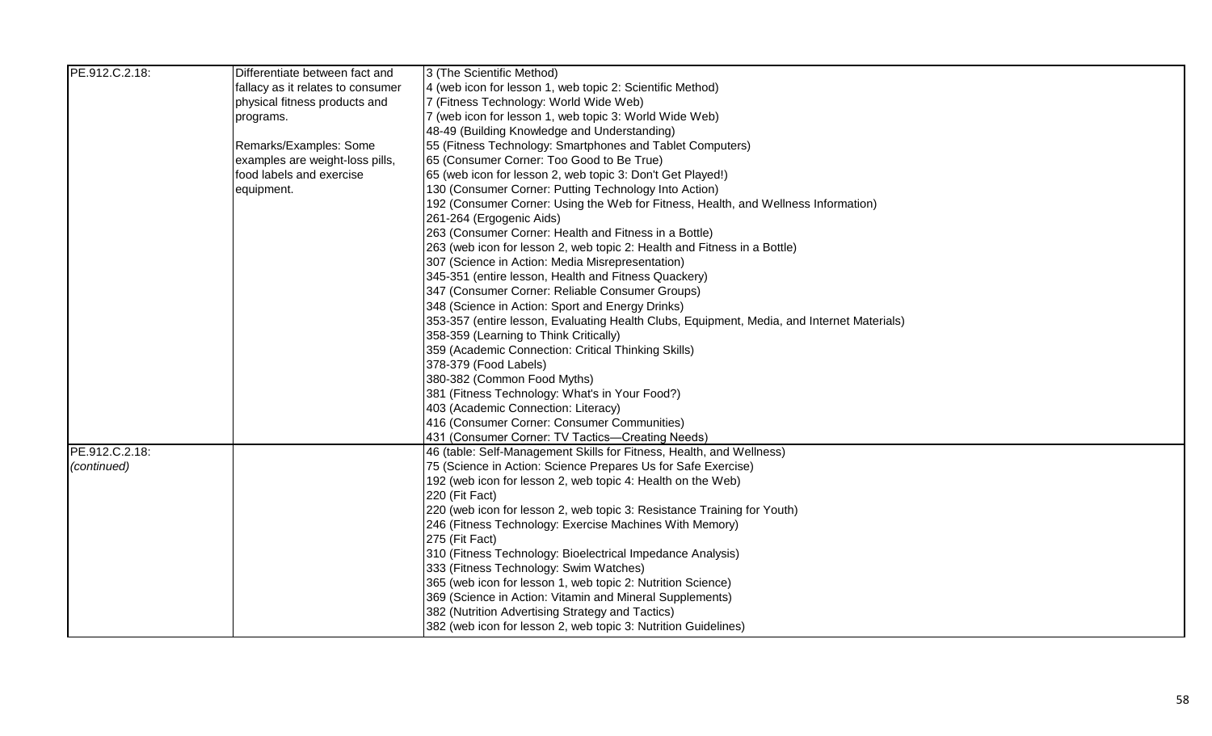| | | |
|---|---|---|
| PE.912.C.2.18: | Differentiate between fact and fallacy as it relates to consumer physical fitness products and programs.<br><br>Remarks/Examples: Some examples are weight-loss pills, food labels and exercise equipment. | 3 (The Scientific Method)<br>4 (web icon for lesson 1, web topic 2: Scientific Method)<br>7 (Fitness Technology: World Wide Web)<br>7 (web icon for lesson 1, web topic 3: World Wide Web)<br>48-49 (Building Knowledge and Understanding)<br>55 (Fitness Technology: Smartphones and Tablet Computers)<br>65 (Consumer Corner: Too Good to Be True)<br>65 (web icon for lesson 2, web topic 3: Don't Get Played!)<br>130 (Consumer Corner: Putting Technology Into Action)<br>192 (Consumer Corner: Using the Web for Fitness, Health, and Wellness Information)<br>261-264 (Ergogenic Aids)<br>263 (Consumer Corner: Health and Fitness in a Bottle)<br>263 (web icon for lesson 2, web topic 2: Health and Fitness in a Bottle)<br>307 (Science in Action: Media Misrepresentation)<br>345-351 (entire lesson, Health and Fitness Quackery)<br>347 (Consumer Corner: Reliable Consumer Groups)<br>348 (Science in Action: Sport and Energy Drinks)<br>353-357 (entire lesson, Evaluating Health Clubs, Equipment, Media, and Internet Materials)<br>358-359 (Learning to Think Critically)<br>359 (Academic Connection: Critical Thinking Skills)<br>378-379 (Food Labels)<br>380-382 (Common Food Myths)<br>381 (Fitness Technology: What's in Your Food?)<br>403 (Academic Connection: Literacy)<br>416 (Consumer Corner: Consumer Communities)<br>431 (Consumer Corner: TV Tactics—Creating Needs) |
| PE.912.C.2.18: *(continued)* | | 46 (table: Self-Management Skills for Fitness, Health, and Wellness)<br>75 (Science in Action: Science Prepares Us for Safe Exercise)<br>192 (web icon for lesson 2, web topic 4: Health on the Web)<br>220 (Fit Fact)<br>220 (web icon for lesson 2, web topic 3: Resistance Training for Youth)<br>246 (Fitness Technology: Exercise Machines With Memory)<br>275 (Fit Fact)<br>310 (Fitness Technology: Bioelectrical Impedance Analysis)<br>333 (Fitness Technology: Swim Watches)<br>365 (web icon for lesson 1, web topic 2: Nutrition Science)<br>369 (Science in Action: Vitamin and Mineral Supplements)<br>382 (Nutrition Advertising Strategy and Tactics)<br>382 (web icon for lesson 2, web topic 3: Nutrition Guidelines) |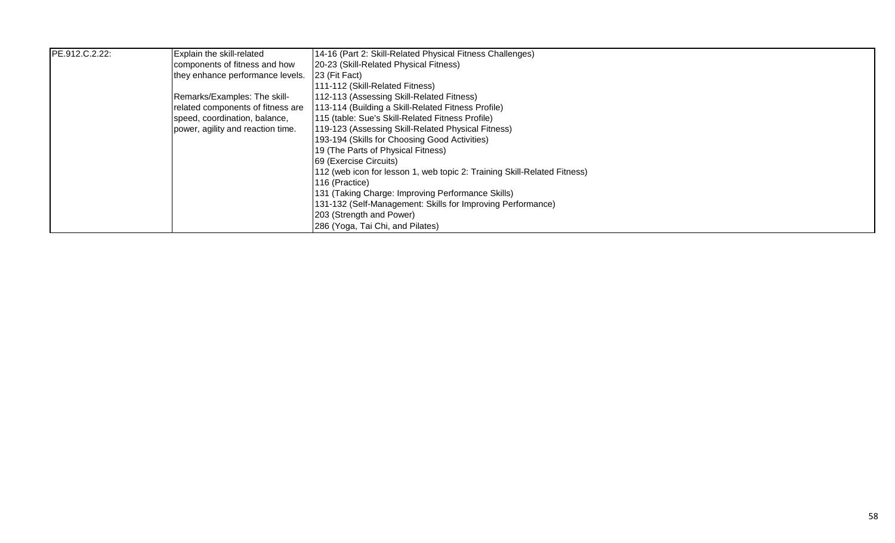| | | |
|---|---|---|
| PE.912.C.2.22: | Explain the skill-related components of fitness and how they enhance performance levels.<br><br>Remarks/Examples: The skill-related components of fitness are speed, coordination, balance, power, agility and reaction time. | 14-16 (Part 2: Skill-Related Physical Fitness Challenges)<br>20-23 (Skill-Related Physical Fitness)<br>23 (Fit Fact)<br>111-112 (Skill-Related Fitness)<br>112-113 (Assessing Skill-Related Fitness)<br>113-114 (Building a Skill-Related Fitness Profile)<br>115 (table: Sue's Skill-Related Fitness Profile)<br>119-123 (Assessing Skill-Related Physical Fitness)<br>193-194 (Skills for Choosing Good Activities)<br>19 (The Parts of Physical Fitness)<br>69 (Exercise Circuits)<br>112 (web icon for lesson 1, web topic 2: Training Skill-Related Fitness)<br>116 (Practice)<br>131 (Taking Charge: Improving Performance Skills)<br>131-132 (Self-Management: Skills for Improving Performance)<br>203 (Strength and Power)<br>286 (Yoga, Tai Chi, and Pilates) |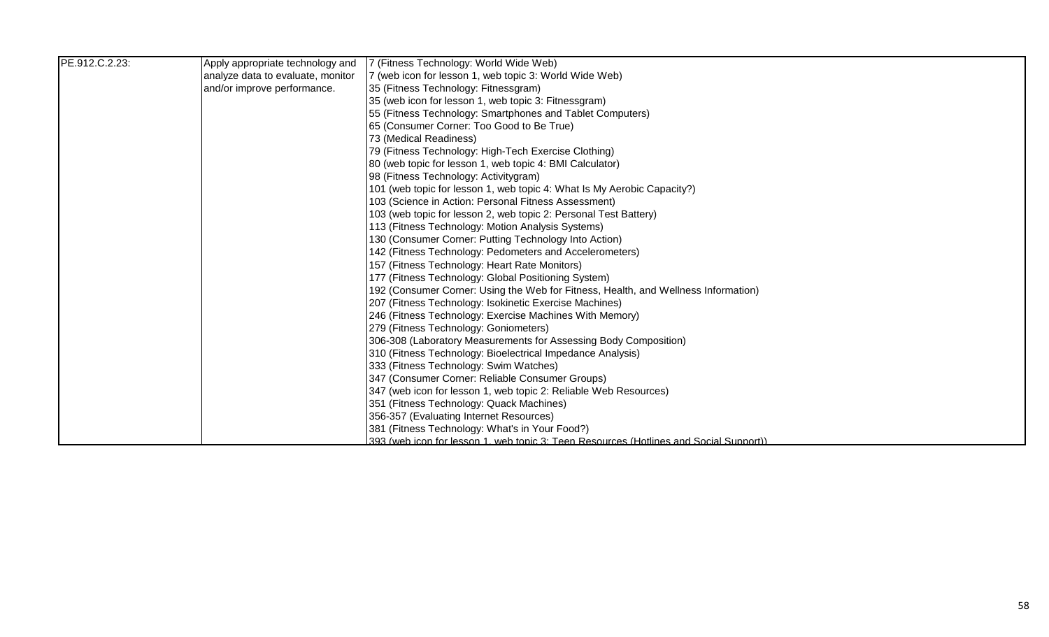| | | |
|---|---|---|
| PE.912.C.2.23: | Apply appropriate technology and analyze data to evaluate, monitor and/or improve performance. | 7 (Fitness Technology: World Wide Web)<br>7 (web icon for lesson 1, web topic 3: World Wide Web)<br>35 (Fitness Technology: Fitnessgram)<br>35 (web icon for lesson 1, web topic 3: Fitnessgram)<br>55 (Fitness Technology: Smartphones and Tablet Computers)<br>65 (Consumer Corner: Too Good to Be True)<br>73 (Medical Readiness)<br>79 (Fitness Technology: High-Tech Exercise Clothing)<br>80 (web topic for lesson 1, web topic 4: BMI Calculator)<br>98 (Fitness Technology: Activitygram)<br>101 (web topic for lesson 1, web topic 4: What Is My Aerobic Capacity?)<br>103 (Science in Action: Personal Fitness Assessment)<br>103 (web topic for lesson 2, web topic 2: Personal Test Battery)<br>113 (Fitness Technology: Motion Analysis Systems)<br>130 (Consumer Corner: Putting Technology Into Action)<br>142 (Fitness Technology: Pedometers and Accelerometers)<br>157 (Fitness Technology: Heart Rate Monitors)<br>177 (Fitness Technology: Global Positioning System)<br>192 (Consumer Corner: Using the Web for Fitness, Health, and Wellness Information)<br>207 (Fitness Technology: Isokinetic Exercise Machines)<br>246 (Fitness Technology: Exercise Machines With Memory)<br>279 (Fitness Technology: Goniometers)<br>306-308 (Laboratory Measurements for Assessing Body Composition)<br>310 (Fitness Technology: Bioelectrical Impedance Analysis)<br>333 (Fitness Technology: Swim Watches)<br>347 (Consumer Corner: Reliable Consumer Groups)<br>347 (web icon for lesson 1, web topic 2: Reliable Web Resources)<br>351 (Fitness Technology: Quack Machines)<br>356-357 (Evaluating Internet Resources)<br>381 (Fitness Technology: What's in Your Food?)<br>393 (web icon for lesson 1, web topic 3: Teen Resources (Hotlines and Social Support)) |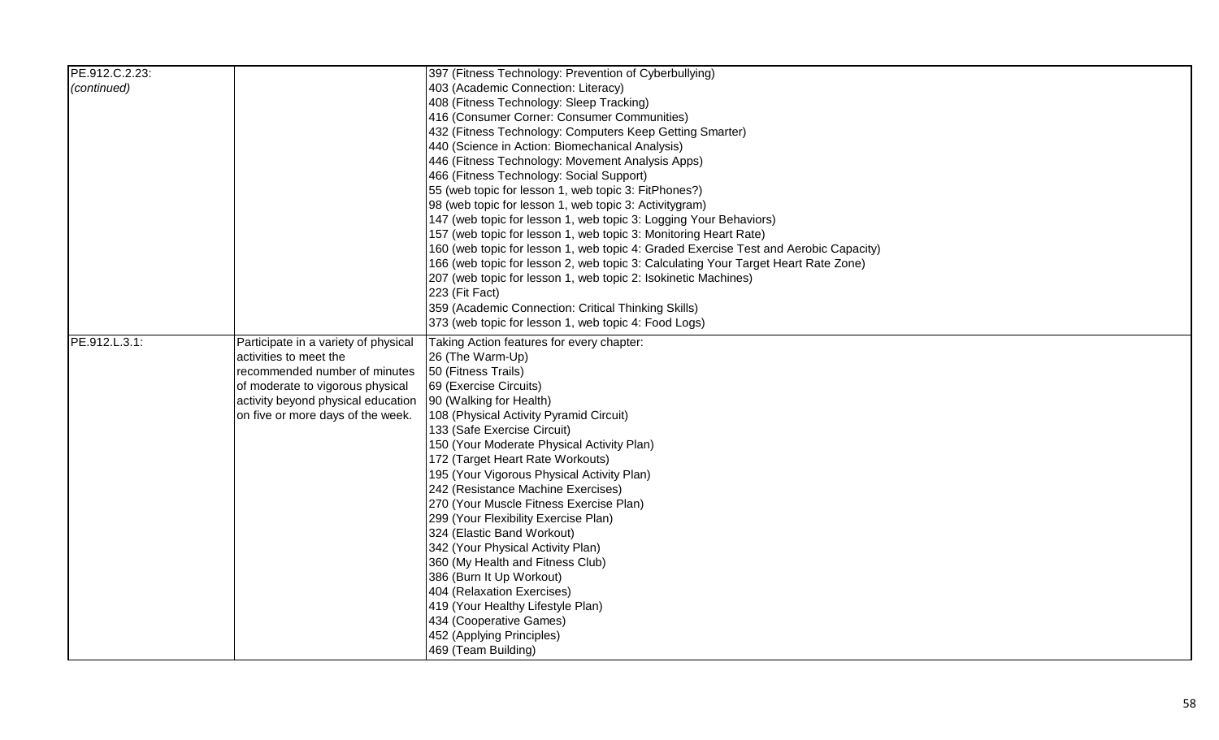| | | |
|---|---|---|
| PE.912.C.2.23: *(continued)* | | 397 (Fitness Technology: Prevention of Cyberbullying)<br>403 (Academic Connection: Literacy)<br>408 (Fitness Technology: Sleep Tracking)<br>416 (Consumer Corner: Consumer Communities)<br>432 (Fitness Technology: Computers Keep Getting Smarter)<br>440 (Science in Action: Biomechanical Analysis)<br>446 (Fitness Technology: Movement Analysis Apps)<br>466 (Fitness Technology: Social Support)<br>55 (web topic for lesson 1, web topic 3: FitPhones?)<br>98 (web topic for lesson 1, web topic 3: Activitygram)<br>147 (web topic for lesson 1, web topic 3: Logging Your Behaviors)<br>157 (web topic for lesson 1, web topic 3: Monitoring Heart Rate)<br>160 (web topic for lesson 1, web topic 4: Graded Exercise Test and Aerobic Capacity)<br>166 (web topic for lesson 2, web topic 3: Calculating Your Target Heart Rate Zone)<br>207 (web topic for lesson 1, web topic 2: Isokinetic Machines)<br>223 (Fit Fact)<br>359 (Academic Connection: Critical Thinking Skills)<br>373 (web topic for lesson 1, web topic 4: Food Logs) |
| PE.912.L.3.1: | Participate in a variety of physical activities to meet the recommended number of minutes of moderate to vigorous physical activity beyond physical education on five or more days of the week. | Taking Action features for every chapter:<br>26 (The Warm-Up)<br>50 (Fitness Trails)<br>69 (Exercise Circuits)<br>90 (Walking for Health)<br>108 (Physical Activity Pyramid Circuit)<br>133 (Safe Exercise Circuit)<br>150 (Your Moderate Physical Activity Plan)<br>172 (Target Heart Rate Workouts)<br>195 (Your Vigorous Physical Activity Plan)<br>242 (Resistance Machine Exercises)<br>270 (Your Muscle Fitness Exercise Plan)<br>299 (Your Flexibility Exercise Plan)<br>324 (Elastic Band Workout)<br>342 (Your Physical Activity Plan)<br>360 (My Health and Fitness Club)<br>386 (Burn It Up Workout)<br>404 (Relaxation Exercises)<br>419 (Your Healthy Lifestyle Plan)<br>434 (Cooperative Games)<br>452 (Applying Principles)<br>469 (Team Building) |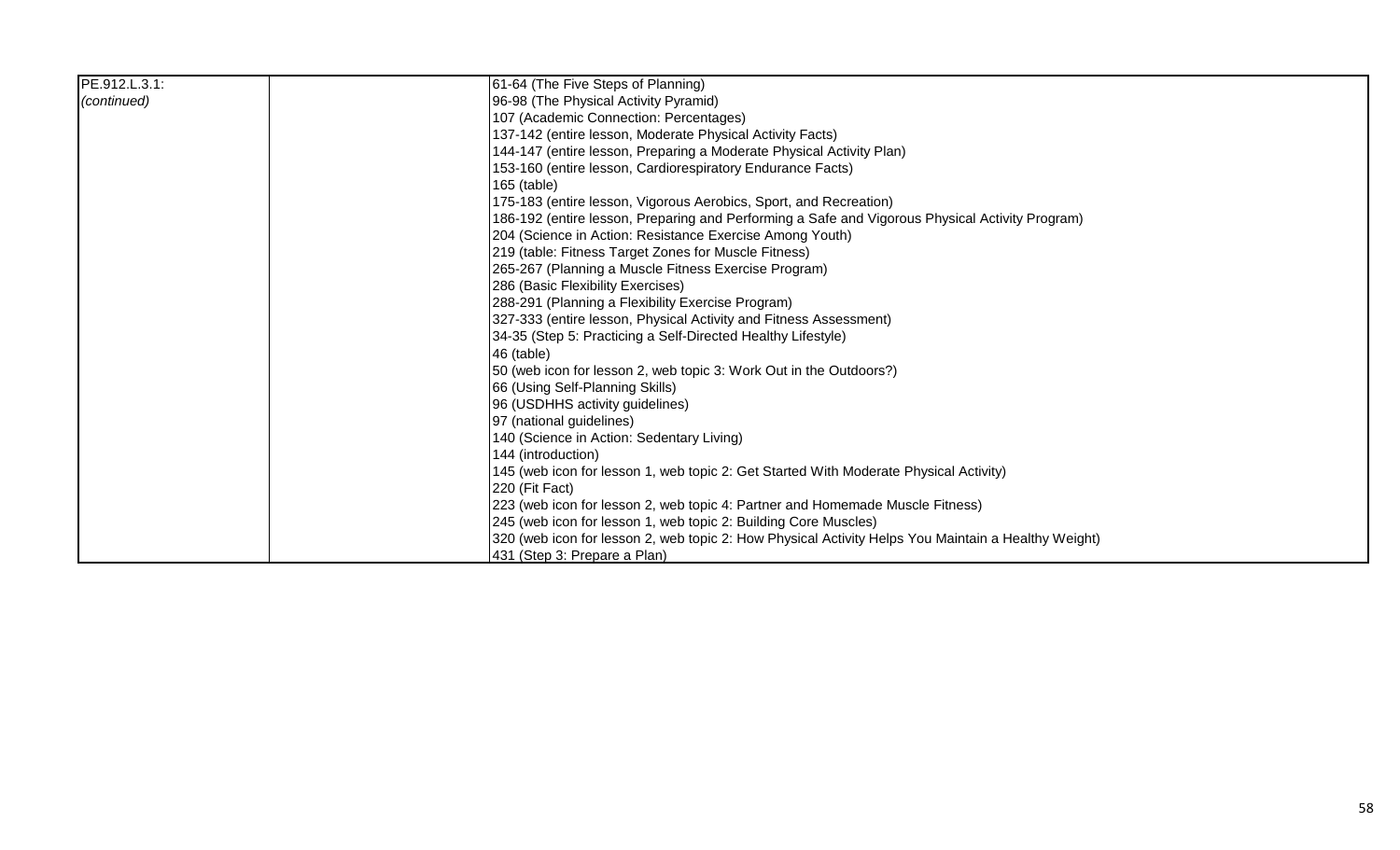| | | |
|---|---|---|
| PE.912.L.3.1:<br>*(continued)* | | 61-64 (The Five Steps of Planning)<br>96-98 (The Physical Activity Pyramid)<br>107 (Academic Connection: Percentages)<br>137-142 (entire lesson, Moderate Physical Activity Facts)<br>144-147 (entire lesson, Preparing a Moderate Physical Activity Plan)<br>153-160 (entire lesson, Cardiorespiratory Endurance Facts)<br>165 (table)<br>175-183 (entire lesson, Vigorous Aerobics, Sport, and Recreation)<br>186-192 (entire lesson, Preparing and Performing a Safe and Vigorous Physical Activity Program)<br>204 (Science in Action: Resistance Exercise Among Youth)<br>219 (table: Fitness Target Zones for Muscle Fitness)<br>265-267 (Planning a Muscle Fitness Exercise Program)<br>286 (Basic Flexibility Exercises)<br>288-291 (Planning a Flexibility Exercise Program)<br>327-333 (entire lesson, Physical Activity and Fitness Assessment)<br>34-35 (Step 5: Practicing a Self-Directed Healthy Lifestyle)<br>46 (table)<br>50 (web icon for lesson 2, web topic 3: Work Out in the Outdoors?)<br>66 (Using Self-Planning Skills)<br>96 (USDHHS activity guidelines)<br>97 (national guidelines)<br>140 (Science in Action: Sedentary Living)<br>144 (introduction)<br>145 (web icon for lesson 1, web topic 2: Get Started With Moderate Physical Activity)<br>220 (Fit Fact)<br>223 (web icon for lesson 2, web topic 4: Partner and Homemade Muscle Fitness)<br>245 (web icon for lesson 1, web topic 2: Building Core Muscles)<br>320 (web icon for lesson 2, web topic 2: How Physical Activity Helps You Maintain a Healthy Weight)<br>431 (Step 3: Prepare a Plan) |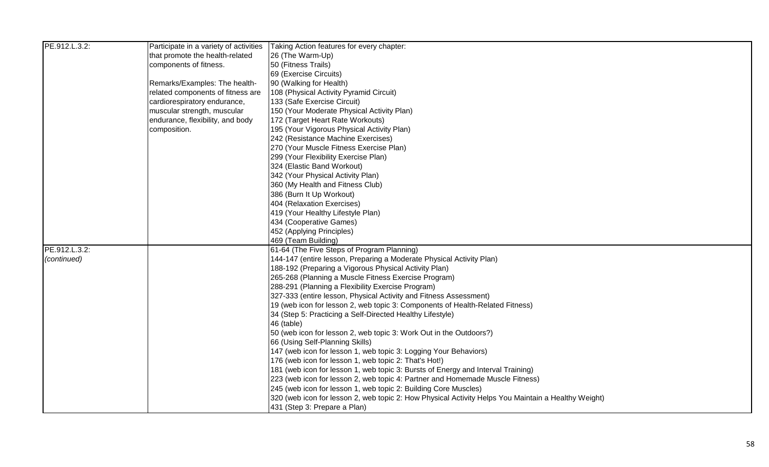| | | |
|---|---|---|
| PE.912.L.3.2: | Participate in a variety of activities that promote the health-related components of fitness.<br><br>Remarks/Examples: The health-related components of fitness are cardiorespiratory endurance, muscular strength, muscular endurance, flexibility, and body composition. | Taking Action features for every chapter:<br>26 (The Warm-Up)<br>50 (Fitness Trails)<br>69 (Exercise Circuits)<br>90 (Walking for Health)<br>108 (Physical Activity Pyramid Circuit)<br>133 (Safe Exercise Circuit)<br>150 (Your Moderate Physical Activity Plan)<br>172 (Target Heart Rate Workouts)<br>195 (Your Vigorous Physical Activity Plan)<br>242 (Resistance Machine Exercises)<br>270 (Your Muscle Fitness Exercise Plan)<br>299 (Your Flexibility Exercise Plan)<br>324 (Elastic Band Workout)<br>342 (Your Physical Activity Plan)<br>360 (My Health and Fitness Club)<br>386 (Burn It Up Workout)<br>404 (Relaxation Exercises)<br>419 (Your Healthy Lifestyle Plan)<br>434 (Cooperative Games)<br>452 (Applying Principles)<br>469 (Team Building) |
| PE.912.L.3.2: *(continued)* | | 61-64 (The Five Steps of Program Planning)<br>144-147 (entire lesson, Preparing a Moderate Physical Activity Plan)<br>188-192 (Preparing a Vigorous Physical Activity Plan)<br>265-268 (Planning a Muscle Fitness Exercise Program)<br>288-291 (Planning a Flexibility Exercise Program)<br>327-333 (entire lesson, Physical Activity and Fitness Assessment)<br>19 (web icon for lesson 2, web topic 3: Components of Health-Related Fitness)<br>34 (Step 5: Practicing a Self-Directed Healthy Lifestyle)<br>46 (table)<br>50 (web icon for lesson 2, web topic 3: Work Out in the Outdoors?)<br>66 (Using Self-Planning Skills)<br>147 (web icon for lesson 1, web topic 3: Logging Your Behaviors)<br>176 (web icon for lesson 1, web topic 2: That's Hot!)<br>181 (web icon for lesson 1, web topic 3: Bursts of Energy and Interval Training)<br>223 (web icon for lesson 2, web topic 4: Partner and Homemade Muscle Fitness)<br>245 (web icon for lesson 1, web topic 2: Building Core Muscles)<br>320 (web icon for lesson 2, web topic 2: How Physical Activity Helps You Maintain a Healthy Weight)<br>431 (Step 3: Prepare a Plan) |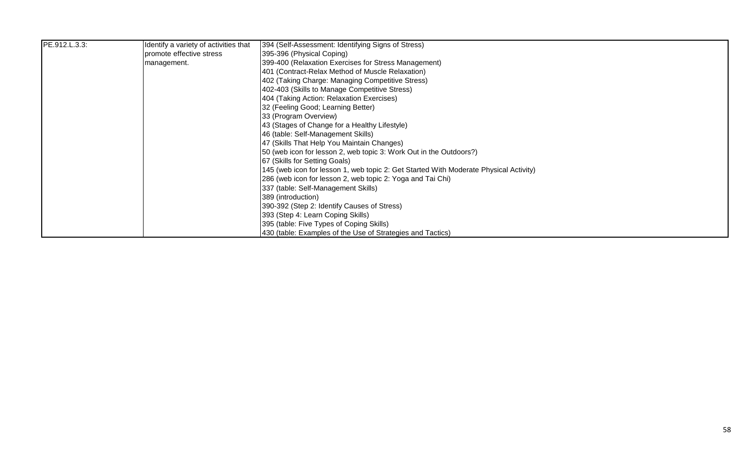| | | |
|---|---|---|
| PE.912.L.3.3: | Identify a variety of activities that promote effective stress management. | 394 (Self-Assessment: Identifying Signs of Stress)<br>395-396 (Physical Coping)<br>399-400 (Relaxation Exercises for Stress Management)<br>401 (Contract-Relax Method of Muscle Relaxation)<br>402 (Taking Charge: Managing Competitive Stress)<br>402-403 (Skills to Manage Competitive Stress)<br>404 (Taking Action: Relaxation Exercises)<br>32 (Feeling Good; Learning Better)<br>33 (Program Overview)<br>43 (Stages of Change for a Healthy Lifestyle)<br>46 (table: Self-Management Skills)<br>47 (Skills That Help You Maintain Changes)<br>50 (web icon for lesson 2, web topic 3: Work Out in the Outdoors?)<br>67 (Skills for Setting Goals)<br>145 (web icon for lesson 1, web topic 2: Get Started With Moderate Physical Activity)<br>286 (web icon for lesson 2, web topic 2: Yoga and Tai Chi)<br>337 (table: Self-Management Skills)<br>389 (introduction)<br>390-392 (Step 2: Identify Causes of Stress)<br>393 (Step 4: Learn Coping Skills)<br>395 (table: Five Types of Coping Skills)<br>430 (table: Examples of the Use of Strategies and Tactics) |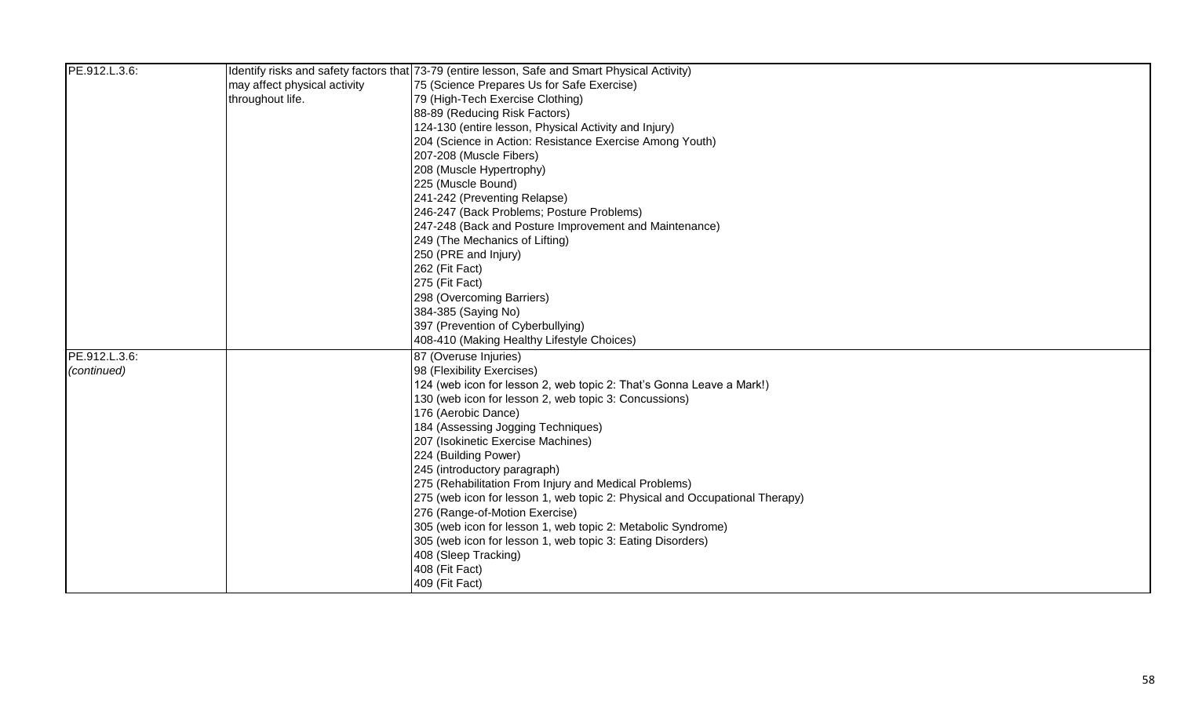| | | |
|---|---|---|
| PE.912.L.3.6: | Identify risks and safety factors that may affect physical activity throughout life. | 73-79 (entire lesson, Safe and Smart Physical Activity)<br>75 (Science Prepares Us for Safe Exercise)<br>79 (High-Tech Exercise Clothing)<br>88-89 (Reducing Risk Factors)<br>124-130 (entire lesson, Physical Activity and Injury)<br>204 (Science in Action: Resistance Exercise Among Youth)<br>207-208 (Muscle Fibers)<br>208 (Muscle Hypertrophy)<br>225 (Muscle Bound)<br>241-242 (Preventing Relapse)<br>246-247 (Back Problems; Posture Problems)<br>247-248 (Back and Posture Improvement and Maintenance)<br>249 (The Mechanics of Lifting)<br>250 (PRE and Injury)<br>262 (Fit Fact)<br>275 (Fit Fact)<br>298 (Overcoming Barriers)<br>384-385 (Saying No)<br>397 (Prevention of Cyberbullying)<br>408-410 (Making Healthy Lifestyle Choices) |
| PE.912.L.3.6: *(continued)* | | 87 (Overuse Injuries)<br>98 (Flexibility Exercises)<br>124 (web icon for lesson 2, web topic 2: That's Gonna Leave a Mark!)<br>130 (web icon for lesson 2, web topic 3: Concussions)<br>176 (Aerobic Dance)<br>184 (Assessing Jogging Techniques)<br>207 (Isokinetic Exercise Machines)<br>224 (Building Power)<br>245 (introductory paragraph)<br>275 (Rehabilitation From Injury and Medical Problems)<br>275 (web icon for lesson 1, web topic 2: Physical and Occupational Therapy)<br>276 (Range-of-Motion Exercise)<br>305 (web icon for lesson 1, web topic 2: Metabolic Syndrome)<br>305 (web icon for lesson 1, web topic 3: Eating Disorders)<br>408 (Sleep Tracking)<br>408 (Fit Fact)<br>409 (Fit Fact) |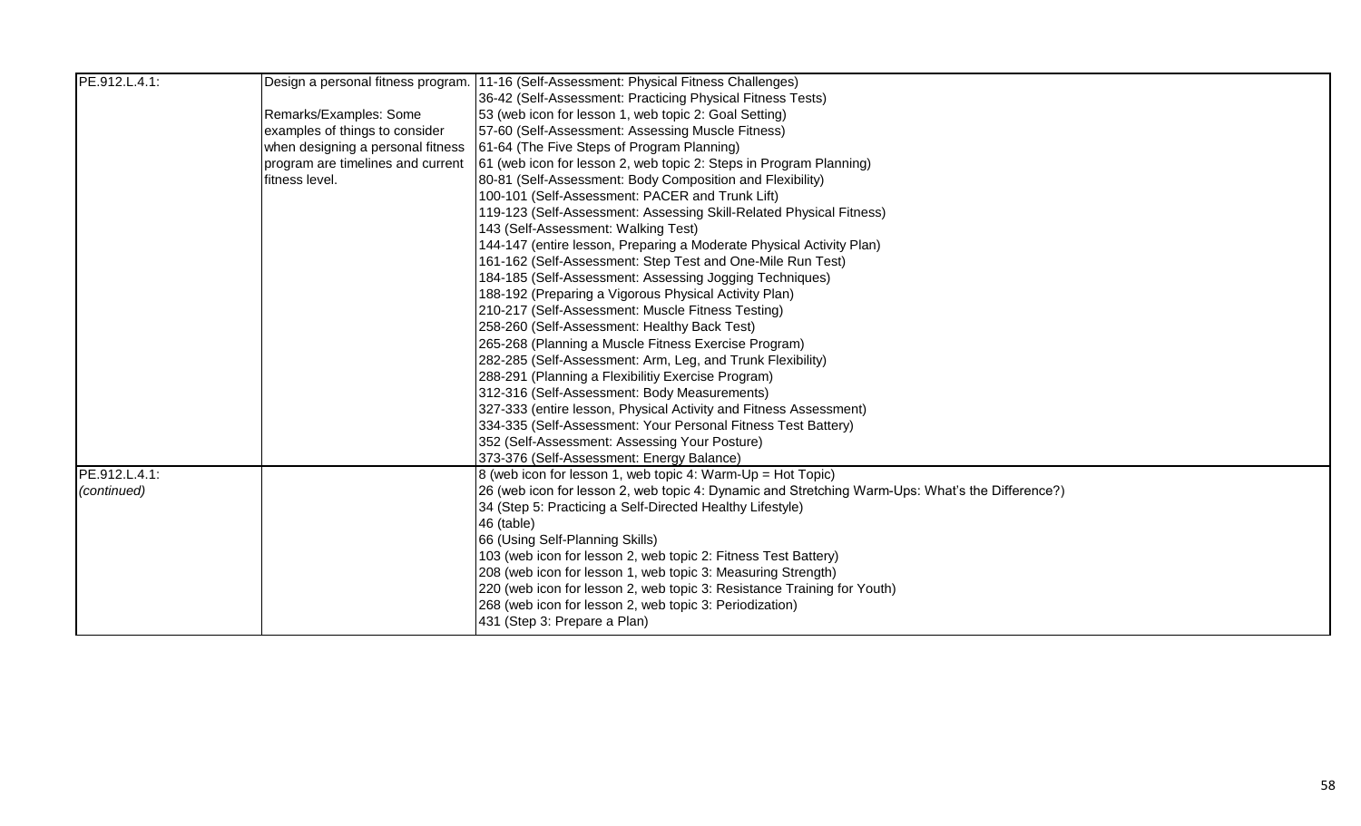| | | |
|---|---|---|
| PE.912.L.4.1: | Design a personal fitness program.<br><br>Remarks/Examples: Some examples of things to consider when designing a personal fitness program are timelines and current fitness level. | 11-16 (Self-Assessment: Physical Fitness Challenges)<br>36-42 (Self-Assessment: Practicing Physical Fitness Tests)<br>53 (web icon for lesson 1, web topic 2: Goal Setting)<br>57-60 (Self-Assessment: Assessing Muscle Fitness)<br>61-64 (The Five Steps of Program Planning)<br>61 (web icon for lesson 2, web topic 2: Steps in Program Planning)<br>80-81 (Self-Assessment: Body Composition and Flexibility)<br>100-101 (Self-Assessment: PACER and Trunk Lift)<br>119-123 (Self-Assessment: Assessing Skill-Related Physical Fitness)<br>143 (Self-Assessment: Walking Test)<br>144-147 (entire lesson, Preparing a Moderate Physical Activity Plan)<br>161-162 (Self-Assessment: Step Test and One-Mile Run Test)<br>184-185 (Self-Assessment: Assessing Jogging Techniques)<br>188-192 (Preparing a Vigorous Physical Activity Plan)<br>210-217 (Self-Assessment: Muscle Fitness Testing)<br>258-260 (Self-Assessment: Healthy Back Test)<br>265-268 (Planning a Muscle Fitness Exercise Program)<br>282-285 (Self-Assessment: Arm, Leg, and Trunk Flexibility)<br>288-291 (Planning a Flexibilitiy Exercise Program)<br>312-316 (Self-Assessment: Body Measurements)<br>327-333 (entire lesson, Physical Activity and Fitness Assessment)<br>334-335 (Self-Assessment: Your Personal Fitness Test Battery)<br>352 (Self-Assessment: Assessing Your Posture)<br>373-376 (Self-Assessment: Energy Balance) |
| PE.912.L.4.1:<br>*(continued)* | | 8 (web icon for lesson 1, web topic 4: Warm-Up = Hot Topic)<br>26 (web icon for lesson 2, web topic 4: Dynamic and Stretching Warm-Ups: What's the Difference?)<br>34 (Step 5: Practicing a Self-Directed Healthy Lifestyle)<br>46 (table)<br>66 (Using Self-Planning Skills)<br>103 (web icon for lesson 2, web topic 2: Fitness Test Battery)<br>208 (web icon for lesson 1, web topic 3: Measuring Strength)<br>220 (web icon for lesson 2, web topic 3: Resistance Training for Youth)<br>268 (web icon for lesson 2, web topic 3: Periodization)<br>431 (Step 3: Prepare a Plan) |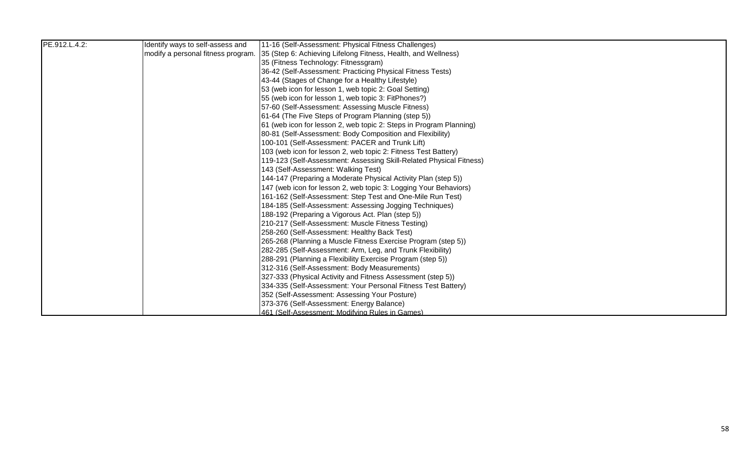| | | |
|---|---|---|
| PE.912.L.4.2: | Identify ways to self-assess and modify a personal fitness program. | 11-16 (Self-Assessment: Physical Fitness Challenges)<br>35 (Step 6: Achieving Lifelong Fitness, Health, and Wellness)<br>35 (Fitness Technology: Fitnessgram)<br>36-42 (Self-Assessment: Practicing Physical Fitness Tests)<br>43-44 (Stages of Change for a Healthy Lifestyle)<br>53 (web icon for lesson 1, web topic 2: Goal Setting)<br>55 (web icon for lesson 1, web topic 3: FitPhones?)<br>57-60 (Self-Assessment: Assessing Muscle Fitness)<br>61-64 (The Five Steps of Program Planning (step 5))<br>61 (web icon for lesson 2, web topic 2: Steps in Program Planning)<br>80-81 (Self-Assessment: Body Composition and Flexibility)<br>100-101 (Self-Assessment: PACER and Trunk Lift)<br>103 (web icon for lesson 2, web topic 2: Fitness Test Battery)<br>119-123 (Self-Assessment: Assessing Skill-Related Physical Fitness)<br>143 (Self-Assessment: Walking Test)<br>144-147 (Preparing a Moderate Physical Activity Plan (step 5))<br>147 (web icon for lesson 2, web topic 3: Logging Your Behaviors)<br>161-162 (Self-Assessment: Step Test and One-Mile Run Test)<br>184-185 (Self-Assessment: Assessing Jogging Techniques)<br>188-192 (Preparing a Vigorous Act. Plan (step 5))<br>210-217 (Self-Assessment: Muscle Fitness Testing)<br>258-260 (Self-Assessment: Healthy Back Test)<br>265-268 (Planning a Muscle Fitness Exercise Program (step 5))<br>282-285 (Self-Assessment: Arm, Leg, and Trunk Flexibility)<br>288-291 (Planning a Flexibility Exercise Program (step 5))<br>312-316 (Self-Assessment: Body Measurements)<br>327-333 (Physical Activity and Fitness Assessment (step 5))<br>334-335 (Self-Assessment: Your Personal Fitness Test Battery)<br>352 (Self-Assessment: Assessing Your Posture)<br>373-376 (Self-Assessment: Energy Balance)<br>461 (Self-Assessment: Modifying Rules in Games) |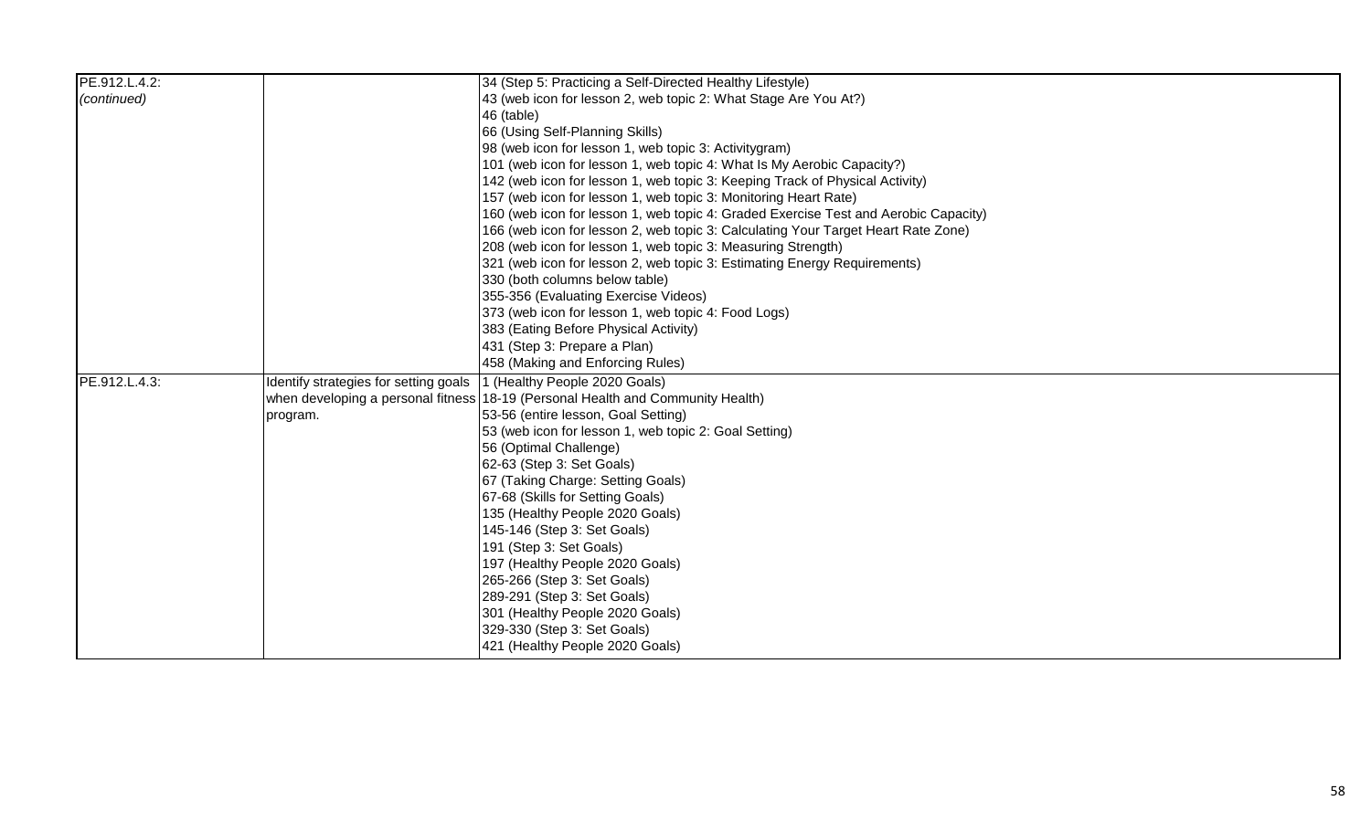| | | |
|---|---|---|
| PE.912.L.4.2: *(continued)* | | 34 (Step 5: Practicing a Self-Directed Healthy Lifestyle)<br>43 (web icon for lesson 2, web topic 2: What Stage Are You At?)<br>46 (table)<br>66 (Using Self-Planning Skills)<br>98 (web icon for lesson 1, web topic 3: Activitygram)<br>101 (web icon for lesson 1, web topic 4: What Is My Aerobic Capacity?)<br>142 (web icon for lesson 1, web topic 3: Keeping Track of Physical Activity)<br>157 (web icon for lesson 1, web topic 3: Monitoring Heart Rate)<br>160 (web icon for lesson 1, web topic 4: Graded Exercise Test and Aerobic Capacity)<br>166 (web icon for lesson 2, web topic 3: Calculating Your Target Heart Rate Zone)<br>208 (web icon for lesson 1, web topic 3: Measuring Strength)<br>321 (web icon for lesson 2, web topic 3: Estimating Energy Requirements)<br>330 (both columns below table)<br>355-356 (Evaluating Exercise Videos)<br>373 (web icon for lesson 1, web topic 4: Food Logs)<br>383 (Eating Before Physical Activity)<br>431 (Step 3: Prepare a Plan)<br>458 (Making and Enforcing Rules) |
| PE.912.L.4.3: | Identify strategies for setting goals when developing a personal fitness program. | 1 (Healthy People 2020 Goals)<br>18-19 (Personal Health and Community Health)<br>53-56 (entire lesson, Goal Setting)<br>53 (web icon for lesson 1, web topic 2: Goal Setting)<br>56 (Optimal Challenge)<br>62-63 (Step 3: Set Goals)<br>67 (Taking Charge: Setting Goals)<br>67-68 (Skills for Setting Goals)<br>135 (Healthy People 2020 Goals)<br>145-146 (Step 3: Set Goals)<br>191 (Step 3: Set Goals)<br>197 (Healthy People 2020 Goals)<br>265-266 (Step 3: Set Goals)<br>289-291 (Step 3: Set Goals)<br>301 (Healthy People 2020 Goals)<br>329-330 (Step 3: Set Goals)<br>421 (Healthy People 2020 Goals) |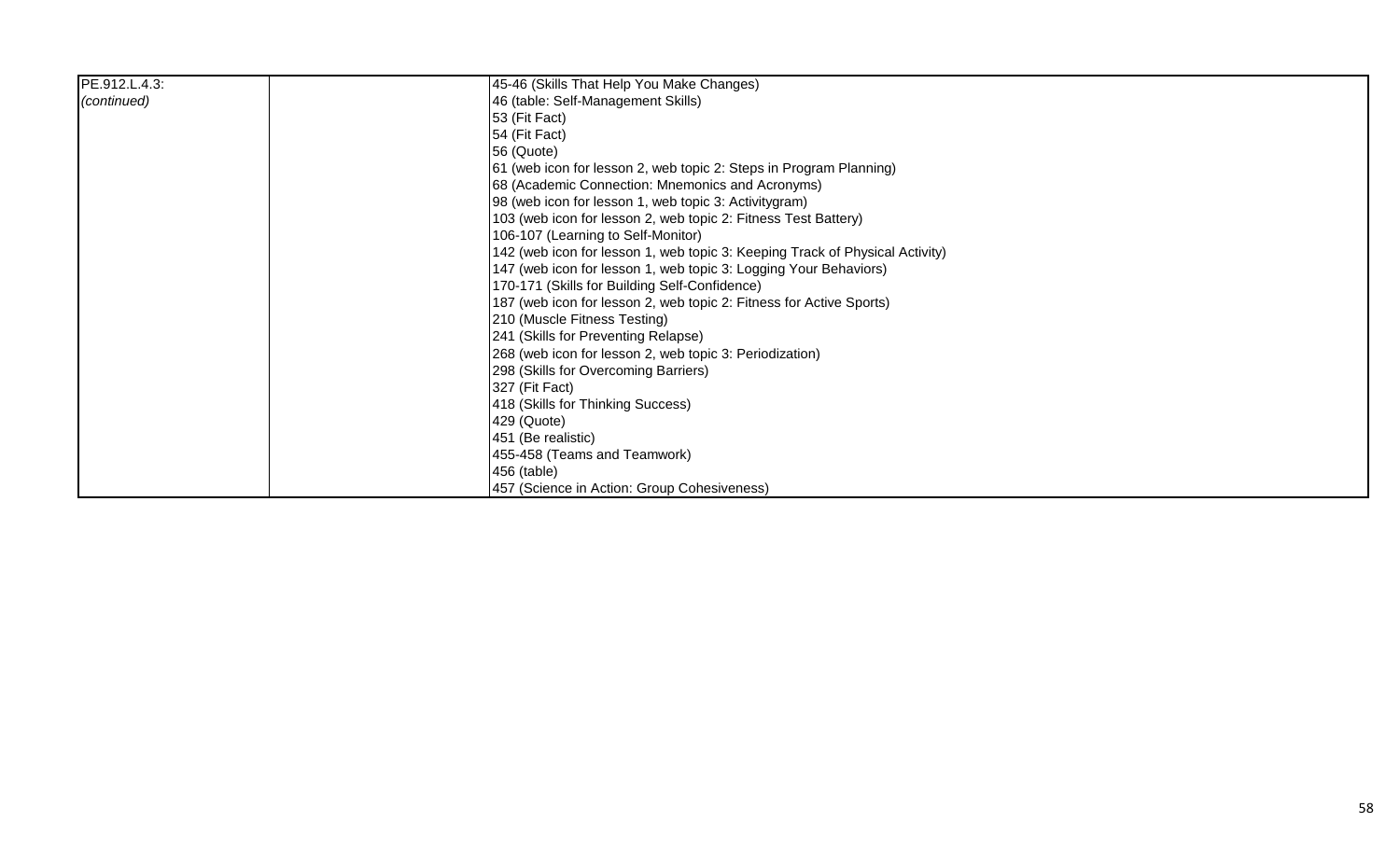| | | |
|---|---|---|
| PE.912.L.4.3:<br>*(continued)* | | 45-46 (Skills That Help You Make Changes)<br>46 (table: Self-Management Skills)<br>53 (Fit Fact)<br>54 (Fit Fact)<br>56 (Quote)<br>61 (web icon for lesson 2, web topic 2: Steps in Program Planning)<br>68 (Academic Connection: Mnemonics and Acronyms)<br>98 (web icon for lesson 1, web topic 3: Activitygram)<br>103 (web icon for lesson 2, web topic 2: Fitness Test Battery)<br>106-107 (Learning to Self-Monitor)<br>142 (web icon for lesson 1, web topic 3: Keeping Track of Physical Activity)<br>147 (web icon for lesson 1, web topic 3: Logging Your Behaviors)<br>170-171 (Skills for Building Self-Confidence)<br>187 (web icon for lesson 2, web topic 2: Fitness for Active Sports)<br>210 (Muscle Fitness Testing)<br>241 (Skills for Preventing Relapse)<br>268 (web icon for lesson 2, web topic 3: Periodization)<br>298 (Skills for Overcoming Barriers)<br>327 (Fit Fact)<br>418 (Skills for Thinking Success)<br>429 (Quote)<br>451 (Be realistic)<br>455-458 (Teams and Teamwork)<br>456 (table)<br>457 (Science in Action: Group Cohesiveness) |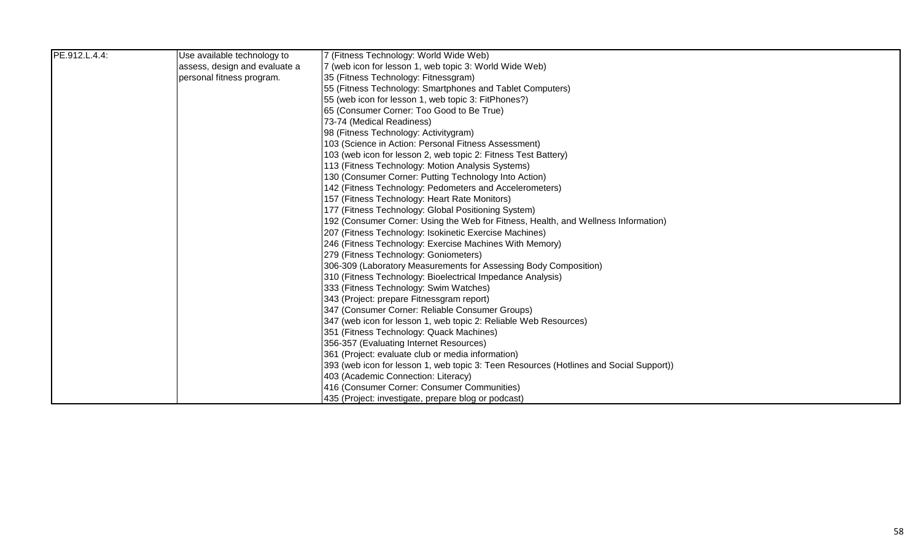| | | |
|---|---|---|
| PE.912.L.4.4: | Use available technology to assess, design and evaluate a personal fitness program. | 7 (Fitness Technology: World Wide Web)<br>7 (web icon for lesson 1, web topic 3: World Wide Web)<br>35 (Fitness Technology: Fitnessgram)<br>55 (Fitness Technology: Smartphones and Tablet Computers)<br>55 (web icon for lesson 1, web topic 3: FitPhones?)<br>65 (Consumer Corner: Too Good to Be True)<br>73-74 (Medical Readiness)<br>98 (Fitness Technology: Activitygram)<br>103 (Science in Action: Personal Fitness Assessment)<br>103 (web icon for lesson 2, web topic 2: Fitness Test Battery)<br>113 (Fitness Technology: Motion Analysis Systems)<br>130 (Consumer Corner: Putting Technology Into Action)<br>142 (Fitness Technology: Pedometers and Accelerometers)<br>157 (Fitness Technology: Heart Rate Monitors)<br>177 (Fitness Technology: Global Positioning System)<br>192 (Consumer Corner: Using the Web for Fitness, Health, and Wellness Information)<br>207 (Fitness Technology: Isokinetic Exercise Machines)<br>246 (Fitness Technology: Exercise Machines With Memory)<br>279 (Fitness Technology: Goniometers)<br>306-309 (Laboratory Measurements for Assessing Body Composition)<br>310 (Fitness Technology: Bioelectrical Impedance Analysis)<br>333 (Fitness Technology: Swim Watches)<br>343 (Project: prepare Fitnessgram report)<br>347 (Consumer Corner: Reliable Consumer Groups)<br>347 (web icon for lesson 1, web topic 2: Reliable Web Resources)<br>351 (Fitness Technology: Quack Machines)<br>356-357 (Evaluating Internet Resources)<br>361 (Project: evaluate club or media information)<br>393 (web icon for lesson 1, web topic 3: Teen Resources (Hotlines and Social Support))<br>403 (Academic Connection: Literacy)<br>416 (Consumer Corner: Consumer Communities)<br>435 (Project: investigate, prepare blog or podcast) |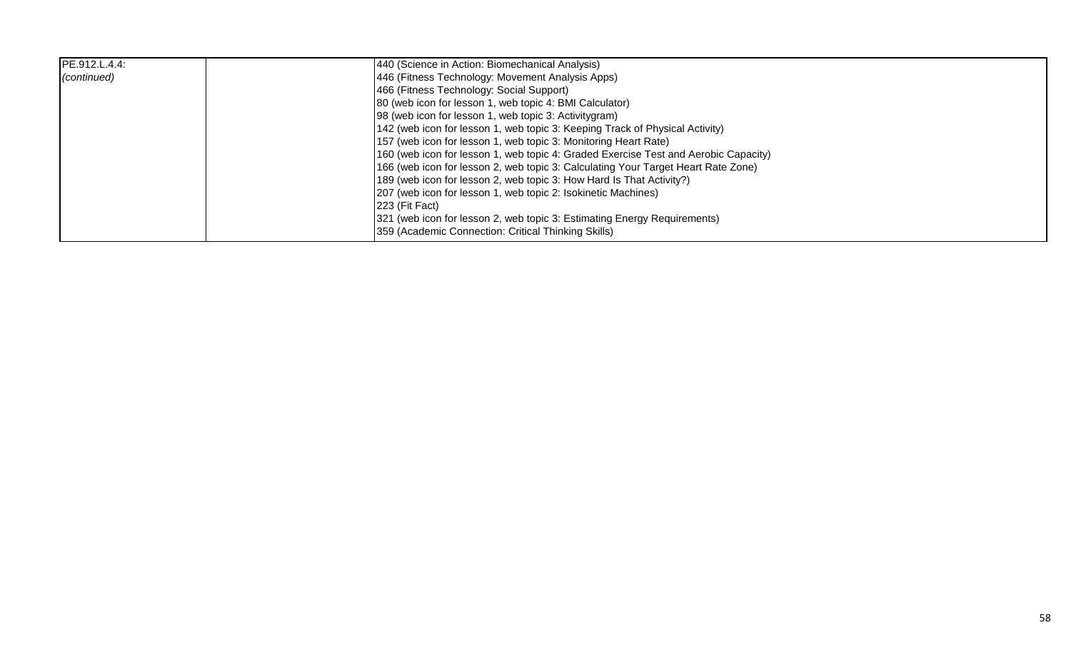| | | |
|---|---|---|
| PE.912.L.4.4:<br>*(continued)* | | 440 (Science in Action: Biomechanical Analysis)<br>446 (Fitness Technology: Movement Analysis Apps)<br>466 (Fitness Technology: Social Support)<br>80 (web icon for lesson 1, web topic 4: BMI Calculator)<br>98 (web icon for lesson 1, web topic 3: Activitygram)<br>142 (web icon for lesson 1, web topic 3: Keeping Track of Physical Activity)<br>157 (web icon for lesson 1, web topic 3: Monitoring Heart Rate)<br>160 (web icon for lesson 1, web topic 4: Graded Exercise Test and Aerobic Capacity)<br>166 (web icon for lesson 2, web topic 3: Calculating Your Target Heart Rate Zone)<br>189 (web icon for lesson 2, web topic 3: How Hard Is That Activity?)<br>207 (web icon for lesson 1, web topic 2: Isokinetic Machines)<br>223 (Fit Fact)<br>321 (web icon for lesson 2, web topic 3: Estimating Energy Requirements)<br>359 (Academic Connection: Critical Thinking Skills) |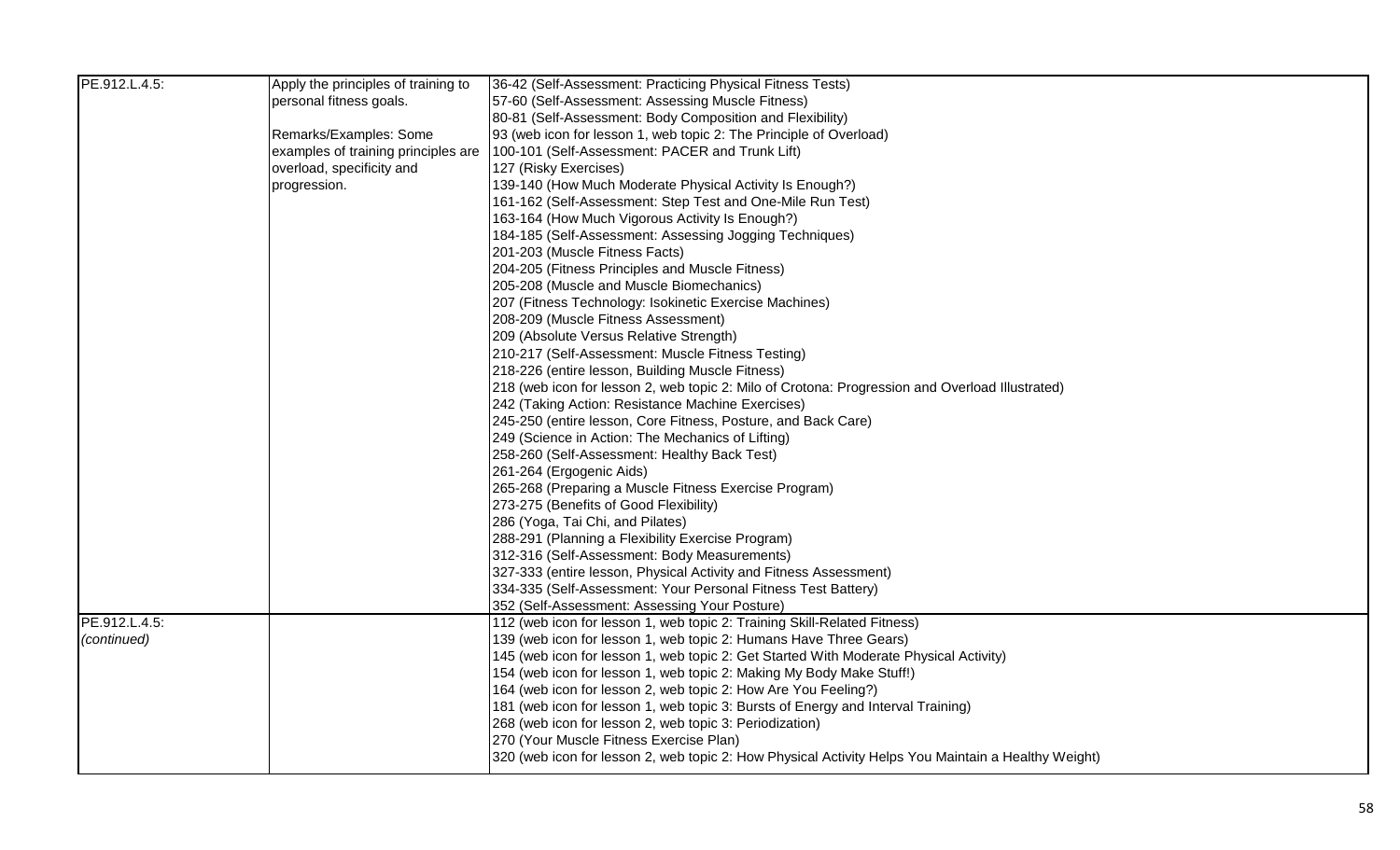| | | |
|---|---|---|
| PE.912.L.4.5: | Apply the principles of training to personal fitness goals.<br><br>Remarks/Examples: Some examples of training principles are overload, specificity and progression. | 36-42 (Self-Assessment: Practicing Physical Fitness Tests)<br>57-60 (Self-Assessment: Assessing Muscle Fitness)<br>80-81 (Self-Assessment: Body Composition and Flexibility)<br>93 (web icon for lesson 1, web topic 2: The Principle of Overload)<br>100-101 (Self-Assessment: PACER and Trunk Lift)<br>127 (Risky Exercises)<br>139-140 (How Much Moderate Physical Activity Is Enough?)<br>161-162 (Self-Assessment: Step Test and One-Mile Run Test)<br>163-164 (How Much Vigorous Activity Is Enough?)<br>184-185 (Self-Assessment: Assessing Jogging Techniques)<br>201-203 (Muscle Fitness Facts)<br>204-205 (Fitness Principles and Muscle Fitness)<br>205-208 (Muscle and Muscle Biomechanics)<br>207 (Fitness Technology: Isokinetic Exercise Machines)<br>208-209 (Muscle Fitness Assessment)<br>209 (Absolute Versus Relative Strength)<br>210-217 (Self-Assessment: Muscle Fitness Testing)<br>218-226 (entire lesson, Building Muscle Fitness)<br>218 (web icon for lesson 2, web topic 2: Milo of Crotona: Progression and Overload Illustrated)<br>242 (Taking Action: Resistance Machine Exercises)<br>245-250 (entire lesson, Core Fitness, Posture, and Back Care)<br>249 (Science in Action: The Mechanics of Lifting)<br>258-260 (Self-Assessment: Healthy Back Test)<br>261-264 (Ergogenic Aids)<br>265-268 (Preparing a Muscle Fitness Exercise Program)<br>273-275 (Benefits of Good Flexibility)<br>286 (Yoga, Tai Chi, and Pilates)<br>288-291 (Planning a Flexibility Exercise Program)<br>312-316 (Self-Assessment: Body Measurements)<br>327-333 (entire lesson, Physical Activity and Fitness Assessment)<br>334-335 (Self-Assessment: Your Personal Fitness Test Battery)<br>352 (Self-Assessment: Assessing Your Posture) |
| PE.912.L.4.5: *(continued)* | | 112 (web icon for lesson 1, web topic 2: Training Skill-Related Fitness)<br>139 (web icon for lesson 1, web topic 2: Humans Have Three Gears)<br>145 (web icon for lesson 1, web topic 2: Get Started With Moderate Physical Activity)<br>154 (web icon for lesson 1, web topic 2: Making My Body Make Stuff!)<br>164 (web icon for lesson 2, web topic 2: How Are You Feeling?)<br>181 (web icon for lesson 1, web topic 3: Bursts of Energy and Interval Training)<br>268 (web icon for lesson 2, web topic 3: Periodization)<br>270 (Your Muscle Fitness Exercise Plan)<br>320 (web icon for lesson 2, web topic 2: How Physical Activity Helps You Maintain a Healthy Weight) |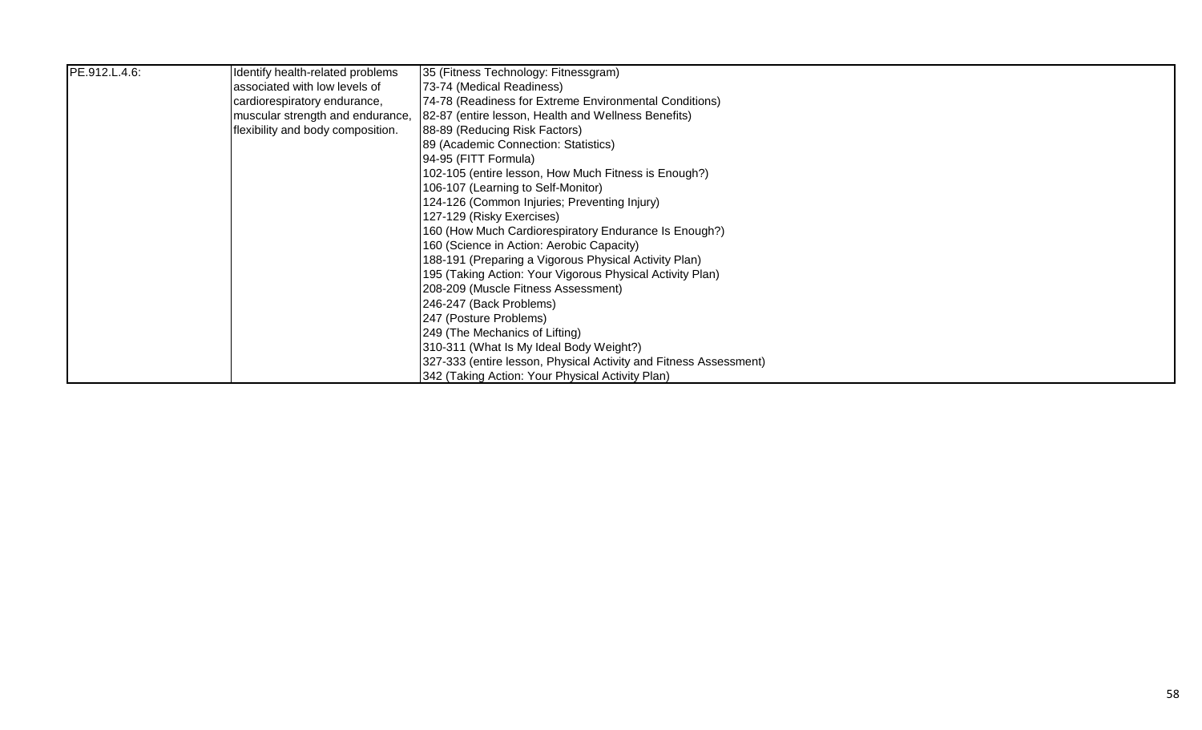| | | |
|---|---|---|
| PE.912.L.4.6: | Identify health-related problems associated with low levels of cardiorespiratory endurance, muscular strength and endurance, flexibility and body composition. | 35 (Fitness Technology: Fitnessgram)<br>73-74 (Medical Readiness)<br>74-78 (Readiness for Extreme Environmental Conditions)<br>82-87 (entire lesson, Health and Wellness Benefits)<br>88-89 (Reducing Risk Factors)<br>89 (Academic Connection: Statistics)<br>94-95 (FITT Formula)<br>102-105 (entire lesson, How Much Fitness is Enough?)<br>106-107 (Learning to Self-Monitor)<br>124-126 (Common Injuries; Preventing Injury)<br>127-129 (Risky Exercises)<br>160 (How Much Cardiorespiratory Endurance Is Enough?)<br>160 (Science in Action: Aerobic Capacity)<br>188-191 (Preparing a Vigorous Physical Activity Plan)<br>195 (Taking Action: Your Vigorous Physical Activity Plan)<br>208-209 (Muscle Fitness Assessment)<br>246-247 (Back Problems)<br>247 (Posture Problems)<br>249 (The Mechanics of Lifting)<br>310-311 (What Is My Ideal Body Weight?)<br>327-333 (entire lesson, Physical Activity and Fitness Assessment)<br>342 (Taking Action: Your Physical Activity Plan) |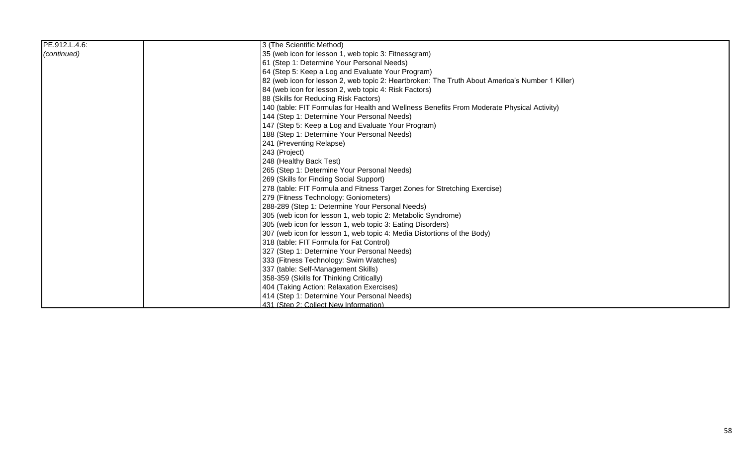| | | |
|---|---|---|
| PE.912.L.4.6:<br>*(continued)* | | 3 (The Scientific Method)<br>35 (web icon for lesson 1, web topic 3: Fitnessgram)<br>61 (Step 1: Determine Your Personal Needs)<br>64 (Step 5: Keep a Log and Evaluate Your Program)<br>82 (web icon for lesson 2, web topic 2: Heartbroken: The Truth About America's Number 1 Killer)<br>84 (web icon for lesson 2, web topic 4: Risk Factors)<br>88 (Skills for Reducing Risk Factors)<br>140 (table: FIT Formulas for Health and Wellness Benefits From Moderate Physical Activity)<br>144 (Step 1: Determine Your Personal Needs)<br>147 (Step 5: Keep a Log and Evaluate Your Program)<br>188 (Step 1: Determine Your Personal Needs)<br>241 (Preventing Relapse)<br>243 (Project)<br>248 (Healthy Back Test)<br>265 (Step 1: Determine Your Personal Needs)<br>269 (Skills for Finding Social Support)<br>278 (table: FIT Formula and Fitness Target Zones for Stretching Exercise)<br>279 (Fitness Technology: Goniometers)<br>288-289 (Step 1: Determine Your Personal Needs)<br>305 (web icon for lesson 1, web topic 2: Metabolic Syndrome)<br>305 (web icon for lesson 1, web topic 3: Eating Disorders)<br>307 (web icon for lesson 1, web topic 4: Media Distortions of the Body)<br>318 (table: FIT Formula for Fat Control)<br>327 (Step 1: Determine Your Personal Needs)<br>333 (Fitness Technology: Swim Watches)<br>337 (table: Self-Management Skills)<br>358-359 (Skills for Thinking Critically)<br>404 (Taking Action: Relaxation Exercises)<br>414 (Step 1: Determine Your Personal Needs)<br>431 (Step 2: Collect New Information) |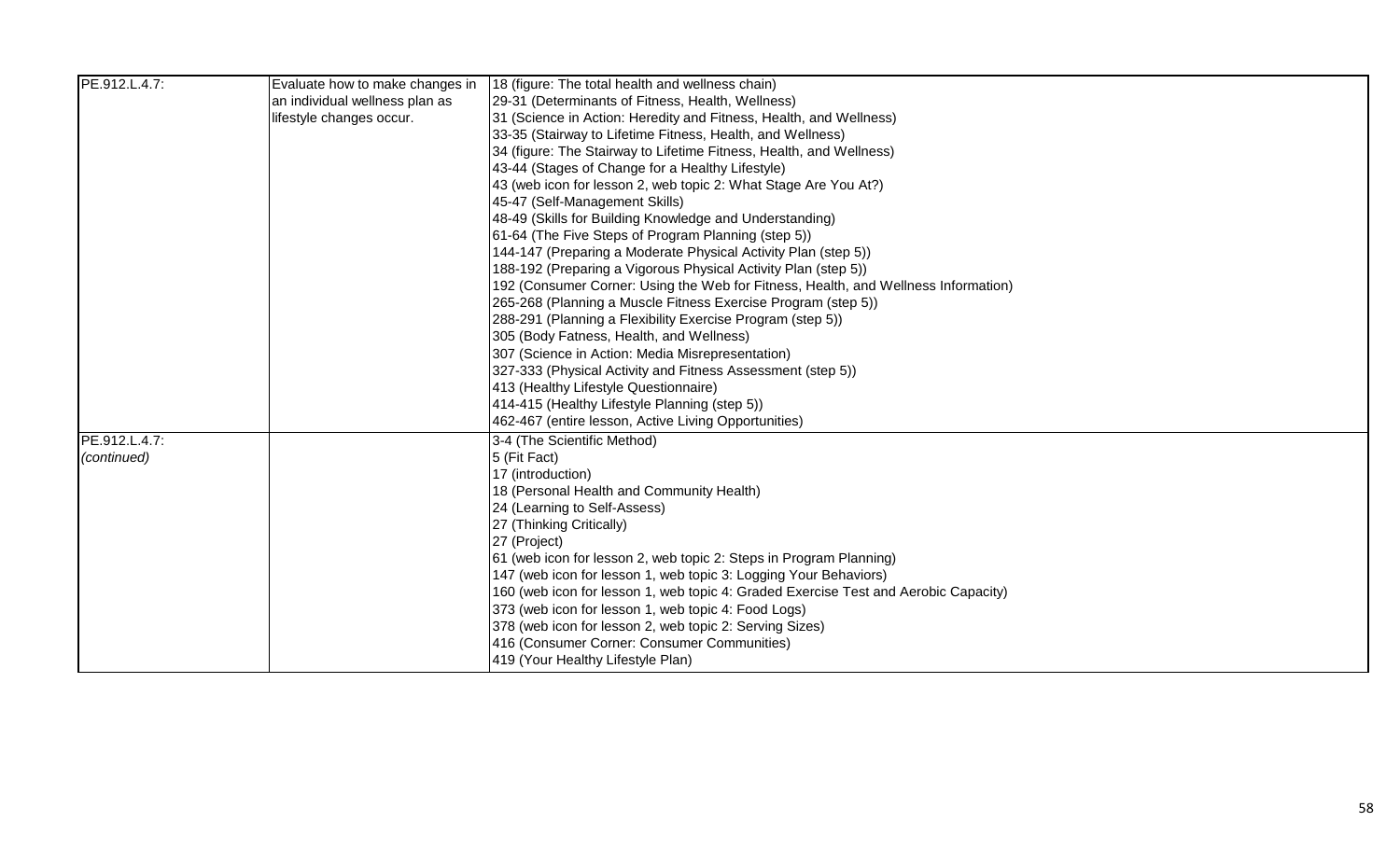| | | |
|---|---|---|
| PE.912.L.4.7: | Evaluate how to make changes in an individual wellness plan as lifestyle changes occur. | 18 (figure: The total health and wellness chain)<br>29-31 (Determinants of Fitness, Health, Wellness)<br>31 (Science in Action: Heredity and Fitness, Health, and Wellness)<br>33-35 (Stairway to Lifetime Fitness, Health, and Wellness)<br>34 (figure: The Stairway to Lifetime Fitness, Health, and Wellness)<br>43-44 (Stages of Change for a Healthy Lifestyle)<br>43 (web icon for lesson 2, web topic 2: What Stage Are You At?)<br>45-47 (Self-Management Skills)<br>48-49 (Skills for Building Knowledge and Understanding)<br>61-64 (The Five Steps of Program Planning (step 5))<br>144-147 (Preparing a Moderate Physical Activity Plan (step 5))<br>188-192 (Preparing a Vigorous Physical Activity Plan (step 5))<br>192 (Consumer Corner: Using the Web for Fitness, Health, and Wellness Information)<br>265-268 (Planning a Muscle Fitness Exercise Program (step 5))<br>288-291 (Planning a Flexibility Exercise Program (step 5))<br>305 (Body Fatness, Health, and Wellness)<br>307 (Science in Action: Media Misrepresentation)<br>327-333 (Physical Activity and Fitness Assessment (step 5))<br>413 (Healthy Lifestyle Questionnaire)<br>414-415 (Healthy Lifestyle Planning (step 5))<br>462-467 (entire lesson, Active Living Opportunities) |
| PE.912.L.4.7: *(continued)* | | 3-4 (The Scientific Method)<br>5 (Fit Fact)<br>17 (introduction)<br>18 (Personal Health and Community Health)<br>24 (Learning to Self-Assess)<br>27 (Thinking Critically)<br>27 (Project)<br>61 (web icon for lesson 2, web topic 2: Steps in Program Planning)<br>147 (web icon for lesson 1, web topic 3: Logging Your Behaviors)<br>160 (web icon for lesson 1, web topic 4: Graded Exercise Test and Aerobic Capacity)<br>373 (web icon for lesson 1, web topic 4: Food Logs)<br>378 (web icon for lesson 2, web topic 2: Serving Sizes)<br>416 (Consumer Corner: Consumer Communities)<br>419 (Your Healthy Lifestyle Plan) |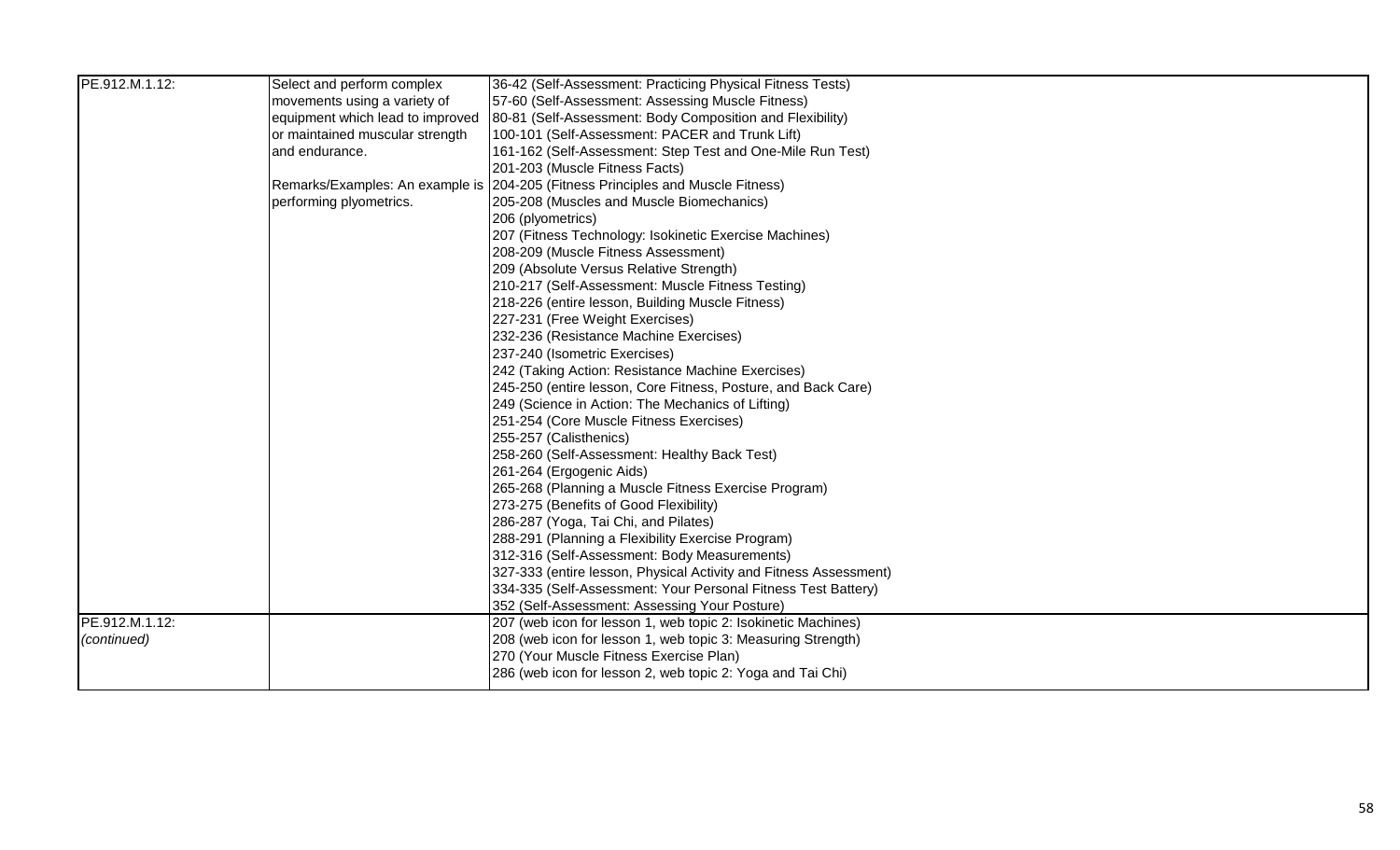| | | |
|---|---|---|
| PE.912.M.1.12: | Select and perform complex movements using a variety of equipment which lead to improved or maintained muscular strength and endurance.<br><br>Remarks/Examples: An example is performing plyometrics. | 36-42 (Self-Assessment: Practicing Physical Fitness Tests)<br>57-60 (Self-Assessment: Assessing Muscle Fitness)<br>80-81 (Self-Assessment: Body Composition and Flexibility)<br>100-101 (Self-Assessment: PACER and Trunk Lift)<br>161-162 (Self-Assessment: Step Test and One-Mile Run Test)<br>201-203 (Muscle Fitness Facts)<br>204-205 (Fitness Principles and Muscle Fitness)<br>205-208 (Muscles and Muscle Biomechanics)<br>206 (plyometrics)<br>207 (Fitness Technology: Isokinetic Exercise Machines)<br>208-209 (Muscle Fitness Assessment)<br>209 (Absolute Versus Relative Strength)<br>210-217 (Self-Assessment: Muscle Fitness Testing)<br>218-226 (entire lesson, Building Muscle Fitness)<br>227-231 (Free Weight Exercises)<br>232-236 (Resistance Machine Exercises)<br>237-240 (Isometric Exercises)<br>242 (Taking Action: Resistance Machine Exercises)<br>245-250 (entire lesson, Core Fitness, Posture, and Back Care)<br>249 (Science in Action: The Mechanics of Lifting)<br>251-254 (Core Muscle Fitness Exercises)<br>255-257 (Calisthenics)<br>258-260 (Self-Assessment: Healthy Back Test)<br>261-264 (Ergogenic Aids)<br>265-268 (Planning a Muscle Fitness Exercise Program)<br>273-275 (Benefits of Good Flexibility)<br>286-287 (Yoga, Tai Chi, and Pilates)<br>288-291 (Planning a Flexibility Exercise Program)<br>312-316 (Self-Assessment: Body Measurements)<br>327-333 (entire lesson, Physical Activity and Fitness Assessment)<br>334-335 (Self-Assessment: Your Personal Fitness Test Battery)<br>352 (Self-Assessment: Assessing Your Posture) |
| PE.912.M.1.12:<br>*(continued)* | | 207 (web icon for lesson 1, web topic 2: Isokinetic Machines)<br>208 (web icon for lesson 1, web topic 3: Measuring Strength)<br>270 (Your Muscle Fitness Exercise Plan)<br>286 (web icon for lesson 2, web topic 2: Yoga and Tai Chi) |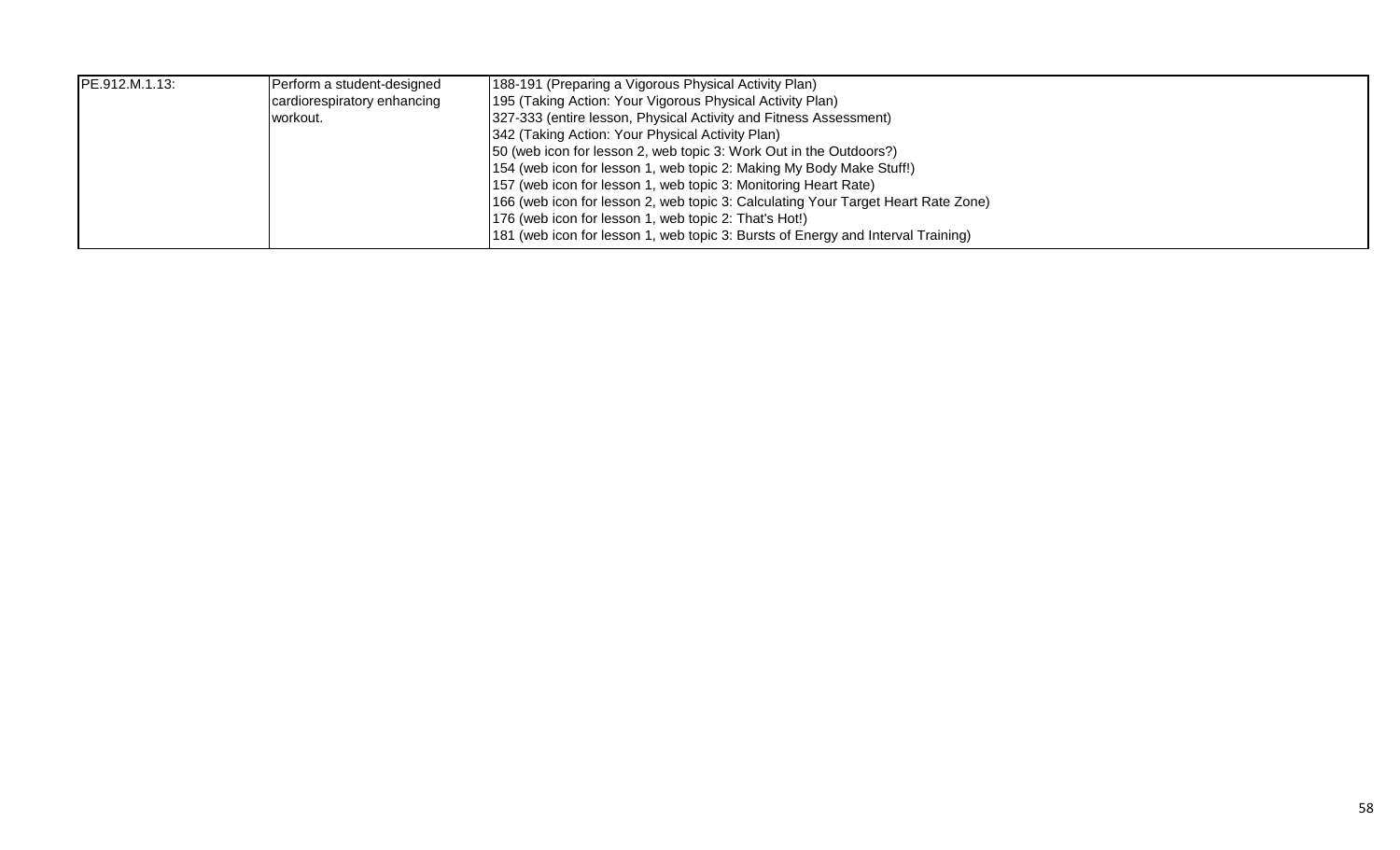| PE.912.M.1.13: | Perform a student-designed cardiorespiratory enhancing workout. | 188-191 (Preparing a Vigorous Physical Activity Plan)<br>195 (Taking Action: Your Vigorous Physical Activity Plan)<br>327-333 (entire lesson, Physical Activity and Fitness Assessment)<br>342 (Taking Action: Your Physical Activity Plan)<br>50 (web icon for lesson 2, web topic 3: Work Out in the Outdoors?)<br>154 (web icon for lesson 1, web topic 2: Making My Body Make Stuff!)<br>157 (web icon for lesson 1, web topic 3: Monitoring Heart Rate)<br>166 (web icon for lesson 2, web topic 3: Calculating Your Target Heart Rate Zone)<br>176 (web icon for lesson 1, web topic 2: That's Hot!)<br>181 (web icon for lesson 1, web topic 3: Bursts of Energy and Interval Training) |
|---|---|---|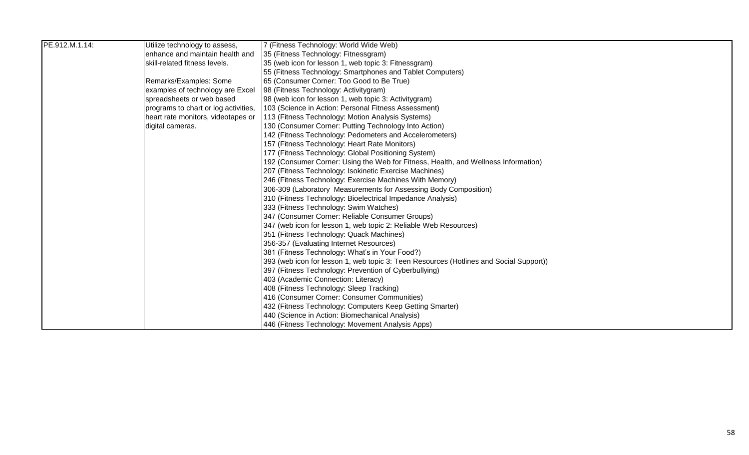| PE.912.M.1.14: | Utilize technology to assess, enhance and maintain health and skill-related fitness levels.<br><br>Remarks/Examples: Some examples of technology are Excel spreadsheets or web based programs to chart or log activities, heart rate monitors, videotapes or digital cameras. | 7 (Fitness Technology: World Wide Web)<br>35 (Fitness Technology: Fitnessgram)<br>35 (web icon for lesson 1, web topic 3: Fitnessgram)<br>55 (Fitness Technology: Smartphones and Tablet Computers)<br>65 (Consumer Corner: Too Good to Be True)<br>98 (Fitness Technology: Activitygram)<br>98 (web icon for lesson 1, web topic 3: Activitygram)<br>103 (Science in Action: Personal Fitness Assessment)<br>113 (Fitness Technology: Motion Analysis Systems)<br>130 (Consumer Corner: Putting Technology Into Action)<br>142 (Fitness Technology: Pedometers and Accelerometers)<br>157 (Fitness Technology: Heart Rate Monitors)<br>177 (Fitness Technology: Global Positioning System)<br>192 (Consumer Corner: Using the Web for Fitness, Health, and Wellness Information)<br>207 (Fitness Technology: Isokinetic Exercise Machines)<br>246 (Fitness Technology: Exercise Machines With Memory)<br>306-309 (Laboratory Measurements for Assessing Body Composition)<br>310 (Fitness Technology: Bioelectrical Impedance Analysis)<br>333 (Fitness Technology: Swim Watches)<br>347 (Consumer Corner: Reliable Consumer Groups)<br>347 (web icon for lesson 1, web topic 2: Reliable Web Resources)<br>351 (Fitness Technology: Quack Machines)<br>356-357 (Evaluating Internet Resources)<br>381 (Fitness Technology: What's in Your Food?)<br>393 (web icon for lesson 1, web topic 3: Teen Resources (Hotlines and Social Support))<br>397 (Fitness Technology: Prevention of Cyberbullying)<br>403 (Academic Connection: Literacy)<br>408 (Fitness Technology: Sleep Tracking)<br>416 (Consumer Corner: Consumer Communities)<br>432 (Fitness Technology: Computers Keep Getting Smarter)<br>440 (Science in Action: Biomechanical Analysis)<br>446 (Fitness Technology: Movement Analysis Apps) |
|---|---|---|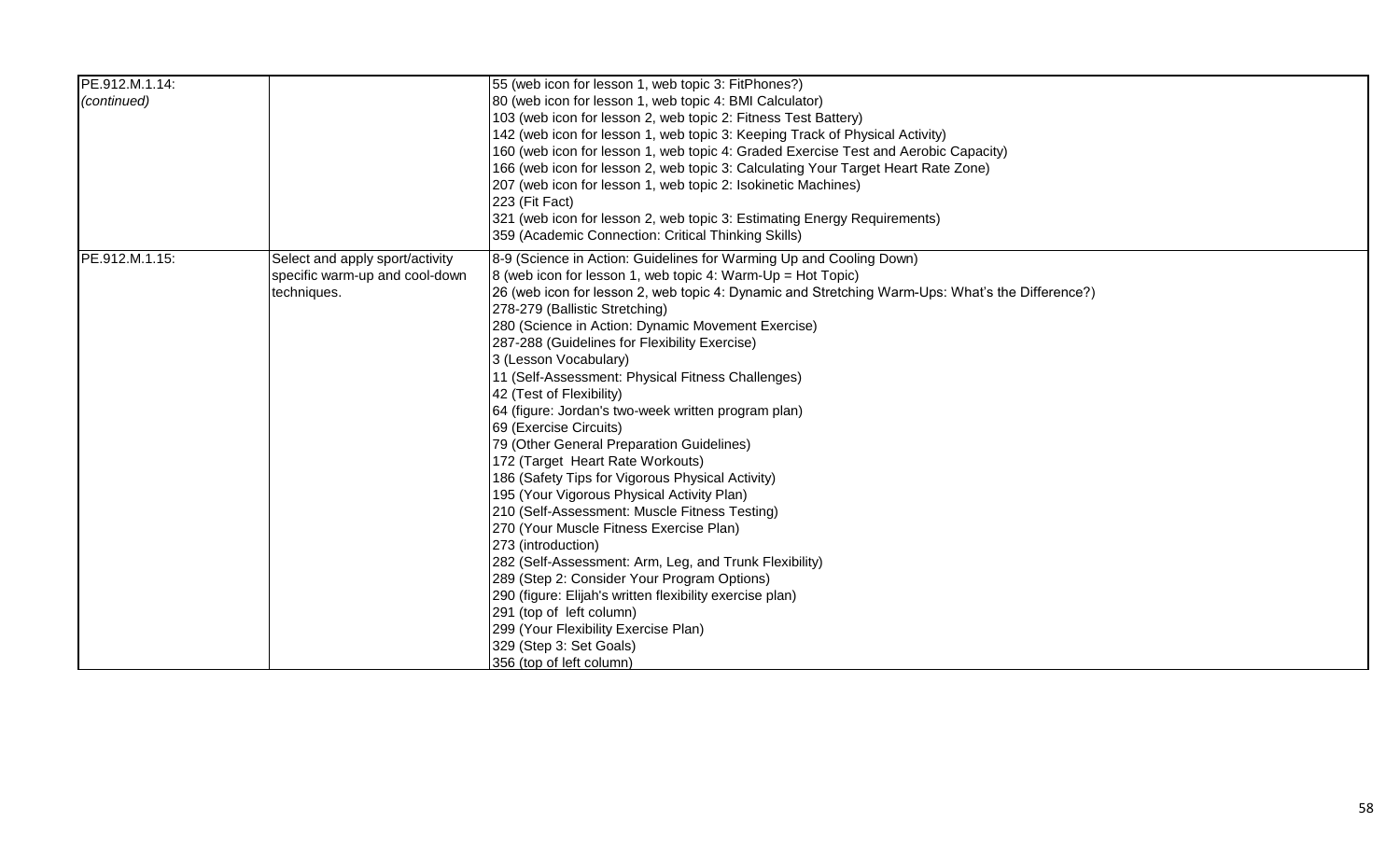| | | |
|---|---|---|
| PE.912.M.1.14: *(continued)* | | 55 (web icon for lesson 1, web topic 3: FitPhones?)<br>80 (web icon for lesson 1, web topic 4: BMI Calculator)<br>103 (web icon for lesson 2, web topic 2: Fitness Test Battery)<br>142 (web icon for lesson 1, web topic 3: Keeping Track of Physical Activity)<br>160 (web icon for lesson 1, web topic 4: Graded Exercise Test and Aerobic Capacity)<br>166 (web icon for lesson 2, web topic 3: Calculating Your Target Heart Rate Zone)<br>207 (web icon for lesson 1, web topic 2: Isokinetic Machines)<br>223 (Fit Fact)<br>321 (web icon for lesson 2, web topic 3: Estimating Energy Requirements)<br>359 (Academic Connection: Critical Thinking Skills) |
| PE.912.M.1.15: | Select and apply sport/activity specific warm-up and cool-down techniques. | 8-9 (Science in Action: Guidelines for Warming Up and Cooling Down)<br>8 (web icon for lesson 1, web topic 4: Warm-Up = Hot Topic)<br>26 (web icon for lesson 2, web topic 4: Dynamic and Stretching Warm-Ups: What's the Difference?)<br>278-279 (Ballistic Stretching)<br>280 (Science in Action: Dynamic Movement Exercise)<br>287-288 (Guidelines for Flexibility Exercise)<br>3 (Lesson Vocabulary)<br>11 (Self-Assessment: Physical Fitness Challenges)<br>42 (Test of Flexibility)<br>64 (figure: Jordan's two-week written program plan)<br>69 (Exercise Circuits)<br>79 (Other General Preparation Guidelines)<br>172 (Target Heart Rate Workouts)<br>186 (Safety Tips for Vigorous Physical Activity)<br>195 (Your Vigorous Physical Activity Plan)<br>210 (Self-Assessment: Muscle Fitness Testing)<br>270 (Your Muscle Fitness Exercise Plan)<br>273 (introduction)<br>282 (Self-Assessment: Arm, Leg, and Trunk Flexibility)<br>289 (Step 2: Consider Your Program Options)<br>290 (figure: Elijah's written flexibility exercise plan)<br>291 (top of left column)<br>299 (Your Flexibility Exercise Plan)<br>329 (Step 3: Set Goals)<br>356 (top of left column) |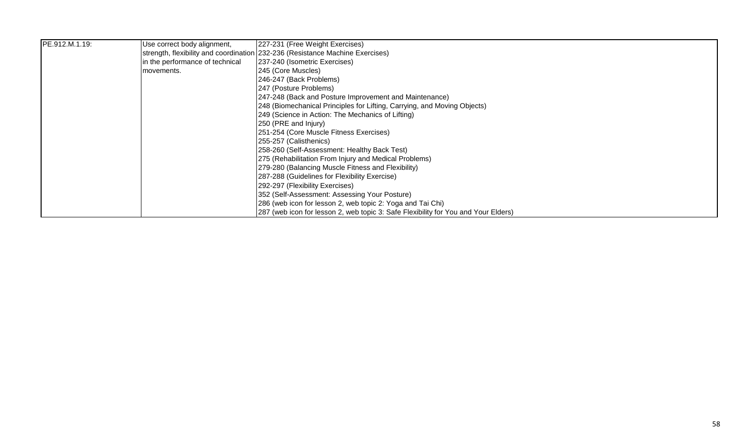| PE.912.M.1.19: | Use correct body alignment, strength, flexibility and coordination in the performance of technical movements. | 227-231 (Free Weight Exercises)<br>232-236 (Resistance Machine Exercises)<br>237-240 (Isometric Exercises)<br>245 (Core Muscles)<br>246-247 (Back Problems)<br>247 (Posture Problems)<br>247-248 (Back and Posture Improvement and Maintenance)<br>248 (Biomechanical Principles for Lifting, Carrying, and Moving Objects)<br>249 (Science in Action: The Mechanics of Lifting)<br>250 (PRE and Injury)<br>251-254 (Core Muscle Fitness Exercises)<br>255-257 (Calisthenics)<br>258-260 (Self-Assessment: Healthy Back Test)<br>275 (Rehabilitation From Injury and Medical Problems)<br>279-280 (Balancing Muscle Fitness and Flexibility)<br>287-288 (Guidelines for Flexibility Exercise)<br>292-297 (Flexibility Exercises)<br>352 (Self-Assessment: Assessing Your Posture)<br>286 (web icon for lesson 2, web topic 2: Yoga and Tai Chi)<br>287 (web icon for lesson 2, web topic 3: Safe Flexibility for You and Your Elders) |
|---|---|---|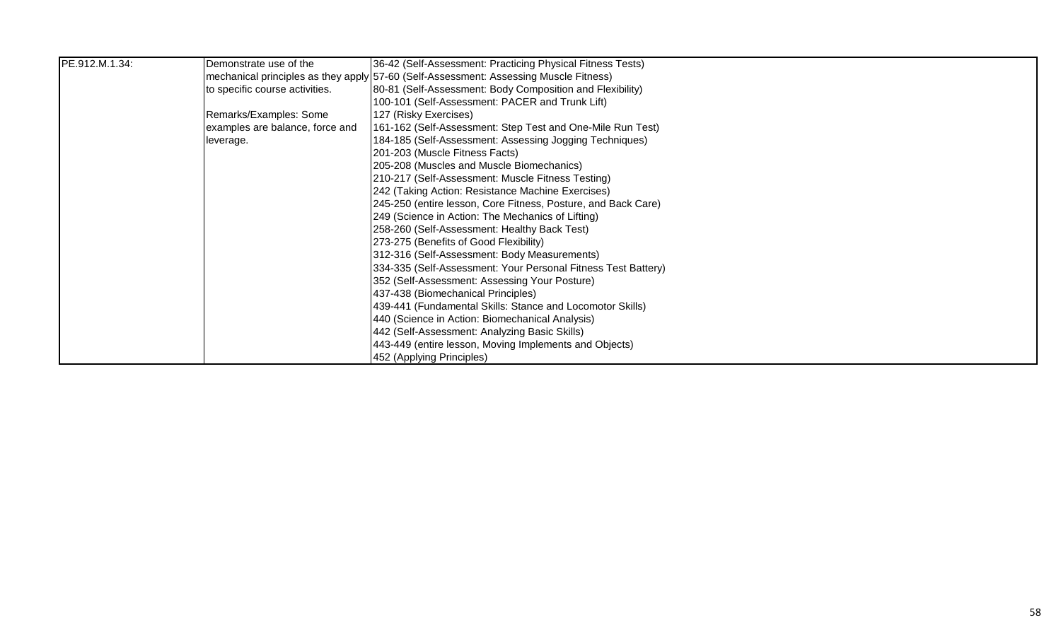| | | |
|---|---|---|
| PE.912.M.1.34: | Demonstrate use of the mechanical principles as they apply to specific course activities.<br><br>Remarks/Examples: Some examples are balance, force and leverage. | 36-42 (Self-Assessment: Practicing Physical Fitness Tests)<br>57-60 (Self-Assessment: Assessing Muscle Fitness)<br>80-81 (Self-Assessment: Body Composition and Flexibility)<br>100-101 (Self-Assessment: PACER and Trunk Lift)<br>127 (Risky Exercises)<br>161-162 (Self-Assessment: Step Test and One-Mile Run Test)<br>184-185 (Self-Assessment: Assessing Jogging Techniques)<br>201-203 (Muscle Fitness Facts)<br>205-208 (Muscles and Muscle Biomechanics)<br>210-217 (Self-Assessment: Muscle Fitness Testing)<br>242 (Taking Action: Resistance Machine Exercises)<br>245-250 (entire lesson, Core Fitness, Posture, and Back Care)<br>249 (Science in Action: The Mechanics of Lifting)<br>258-260 (Self-Assessment: Healthy Back Test)<br>273-275 (Benefits of Good Flexibility)<br>312-316 (Self-Assessment: Body Measurements)<br>334-335 (Self-Assessment: Your Personal Fitness Test Battery)<br>352 (Self-Assessment: Assessing Your Posture)<br>437-438 (Biomechanical Principles)<br>439-441 (Fundamental Skills: Stance and Locomotor Skills)<br>440 (Science in Action: Biomechanical Analysis)<br>442 (Self-Assessment: Analyzing Basic Skills)<br>443-449 (entire lesson, Moving Implements and Objects)<br>452 (Applying Principles) |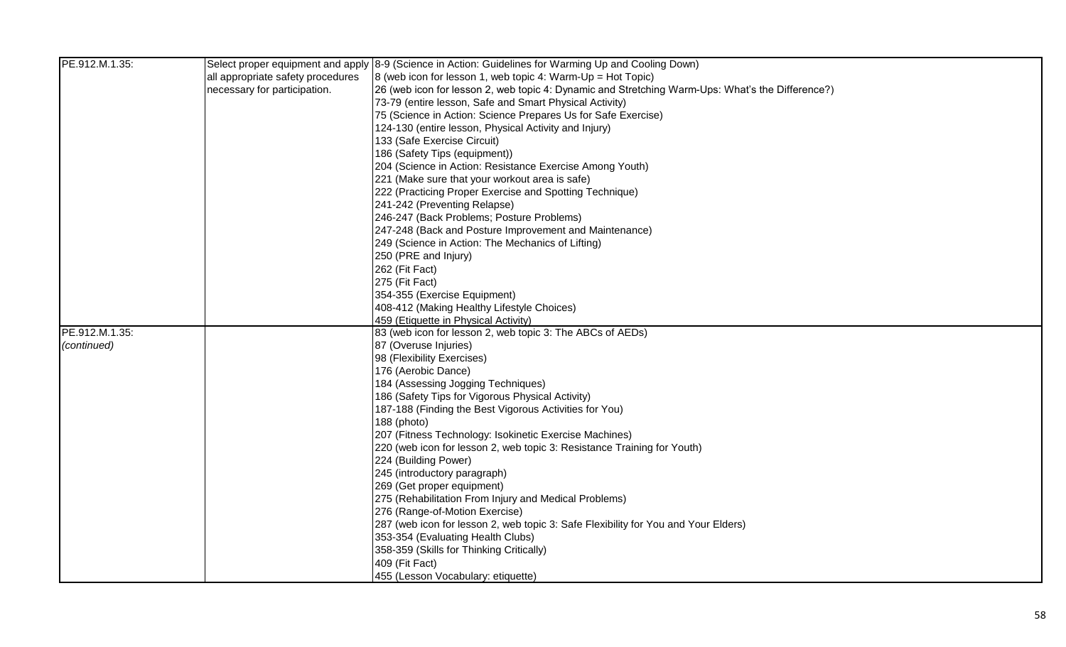| | | |
|---|---|---|
| PE.912.M.1.35: | Select proper equipment and apply all appropriate safety procedures necessary for participation. | 8-9 (Science in Action: Guidelines for Warming Up and Cooling Down)<br>8 (web icon for lesson 1, web topic 4: Warm-Up = Hot Topic)<br>26 (web icon for lesson 2, web topic 4: Dynamic and Stretching Warm-Ups: What's the Difference?)<br>73-79 (entire lesson, Safe and Smart Physical Activity)<br>75 (Science in Action: Science Prepares Us for Safe Exercise)<br>124-130 (entire lesson, Physical Activity and Injury)<br>133 (Safe Exercise Circuit)<br>186 (Safety Tips (equipment))<br>204 (Science in Action: Resistance Exercise Among Youth)<br>221 (Make sure that your workout area is safe)<br>222 (Practicing Proper Exercise and Spotting Technique)<br>241-242 (Preventing Relapse)<br>246-247 (Back Problems; Posture Problems)<br>247-248 (Back and Posture Improvement and Maintenance)<br>249 (Science in Action: The Mechanics of Lifting)<br>250 (PRE and Injury)<br>262 (Fit Fact)<br>275 (Fit Fact)<br>354-355 (Exercise Equipment)<br>408-412 (Making Healthy Lifestyle Choices)<br>459 (Etiquette in Physical Activity) |
| PE.912.M.1.35: *(continued)* | | 83 (web icon for lesson 2, web topic 3: The ABCs of AEDs)<br>87 (Overuse Injuries)<br>98 (Flexibility Exercises)<br>176 (Aerobic Dance)<br>184 (Assessing Jogging Techniques)<br>186 (Safety Tips for Vigorous Physical Activity)<br>187-188 (Finding the Best Vigorous Activities for You)<br>188 (photo)<br>207 (Fitness Technology: Isokinetic Exercise Machines)<br>220 (web icon for lesson 2, web topic 3: Resistance Training for Youth)<br>224 (Building Power)<br>245 (introductory paragraph)<br>269 (Get proper equipment)<br>275 (Rehabilitation From Injury and Medical Problems)<br>276 (Range-of-Motion Exercise)<br>287 (web icon for lesson 2, web topic 3: Safe Flexibility for You and Your Elders)<br>353-354 (Evaluating Health Clubs)<br>358-359 (Skills for Thinking Critically)<br>409 (Fit Fact)<br>455 (Lesson Vocabulary: etiquette) |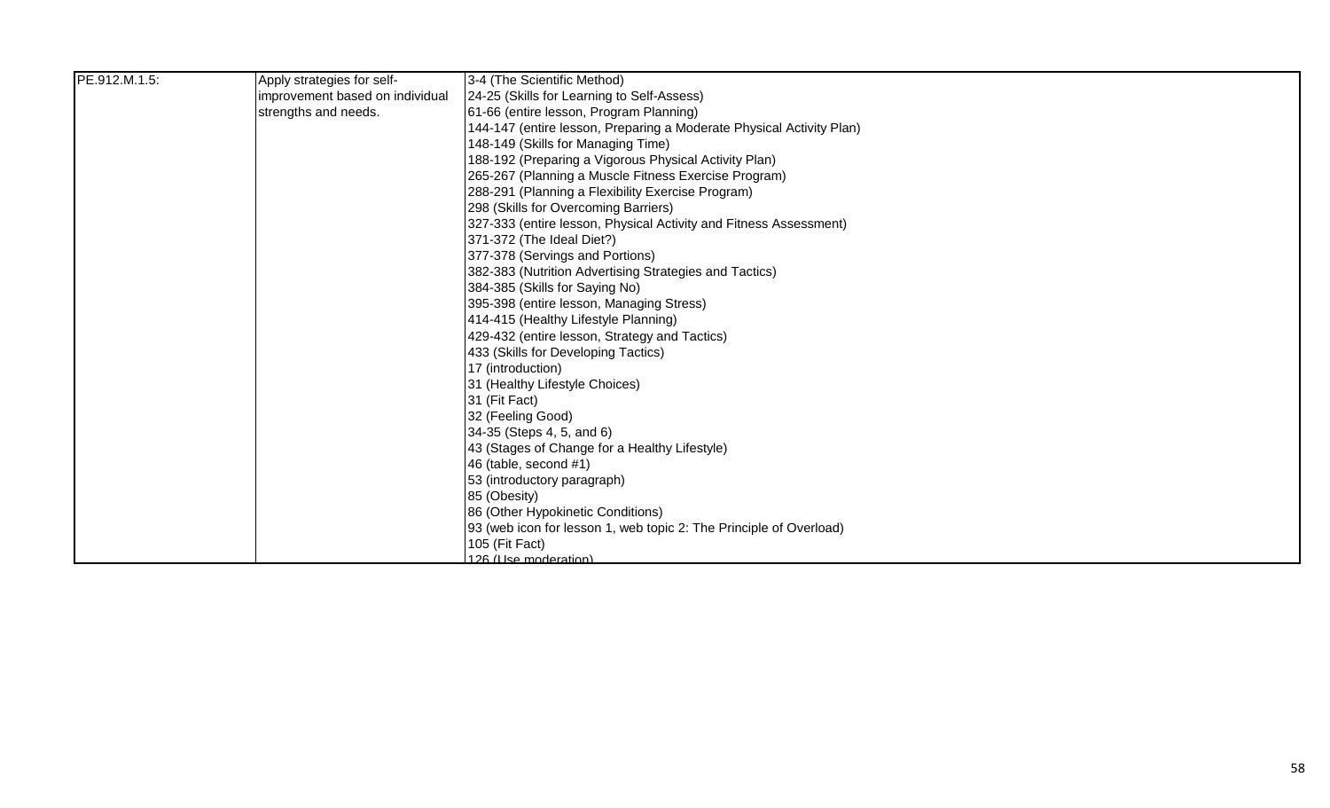| PE.912.M.1.5: | Apply strategies for self-improvement based on individual strengths and needs. | 3-4 (The Scientific Method)<br>24-25 (Skills for Learning to Self-Assess)<br>61-66 (entire lesson, Program Planning)<br>144-147 (entire lesson, Preparing a Moderate Physical Activity Plan)<br>148-149 (Skills for Managing Time)<br>188-192 (Preparing a Vigorous Physical Activity Plan)<br>265-267 (Planning a Muscle Fitness Exercise Program)<br>288-291 (Planning a Flexibility Exercise Program)<br>298 (Skills for Overcoming Barriers)<br>327-333 (entire lesson, Physical Activity and Fitness Assessment)<br>371-372 (The Ideal Diet?)<br>377-378 (Servings and Portions)<br>382-383 (Nutrition Advertising Strategies and Tactics)<br>384-385 (Skills for Saying No)<br>395-398 (entire lesson, Managing Stress)<br>414-415 (Healthy Lifestyle Planning)<br>429-432 (entire lesson, Strategy and Tactics)<br>433 (Skills for Developing Tactics)<br>17 (introduction)<br>31 (Healthy Lifestyle Choices)<br>31 (Fit Fact)<br>32 (Feeling Good)<br>34-35 (Steps 4, 5, and 6)<br>43 (Stages of Change for a Healthy Lifestyle)<br>46 (table, second #1)<br>53 (introductory paragraph)<br>85 (Obesity)<br>86 (Other Hypokinetic Conditions)<br>93 (web icon for lesson 1, web topic 2: The Principle of Overload)<br>105 (Fit Fact)<br>126 (Use moderation) |
|---|---|---|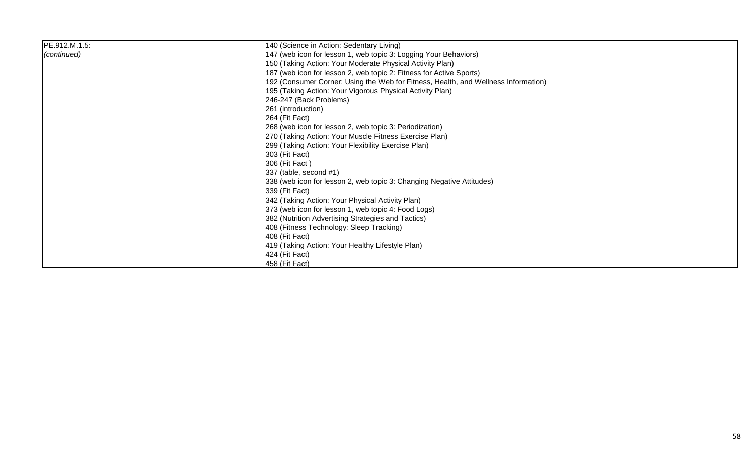| | | |
|---|---|---|
| PE.912.M.1.5:<br>*(continued)* | | 140 (Science in Action: Sedentary Living)<br>147 (web icon for lesson 1, web topic 3: Logging Your Behaviors)<br>150 (Taking Action: Your Moderate Physical Activity Plan)<br>187 (web icon for lesson 2, web topic 2: Fitness for Active Sports)<br>192 (Consumer Corner: Using the Web for Fitness, Health, and Wellness Information)<br>195 (Taking Action: Your Vigorous Physical Activity Plan)<br>246-247 (Back Problems)<br>261 (introduction)<br>264 (Fit Fact)<br>268 (web icon for lesson 2, web topic 3: Periodization)<br>270 (Taking Action: Your Muscle Fitness Exercise Plan)<br>299 (Taking Action: Your Flexibility Exercise Plan)<br>303 (Fit Fact)<br>306 (Fit Fact )<br>337 (table, second #1)<br>338 (web icon for lesson 2, web topic 3: Changing Negative Attitudes)<br>339 (Fit Fact)<br>342 (Taking Action: Your Physical Activity Plan)<br>373 (web icon for lesson 1, web topic 4: Food Logs)<br>382 (Nutrition Advertising Strategies and Tactics)<br>408 (Fitness Technology: Sleep Tracking)<br>408 (Fit Fact)<br>419 (Taking Action: Your Healthy Lifestyle Plan)<br>424 (Fit Fact)<br>458 (Fit Fact) |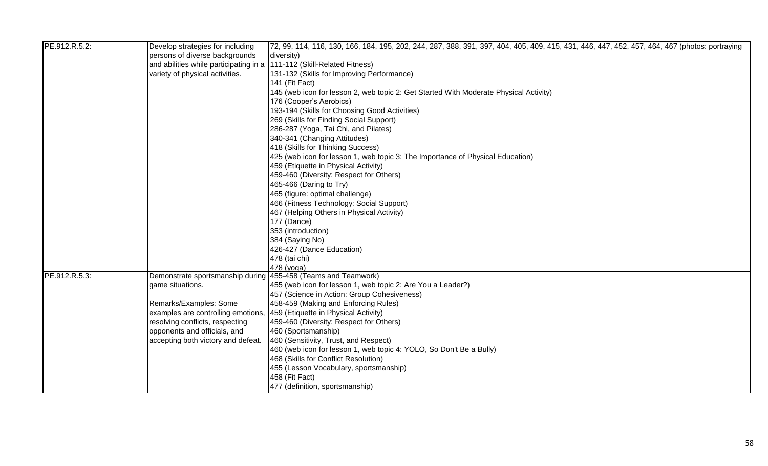| | | |
|---|---|---|
| PE.912.R.5.2: | Develop strategies for including persons of diverse backgrounds and abilities while participating in a variety of physical activities. | 72, 99, 114, 116, 130, 166, 184, 195, 202, 244, 287, 388, 391, 397, 404, 405, 409, 415, 431, 446, 447, 452, 457, 464, 467 (photos: portraying diversity)<br>111-112 (Skill-Related Fitness)<br>131-132 (Skills for Improving Performance)<br>141 (Fit Fact)<br>145 (web icon for lesson 2, web topic 2: Get Started With Moderate Physical Activity)<br>176 (Cooper's Aerobics)<br>193-194 (Skills for Choosing Good Activities)<br>269 (Skills for Finding Social Support)<br>286-287 (Yoga, Tai Chi, and Pilates)<br>340-341 (Changing Attitudes)<br>418 (Skills for Thinking Success)<br>425 (web icon for lesson 1, web topic 3: The Importance of Physical Education)<br>459 (Etiquette in Physical Activity)<br>459-460 (Diversity: Respect for Others)<br>465-466 (Daring to Try)<br>465 (figure: optimal challenge)<br>466 (Fitness Technology: Social Support)<br>467 (Helping Others in Physical Activity)<br>177 (Dance)<br>353 (introduction)<br>384 (Saying No)<br>426-427 (Dance Education)<br>478 (tai chi)<br>478 (yoga) |
| PE.912.R.5.3: | Demonstrate sportsmanship during game situations.<br><br>Remarks/Examples: Some examples are controlling emotions, resolving conflicts, respecting opponents and officials, and accepting both victory and defeat. | 455-458 (Teams and Teamwork)<br>455 (web icon for lesson 1, web topic 2: Are You a Leader?)<br>457 (Science in Action: Group Cohesiveness)<br>458-459 (Making and Enforcing Rules)<br>459 (Etiquette in Physical Activity)<br>459-460 (Diversity: Respect for Others)<br>460 (Sportsmanship)<br>460 (Sensitivity, Trust, and Respect)<br>460 (web icon for lesson 1, web topic 4: YOLO, So Don't Be a Bully)<br>468 (Skills for Conflict Resolution)<br>455 (Lesson Vocabulary, sportsmanship)<br>458 (Fit Fact)<br>477 (definition, sportsmanship) |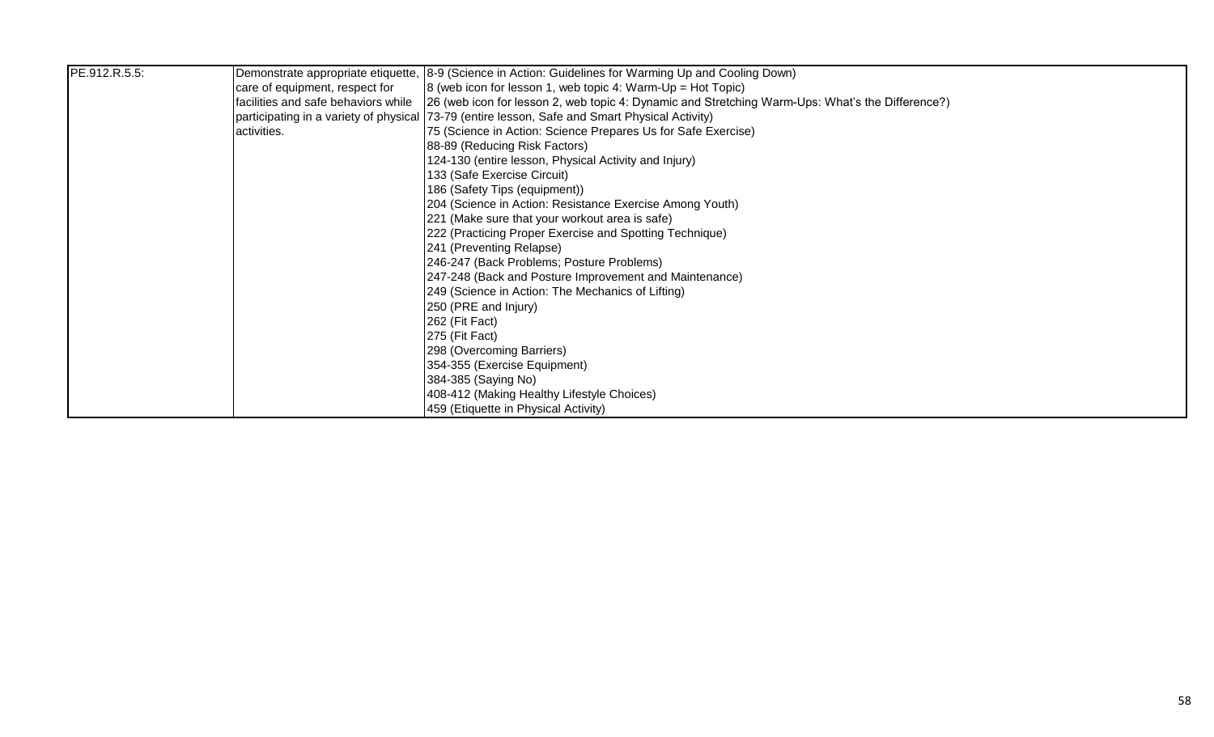| PE.912.R.5.5: | Demonstrate appropriate etiquette, care of equipment, respect for facilities and safe behaviors while participating in a variety of physical activities. | 8-9 (Science in Action: Guidelines for Warming Up and Cooling Down)<br>8 (web icon for lesson 1, web topic 4: Warm-Up = Hot Topic)<br>26 (web icon for lesson 2, web topic 4: Dynamic and Stretching Warm-Ups: What's the Difference?)<br>73-79 (entire lesson, Safe and Smart Physical Activity)<br>75 (Science in Action: Science Prepares Us for Safe Exercise)<br>88-89 (Reducing Risk Factors)<br>124-130 (entire lesson, Physical Activity and Injury)<br>133 (Safe Exercise Circuit)<br>186 (Safety Tips (equipment))<br>204 (Science in Action: Resistance Exercise Among Youth)<br>221 (Make sure that your workout area is safe)<br>222 (Practicing Proper Exercise and Spotting Technique)<br>241 (Preventing Relapse)<br>246-247 (Back Problems; Posture Problems)<br>247-248 (Back and Posture Improvement and Maintenance)<br>249 (Science in Action: The Mechanics of Lifting)<br>250 (PRE and Injury)<br>262 (Fit Fact)<br>275 (Fit Fact)<br>298 (Overcoming Barriers)<br>354-355 (Exercise Equipment)<br>384-385 (Saying No)<br>408-412 (Making Healthy Lifestyle Choices)<br>459 (Etiquette in Physical Activity) |
|---|---|---|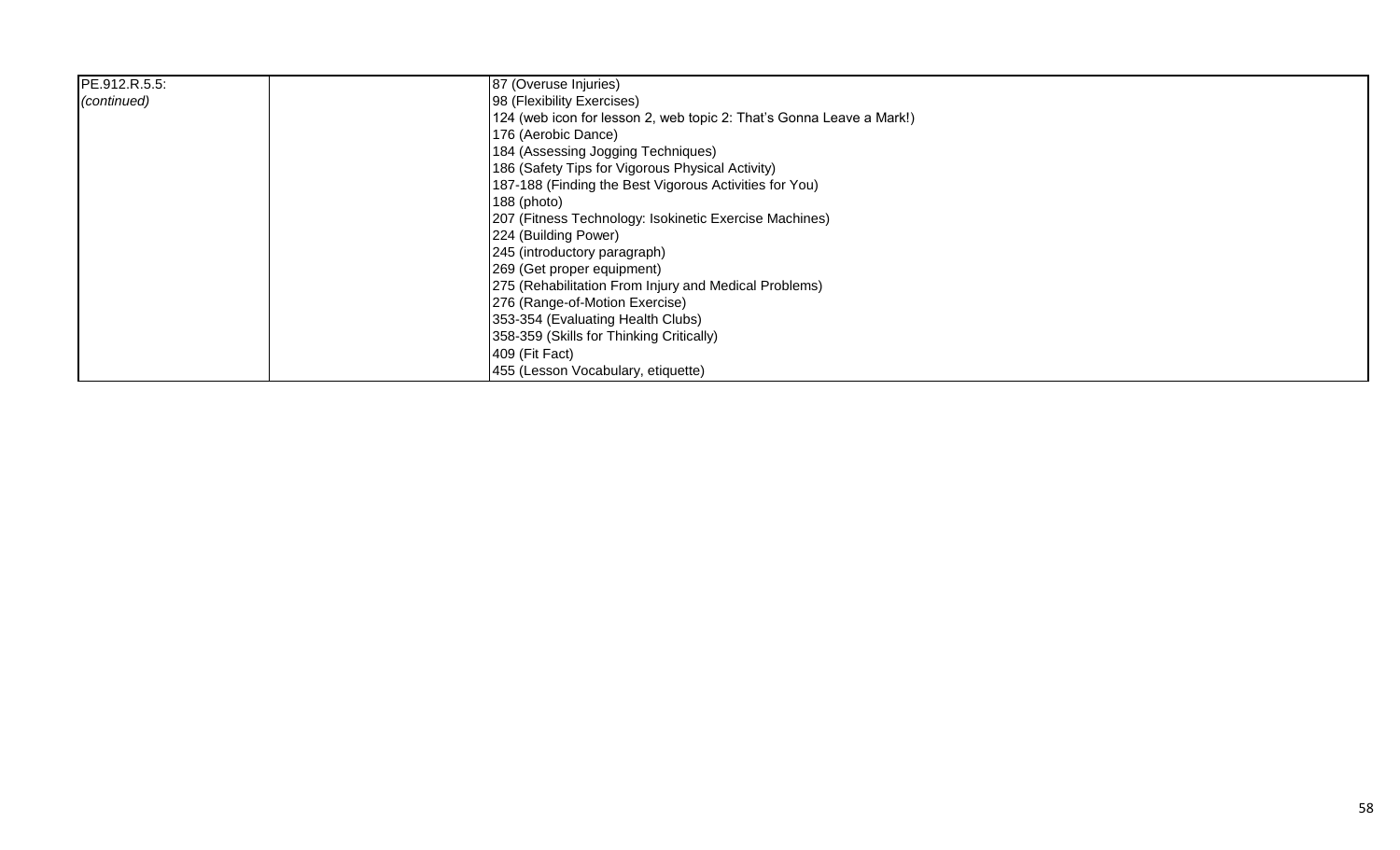| | | |
|---|---|---|
| PE.912.R.5.5:<br>*(continued)* | | 87 (Overuse Injuries)<br>98 (Flexibility Exercises)<br>124 (web icon for lesson 2, web topic 2: That's Gonna Leave a Mark!)<br>176 (Aerobic Dance)<br>184 (Assessing Jogging Techniques)<br>186 (Safety Tips for Vigorous Physical Activity)<br>187-188 (Finding the Best Vigorous Activities for You)<br>188 (photo)<br>207 (Fitness Technology: Isokinetic Exercise Machines)<br>224 (Building Power)<br>245 (introductory paragraph)<br>269 (Get proper equipment)<br>275 (Rehabilitation From Injury and Medical Problems)<br>276 (Range-of-Motion Exercise)<br>353-354 (Evaluating Health Clubs)<br>358-359 (Skills for Thinking Critically)<br>409 (Fit Fact)<br>455 (Lesson Vocabulary, etiquette) |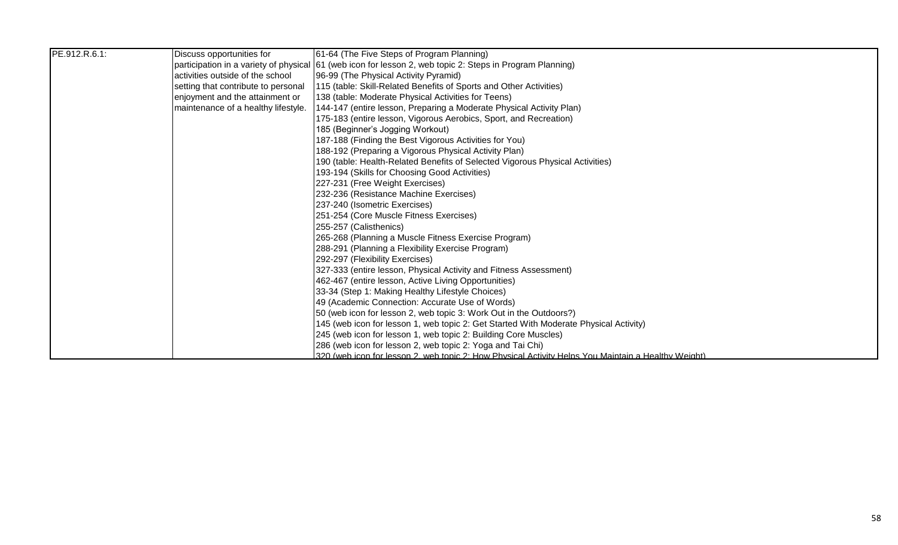| | | |
|---|---|---|
| PE.912.R.6.1: | Discuss opportunities for participation in a variety of physical activities outside of the school setting that contribute to personal enjoyment and the attainment or maintenance of a healthy lifestyle. | 61-64 (The Five Steps of Program Planning)<br>61 (web icon for lesson 2, web topic 2: Steps in Program Planning)<br>96-99 (The Physical Activity Pyramid)<br>115 (table: Skill-Related Benefits of Sports and Other Activities)<br>138 (table: Moderate Physical Activities for Teens)<br>144-147 (entire lesson, Preparing a Moderate Physical Activity Plan)<br>175-183 (entire lesson, Vigorous Aerobics, Sport, and Recreation)<br>185 (Beginner's Jogging Workout)<br>187-188 (Finding the Best Vigorous Activities for You)<br>188-192 (Preparing a Vigorous Physical Activity Plan)<br>190 (table: Health-Related Benefits of Selected Vigorous Physical Activities)<br>193-194 (Skills for Choosing Good Activities)<br>227-231 (Free Weight Exercises)<br>232-236 (Resistance Machine Exercises)<br>237-240 (Isometric Exercises)<br>251-254 (Core Muscle Fitness Exercises)<br>255-257 (Calisthenics)<br>265-268 (Planning a Muscle Fitness Exercise Program)<br>288-291 (Planning a Flexibility Exercise Program)<br>292-297 (Flexibility Exercises)<br>327-333 (entire lesson, Physical Activity and Fitness Assessment)<br>462-467 (entire lesson, Active Living Opportunities)<br>33-34 (Step 1: Making Healthy Lifestyle Choices)<br>49 (Academic Connection: Accurate Use of Words)<br>50 (web icon for lesson 2, web topic 3: Work Out in the Outdoors?)<br>145 (web icon for lesson 1, web topic 2: Get Started With Moderate Physical Activity)<br>245 (web icon for lesson 1, web topic 2: Building Core Muscles)<br>286 (web icon for lesson 2, web topic 2: Yoga and Tai Chi)<br>320 (web icon for lesson 2, web topic 2: How Physical Activity Helps You Maintain a Healthy Weight) |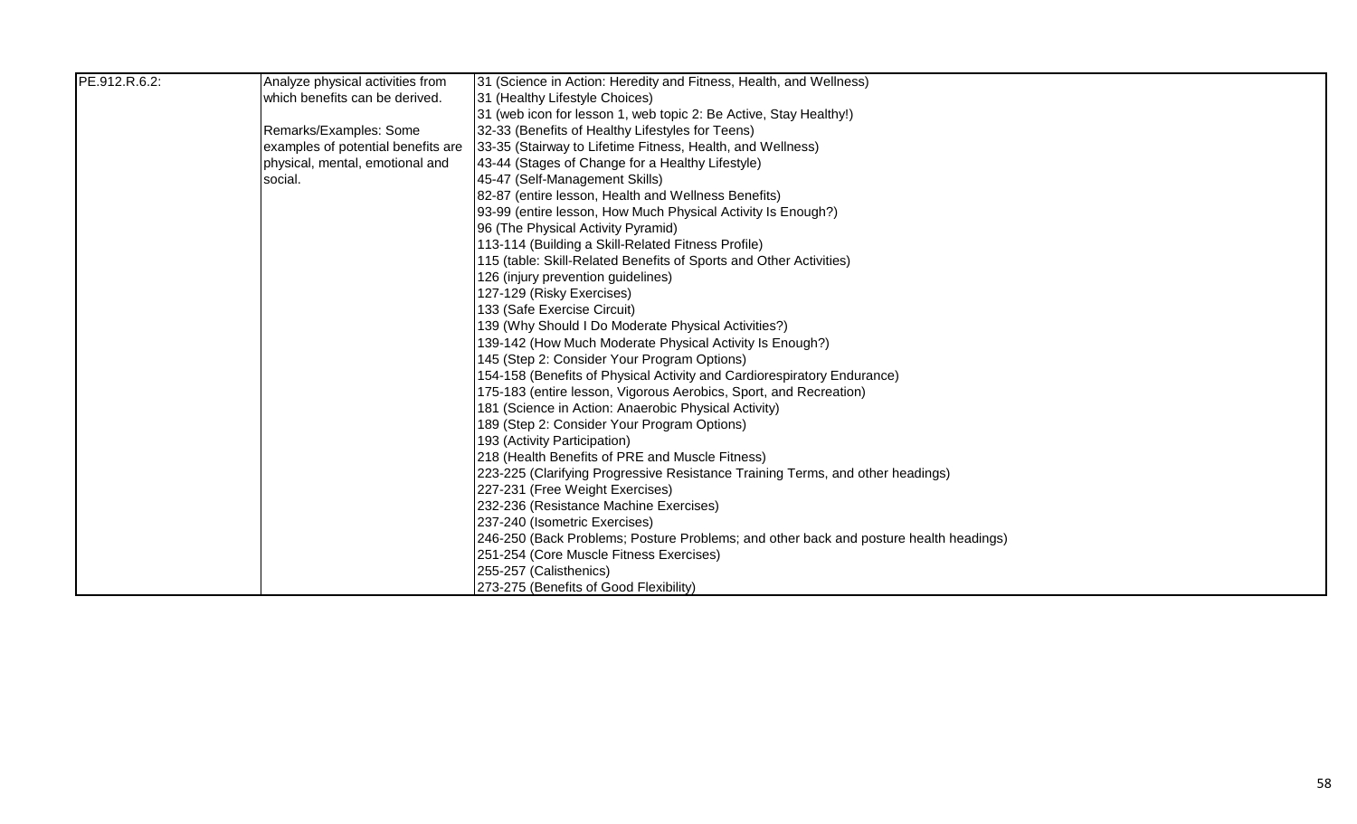| PE.912.R.6.2: | Analyze physical activities from which benefits can be derived.<br><br>Remarks/Examples: Some examples of potential benefits are physical, mental, emotional and social. | 31 (Science in Action: Heredity and Fitness, Health, and Wellness)<br>31 (Healthy Lifestyle Choices)<br>31 (web icon for lesson 1, web topic 2: Be Active, Stay Healthy!)<br>32-33 (Benefits of Healthy Lifestyles for Teens)<br>33-35 (Stairway to Lifetime Fitness, Health, and Wellness)<br>43-44 (Stages of Change for a Healthy Lifestyle)<br>45-47 (Self-Management Skills)<br>82-87 (entire lesson, Health and Wellness Benefits)<br>93-99 (entire lesson, How Much Physical Activity Is Enough?)<br>96 (The Physical Activity Pyramid)<br>113-114 (Building a Skill-Related Fitness Profile)<br>115 (table: Skill-Related Benefits of Sports and Other Activities)<br>126 (injury prevention guidelines)<br>127-129 (Risky Exercises)<br>133 (Safe Exercise Circuit)<br>139 (Why Should I Do Moderate Physical Activities?)<br>139-142 (How Much Moderate Physical Activity Is Enough?)<br>145 (Step 2: Consider Your Program Options)<br>154-158 (Benefits of Physical Activity and Cardiorespiratory Endurance)<br>175-183 (entire lesson, Vigorous Aerobics, Sport, and Recreation)<br>181 (Science in Action: Anaerobic Physical Activity)<br>189 (Step 2: Consider Your Program Options)<br>193 (Activity Participation)<br>218 (Health Benefits of PRE and Muscle Fitness)<br>223-225 (Clarifying Progressive Resistance Training Terms, and other headings)<br>227-231 (Free Weight Exercises)<br>232-236 (Resistance Machine Exercises)<br>237-240 (Isometric Exercises)<br>246-250 (Back Problems; Posture Problems; and other back and posture health headings)<br>251-254 (Core Muscle Fitness Exercises)<br>255-257 (Calisthenics)<br>273-275 (Benefits of Good Flexibility) |
|---|---|---|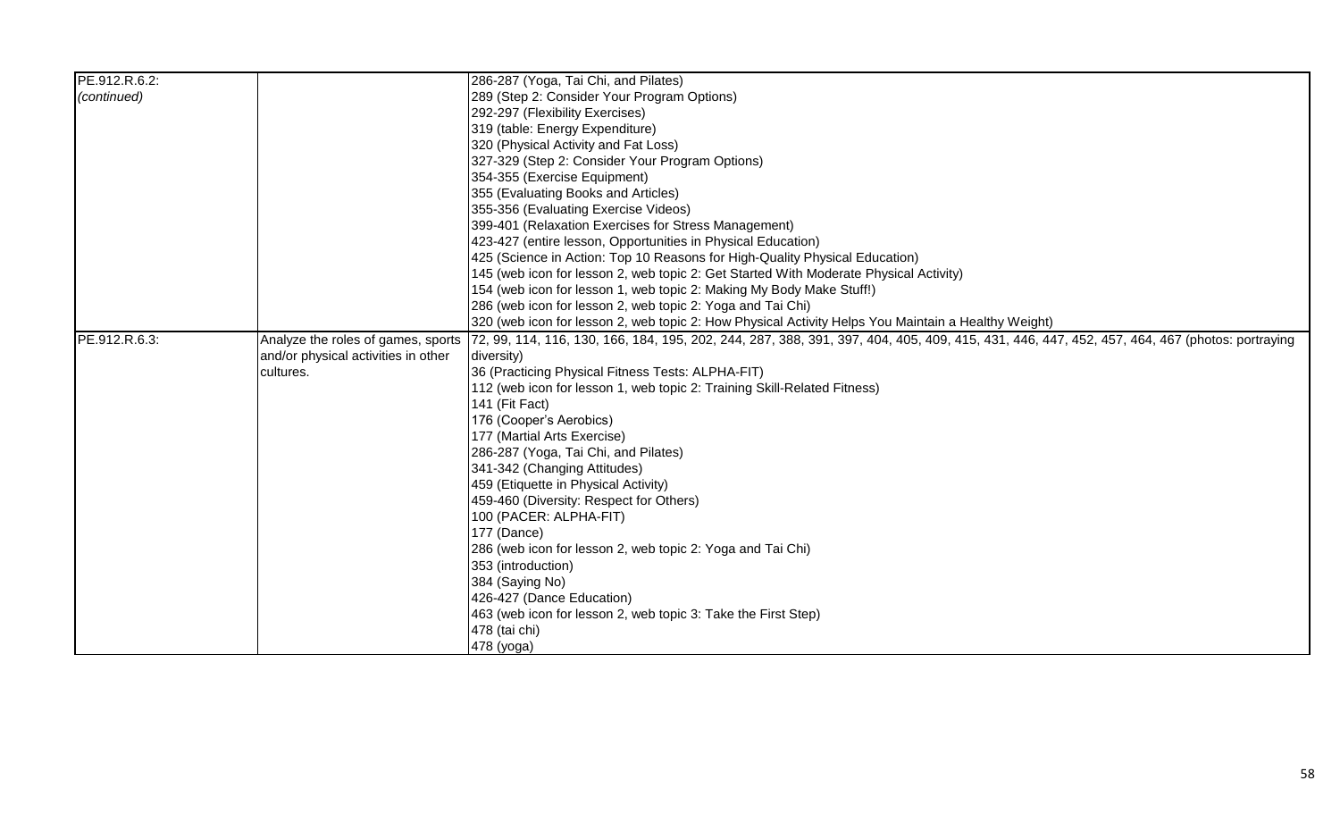| | | |
|---|---|---|
| PE.912.R.6.2: *(continued)* | | 286-287 (Yoga, Tai Chi, and Pilates)<br>289 (Step 2: Consider Your Program Options)<br>292-297 (Flexibility Exercises)<br>319 (table: Energy Expenditure)<br>320 (Physical Activity and Fat Loss)<br>327-329 (Step 2: Consider Your Program Options)<br>354-355 (Exercise Equipment)<br>355 (Evaluating Books and Articles)<br>355-356 (Evaluating Exercise Videos)<br>399-401 (Relaxation Exercises for Stress Management)<br>423-427 (entire lesson, Opportunities in Physical Education)<br>425 (Science in Action: Top 10 Reasons for High-Quality Physical Education)<br>145 (web icon for lesson 2, web topic 2: Get Started With Moderate Physical Activity)<br>154 (web icon for lesson 1, web topic 2: Making My Body Make Stuff!)<br>286 (web icon for lesson 2, web topic 2: Yoga and Tai Chi)<br>320 (web icon for lesson 2, web topic 2: How Physical Activity Helps You Maintain a Healthy Weight) |
| PE.912.R.6.3: | Analyze the roles of games, sports and/or physical activities in other cultures. | 72, 99, 114, 116, 130, 166, 184, 195, 202, 244, 287, 388, 391, 397, 404, 405, 409, 415, 431, 446, 447, 452, 457, 464, 467 (photos: portraying diversity)<br>36 (Practicing Physical Fitness Tests: ALPHA-FIT)<br>112 (web icon for lesson 1, web topic 2: Training Skill-Related Fitness)<br>141 (Fit Fact)<br>176 (Cooper's Aerobics)<br>177 (Martial Arts Exercise)<br>286-287 (Yoga, Tai Chi, and Pilates)<br>341-342 (Changing Attitudes)<br>459 (Etiquette in Physical Activity)<br>459-460 (Diversity: Respect for Others)<br>100 (PACER: ALPHA-FIT)<br>177 (Dance)<br>286 (web icon for lesson 2, web topic 2: Yoga and Tai Chi)<br>353 (introduction)<br>384 (Saying No)<br>426-427 (Dance Education)<br>463 (web icon for lesson 2, web topic 3: Take the First Step)<br>478 (tai chi)<br>478 (yoga) |